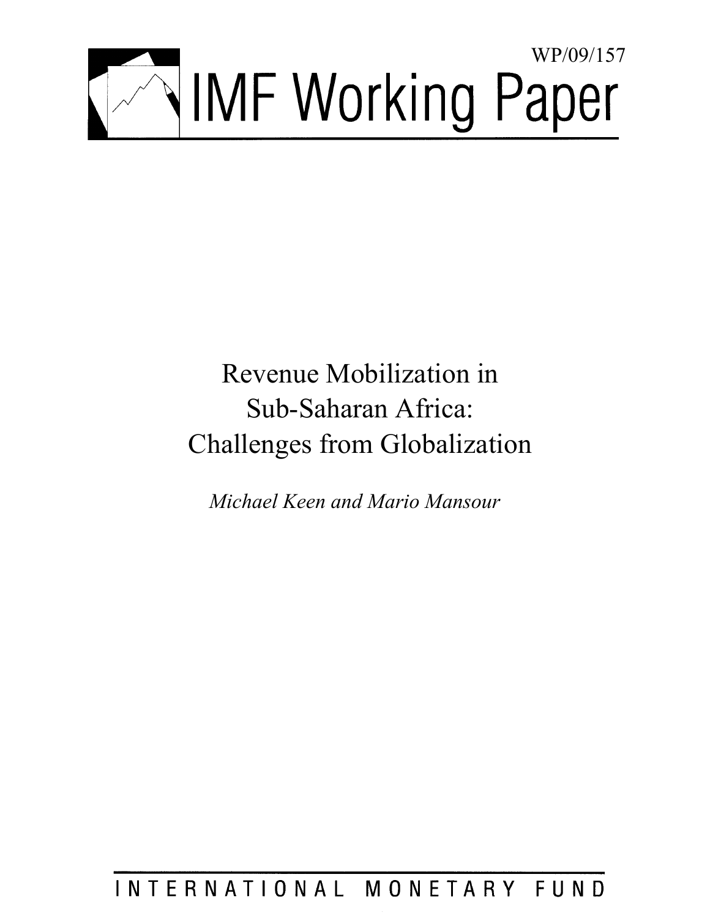WP/09/157

# IMF Working Paper

# Revenue Mobilization in Sub-Saharan Africa: Challenges from Globalization

*Michael Keen and Mario Mansour*

INTERNATIONAL MONETARY FUND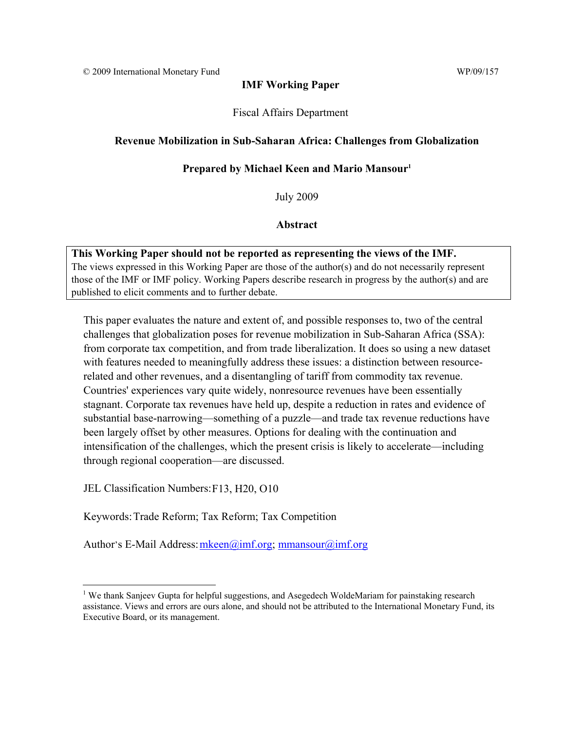© 2009 International Monetary Fund WP/09/157

**IMF Working Paper**

Fiscal Affairs Department

**Revenue Mobilization in Sub-Saharan Africa: Challenges from Globalization**

**Prepared by Michael Keen and Mario Mansour[1]**

July 2009

**Abstract**

**This Working Paper should not be reported as representing the views of the IMF.**
The views expressed in this Working Paper are those of the author(s) and do not necessarily represent those of the IMF or IMF policy. Working Papers describe research in progress by the author(s) and are published to elicit comments and to further debate.

This paper evaluates the nature and extent of, and possible responses to, two of the central challenges that globalization poses for revenue mobilization in Sub-Saharan Africa (SSA): from corporate tax competition, and from trade liberalization. It does so using a new dataset with features needed to meaningfully address these issues: a distinction between resource-related and other revenues, and a disentangling of tariff from commodity tax revenue. Countries' experiences vary quite widely, nonresource revenues have been essentially stagnant. Corporate tax revenues have held up, despite a reduction in rates and evidence of substantial base-narrowing—something of a puzzle—and trade tax revenue reductions have been largely offset by other measures. Options for dealing with the continuation and intensification of the challenges, which the present crisis is likely to accelerate—including through regional cooperation—are discussed.

JEL Classification Numbers: F13, H20, O10

Keywords: Trade Reform; Tax Reform; Tax Competition

Author's E-Mail Address: mkeen@imf.org; mmansour@imf.org

[1] We thank Sanjeev Gupta for helpful suggestions, and Asegedech WoldeMariam for painstaking research assistance. Views and errors are ours alone, and should not be attributed to the International Monetary Fund, its Executive Board, or its management.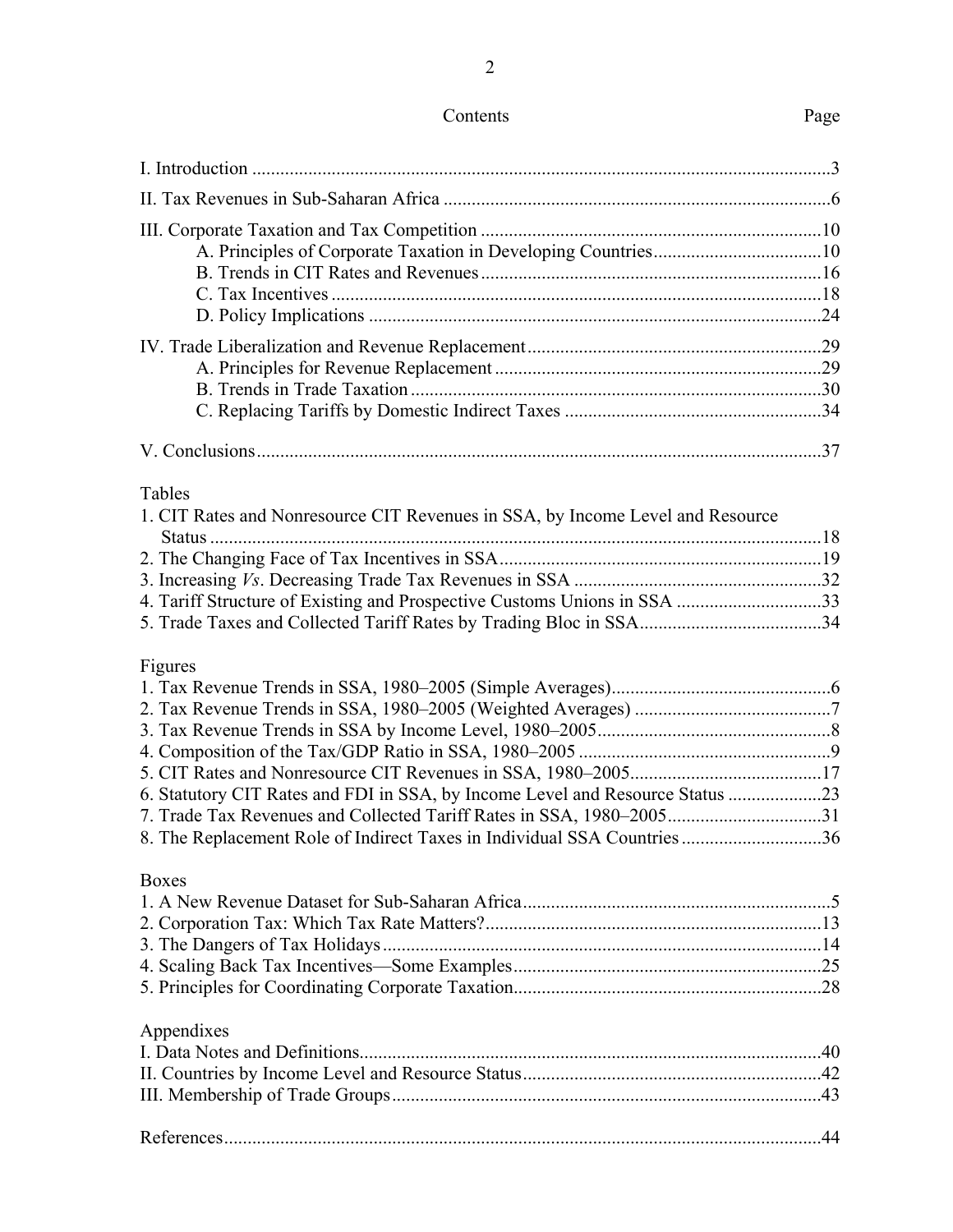## Contents

| | Page |
|---|---|
| I. Introduction | 3 |
| II. Tax Revenues in Sub-Saharan Africa | 6 |
| III. Corporate Taxation and Tax Competition | 10 |
| A. Principles of Corporate Taxation in Developing Countries | 10 |
| B. Trends in CIT Rates and Revenues | 16 |
| C. Tax Incentives | 18 |
| D. Policy Implications | 24 |
| IV. Trade Liberalization and Revenue Replacement | 29 |
| A. Principles for Revenue Replacement | 29 |
| B. Trends in Trade Taxation | 30 |
| C. Replacing Tariffs by Domestic Indirect Taxes | 34 |
| V. Conclusions | 37 |

Tables

| | |
|---|---|
| 1. CIT Rates and Nonresource CIT Revenues in SSA, by Income Level and Resource Status | 18 |
| 2. The Changing Face of Tax Incentives in SSA | 19 |
| 3. Increasing *Vs*. Decreasing Trade Tax Revenues in SSA | 32 |
| 4. Tariff Structure of Existing and Prospective Customs Unions in SSA | 33 |
| 5. Trade Taxes and Collected Tariff Rates by Trading Bloc in SSA | 34 |

Figures

| | |
|---|---|
| 1. Tax Revenue Trends in SSA, 1980–2005 (Simple Averages) | 6 |
| 2. Tax Revenue Trends in SSA, 1980–2005 (Weighted Averages) | 7 |
| 3. Tax Revenue Trends in SSA by Income Level, 1980–2005 | 8 |
| 4. Composition of the Tax/GDP Ratio in SSA, 1980–2005 | 9 |
| 5. CIT Rates and Nonresource CIT Revenues in SSA, 1980–2005 | 17 |
| 6. Statutory CIT Rates and FDI in SSA, by Income Level and Resource Status | 23 |
| 7. Trade Tax Revenues and Collected Tariff Rates in SSA, 1980–2005 | 31 |
| 8. The Replacement Role of Indirect Taxes in Individual SSA Countries | 36 |

Boxes

| | |
|---|---|
| 1. A New Revenue Dataset for Sub-Saharan Africa | 5 |
| 2. Corporation Tax: Which Tax Rate Matters? | 13 |
| 3. The Dangers of Tax Holidays | 14 |
| 4. Scaling Back Tax Incentives—Some Examples | 25 |
| 5. Principles for Coordinating Corporate Taxation | 28 |

Appendixes

| | |
|---|---|
| I. Data Notes and Definitions | 40 |
| II. Countries by Income Level and Resource Status | 42 |
| III. Membership of Trade Groups | 43 |

| | |
|---|---|
| References | 44 |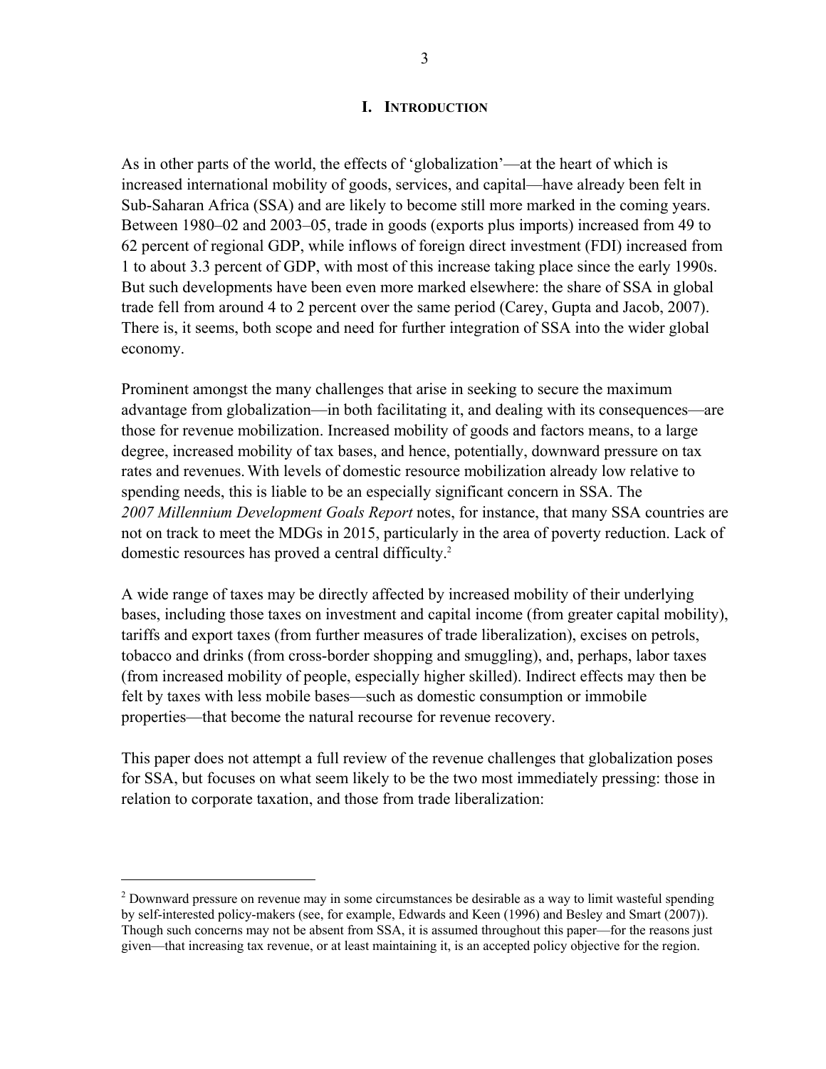## I. INTRODUCTION

As in other parts of the world, the effects of 'globalization'—at the heart of which is increased international mobility of goods, services, and capital—have already been felt in Sub-Saharan Africa (SSA) and are likely to become still more marked in the coming years. Between 1980–02 and 2003–05, trade in goods (exports plus imports) increased from 49 to 62 percent of regional GDP, while inflows of foreign direct investment (FDI) increased from 1 to about 3.3 percent of GDP, with most of this increase taking place since the early 1990s. But such developments have been even more marked elsewhere: the share of SSA in global trade fell from around 4 to 2 percent over the same period (Carey, Gupta and Jacob, 2007). There is, it seems, both scope and need for further integration of SSA into the wider global economy.

Prominent amongst the many challenges that arise in seeking to secure the maximum advantage from globalization—in both facilitating it, and dealing with its consequences—are those for revenue mobilization. Increased mobility of goods and factors means, to a large degree, increased mobility of tax bases, and hence, potentially, downward pressure on tax rates and revenues. With levels of domestic resource mobilization already low relative to spending needs, this is liable to be an especially significant concern in SSA. The *2007 Millennium Development Goals Report* notes, for instance, that many SSA countries are not on track to meet the MDGs in 2015, particularly in the area of poverty reduction. Lack of domestic resources has proved a central difficulty.[2]

A wide range of taxes may be directly affected by increased mobility of their underlying bases, including those taxes on investment and capital income (from greater capital mobility), tariffs and export taxes (from further measures of trade liberalization), excises on petrols, tobacco and drinks (from cross-border shopping and smuggling), and, perhaps, labor taxes (from increased mobility of people, especially higher skilled). Indirect effects may then be felt by taxes with less mobile bases—such as domestic consumption or immobile properties—that become the natural recourse for revenue recovery.

This paper does not attempt a full review of the revenue challenges that globalization poses for SSA, but focuses on what seem likely to be the two most immediately pressing: those in relation to corporate taxation, and those from trade liberalization:

---

[2] Downward pressure on revenue may in some circumstances be desirable as a way to limit wasteful spending by self-interested policy-makers (see, for example, Edwards and Keen (1996) and Besley and Smart (2007)). Though such concerns may not be absent from SSA, it is assumed throughout this paper—for the reasons just given—that increasing tax revenue, or at least maintaining it, is an accepted policy objective for the region.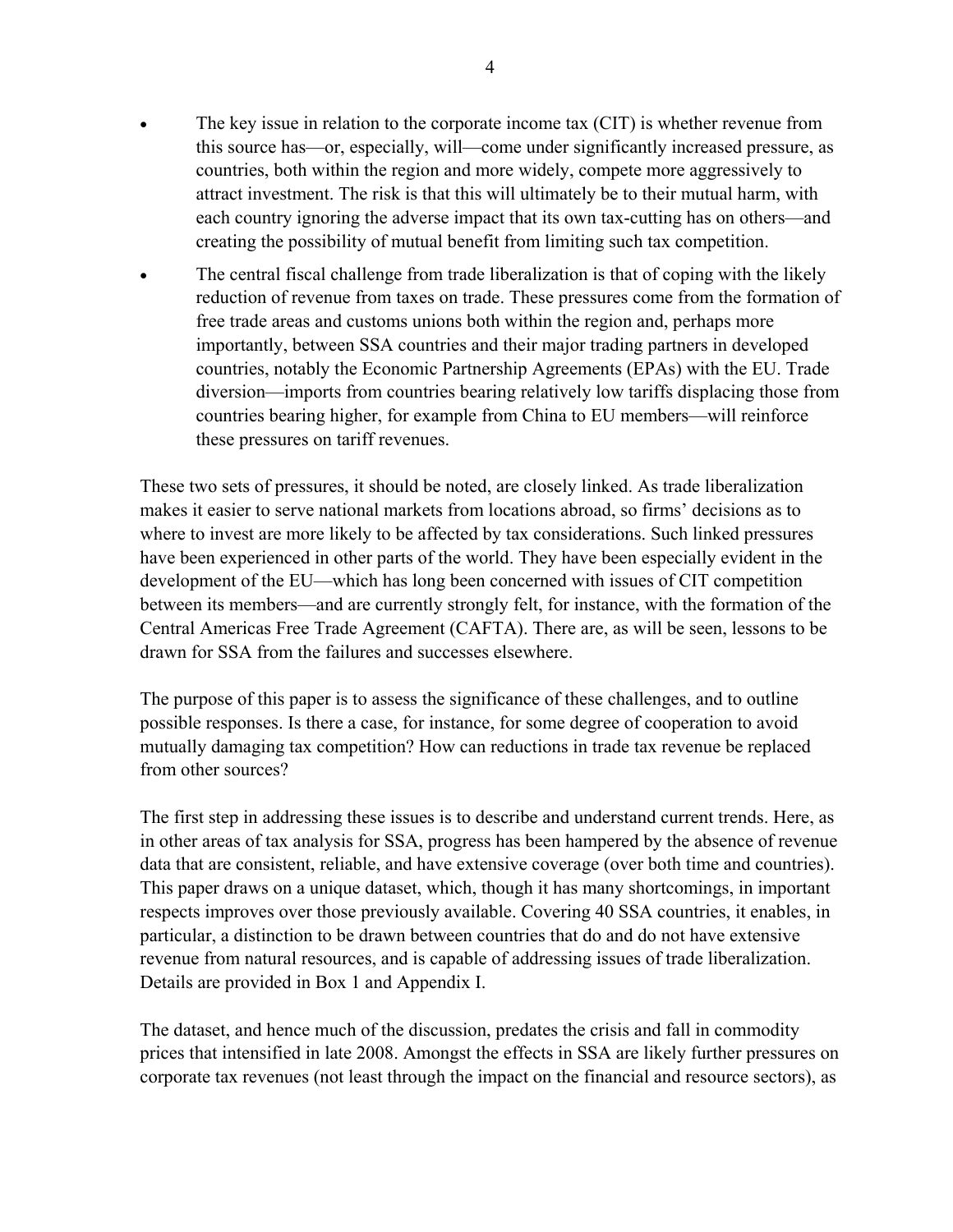- The key issue in relation to the corporate income tax (CIT) is whether revenue from this source has—or, especially, will—come under significantly increased pressure, as countries, both within the region and more widely, compete more aggressively to attract investment. The risk is that this will ultimately be to their mutual harm, with each country ignoring the adverse impact that its own tax-cutting has on others—and creating the possibility of mutual benefit from limiting such tax competition.
- The central fiscal challenge from trade liberalization is that of coping with the likely reduction of revenue from taxes on trade. These pressures come from the formation of free trade areas and customs unions both within the region and, perhaps more importantly, between SSA countries and their major trading partners in developed countries, notably the Economic Partnership Agreements (EPAs) with the EU. Trade diversion—imports from countries bearing relatively low tariffs displacing those from countries bearing higher, for example from China to EU members—will reinforce these pressures on tariff revenues.

These two sets of pressures, it should be noted, are closely linked. As trade liberalization makes it easier to serve national markets from locations abroad, so firms' decisions as to where to invest are more likely to be affected by tax considerations. Such linked pressures have been experienced in other parts of the world. They have been especially evident in the development of the EU—which has long been concerned with issues of CIT competition between its members—and are currently strongly felt, for instance, with the formation of the Central Americas Free Trade Agreement (CAFTA). There are, as will be seen, lessons to be drawn for SSA from the failures and successes elsewhere.

The purpose of this paper is to assess the significance of these challenges, and to outline possible responses. Is there a case, for instance, for some degree of cooperation to avoid mutually damaging tax competition? How can reductions in trade tax revenue be replaced from other sources?

The first step in addressing these issues is to describe and understand current trends. Here, as in other areas of tax analysis for SSA, progress has been hampered by the absence of revenue data that are consistent, reliable, and have extensive coverage (over both time and countries). This paper draws on a unique dataset, which, though it has many shortcomings, in important respects improves over those previously available. Covering 40 SSA countries, it enables, in particular, a distinction to be drawn between countries that do and do not have extensive revenue from natural resources, and is capable of addressing issues of trade liberalization. Details are provided in Box 1 and Appendix I.

The dataset, and hence much of the discussion, predates the crisis and fall in commodity prices that intensified in late 2008. Amongst the effects in SSA are likely further pressures on corporate tax revenues (not least through the impact on the financial and resource sectors), as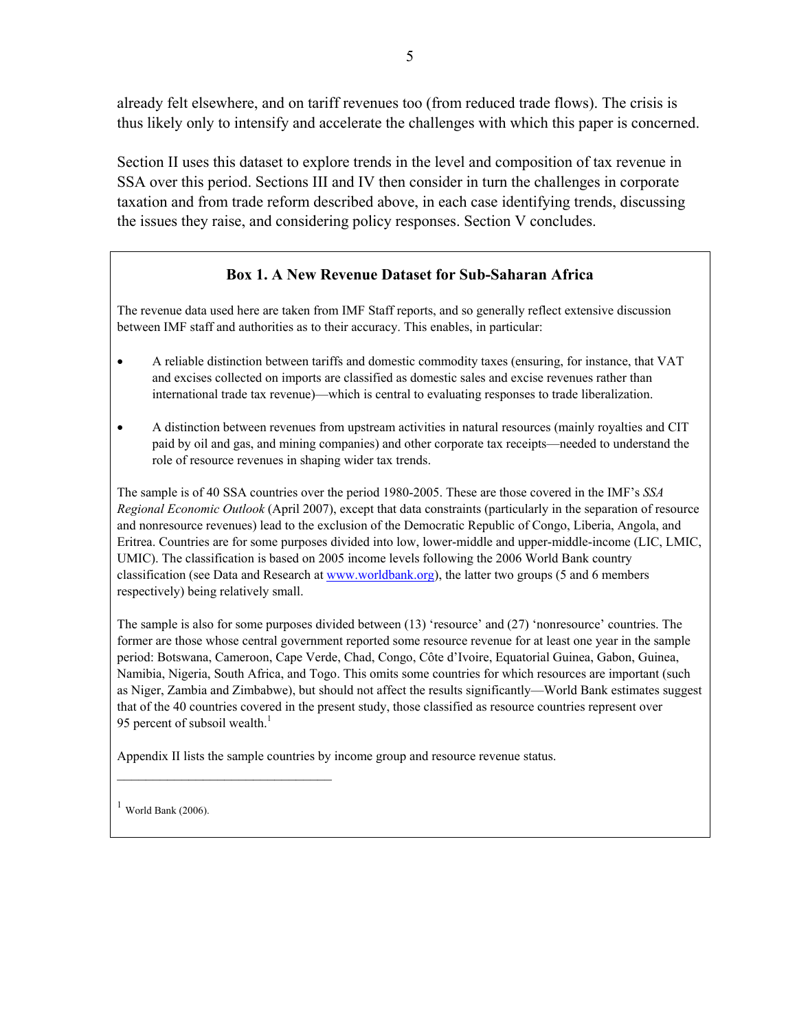already felt elsewhere, and on tariff revenues too (from reduced trade flows). The crisis is thus likely only to intensify and accelerate the challenges with which this paper is concerned.

Section II uses this dataset to explore trends in the level and composition of tax revenue in SSA over this period. Sections III and IV then consider in turn the challenges in corporate taxation and from trade reform described above, in each case identifying trends, discussing the issues they raise, and considering policy responses. Section V concludes.

### Box 1. A New Revenue Dataset for Sub-Saharan Africa

The revenue data used here are taken from IMF Staff reports, and so generally reflect extensive discussion between IMF staff and authorities as to their accuracy. This enables, in particular:

- A reliable distinction between tariffs and domestic commodity taxes (ensuring, for instance, that VAT and excises collected on imports are classified as domestic sales and excise revenues rather than international trade tax revenue)—which is central to evaluating responses to trade liberalization.

- A distinction between revenues from upstream activities in natural resources (mainly royalties and CIT paid by oil and gas, and mining companies) and other corporate tax receipts—needed to understand the role of resource revenues in shaping wider tax trends.

The sample is of 40 SSA countries over the period 1980-2005. These are those covered in the IMF's *SSA Regional Economic Outlook* (April 2007), except that data constraints (particularly in the separation of resource and nonresource revenues) lead to the exclusion of the Democratic Republic of Congo, Liberia, Angola, and Eritrea. Countries are for some purposes divided into low, lower-middle and upper-middle-income (LIC, LMIC, UMIC). The classification is based on 2005 income levels following the 2006 World Bank country classification (see Data and Research at www.worldbank.org), the latter two groups (5 and 6 members respectively) being relatively small.

The sample is also for some purposes divided between (13) 'resource' and (27) 'nonresource' countries. The former are those whose central government reported some resource revenue for at least one year in the sample period: Botswana, Cameroon, Cape Verde, Chad, Congo, Côte d'Ivoire, Equatorial Guinea, Gabon, Guinea, Namibia, Nigeria, South Africa, and Togo. This omits some countries for which resources are important (such as Niger, Zambia and Zimbabwe), but should not affect the results significantly—World Bank estimates suggest that of the 40 countries covered in the present study, those classified as resource countries represent over 95 percent of subsoil wealth.[1]

Appendix II lists the sample countries by income group and resource revenue status.

---

[1] World Bank (2006).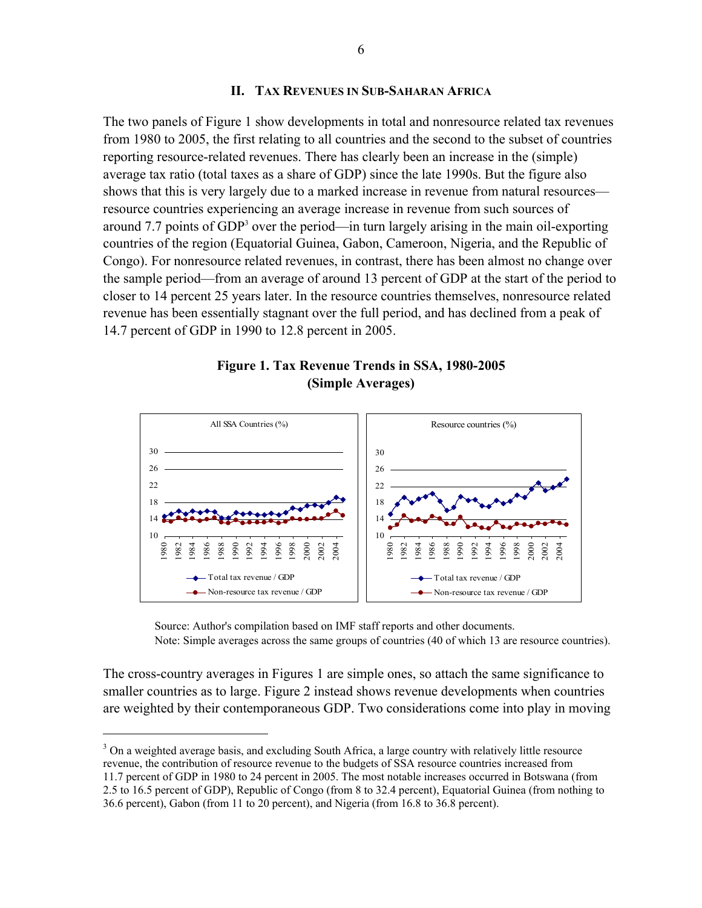## II. TAX REVENUES IN SUB-SAHARAN AFRICA

The two panels of Figure 1 show developments in total and nonresource related tax revenues from 1980 to 2005, the first relating to all countries and the second to the subset of countries reporting resource-related revenues. There has clearly been an increase in the (simple) average tax ratio (total taxes as a share of GDP) since the late 1990s. But the figure also shows that this is very largely due to a marked increase in revenue from natural resources—resource countries experiencing an average increase in revenue from such sources of around 7.7 points of GDP[3] over the period—in turn largely arising in the main oil-exporting countries of the region (Equatorial Guinea, Gabon, Cameroon, Nigeria, and the Republic of Congo). For nonresource related revenues, in contrast, there has been almost no change over the sample period—from an average of around 13 percent of GDP at the start of the period to closer to 14 percent 25 years later. In the resource countries themselves, nonresource related revenue has been essentially stagnant over the full period, and has declined from a peak of 14.7 percent of GDP in 1990 to 12.8 percent in 2005.

**Figure 1. Tax Revenue Trends in SSA, 1980-2005**
**(Simple Averages)**

Source: Author's compilation based on IMF staff reports and other documents.
Note: Simple averages across the same groups of countries (40 of which 13 are resource countries).

The cross-country averages in Figures 1 are simple ones, so attach the same significance to smaller countries as to large. Figure 2 instead shows revenue developments when countries are weighted by their contemporaneous GDP. Two considerations come into play in moving

---

[3] On a weighted average basis, and excluding South Africa, a large country with relatively little resource revenue, the contribution of resource revenue to the budgets of SSA resource countries increased from 11.7 percent of GDP in 1980 to 24 percent in 2005. The most notable increases occurred in Botswana (from 2.5 to 16.5 percent of GDP), Republic of Congo (from 8 to 32.4 percent), Equatorial Guinea (from nothing to 36.6 percent), Gabon (from 11 to 20 percent), and Nigeria (from 16.8 to 36.8 percent).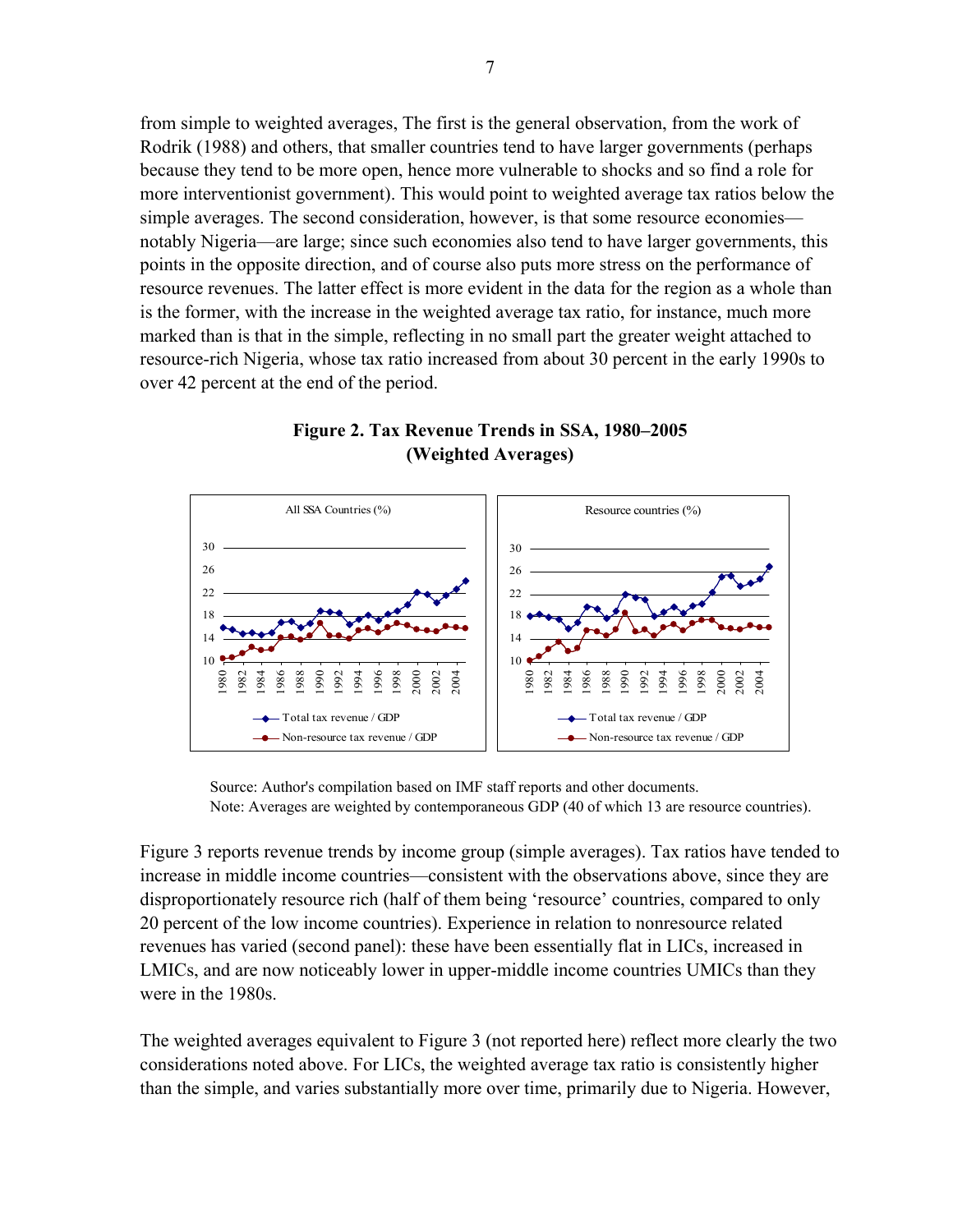from simple to weighted averages, The first is the general observation, from the work of Rodrik (1988) and others, that smaller countries tend to have larger governments (perhaps because they tend to be more open, hence more vulnerable to shocks and so find a role for more interventionist government). This would point to weighted average tax ratios below the simple averages. The second consideration, however, is that some resource economies—notably Nigeria—are large; since such economies also tend to have larger governments, this points in the opposite direction, and of course also puts more stress on the performance of resource revenues. The latter effect is more evident in the data for the region as a whole than is the former, with the increase in the weighted average tax ratio, for instance, much more marked than is that in the simple, reflecting in no small part the greater weight attached to resource-rich Nigeria, whose tax ratio increased from about 30 percent in the early 1990s to over 42 percent at the end of the period.

**Figure 2. Tax Revenue Trends in SSA, 1980–2005**
**(Weighted Averages)**

Source: Author's compilation based on IMF staff reports and other documents.
Note: Averages are weighted by contemporaneous GDP (40 of which 13 are resource countries).

Figure 3 reports revenue trends by income group (simple averages). Tax ratios have tended to increase in middle income countries—consistent with the observations above, since they are disproportionately resource rich (half of them being 'resource' countries, compared to only 20 percent of the low income countries). Experience in relation to nonresource related revenues has varied (second panel): these have been essentially flat in LICs, increased in LMICs, and are now noticeably lower in upper-middle income countries UMICs than they were in the 1980s.

The weighted averages equivalent to Figure 3 (not reported here) reflect more clearly the two considerations noted above. For LICs, the weighted average tax ratio is consistently higher than the simple, and varies substantially more over time, primarily due to Nigeria. However,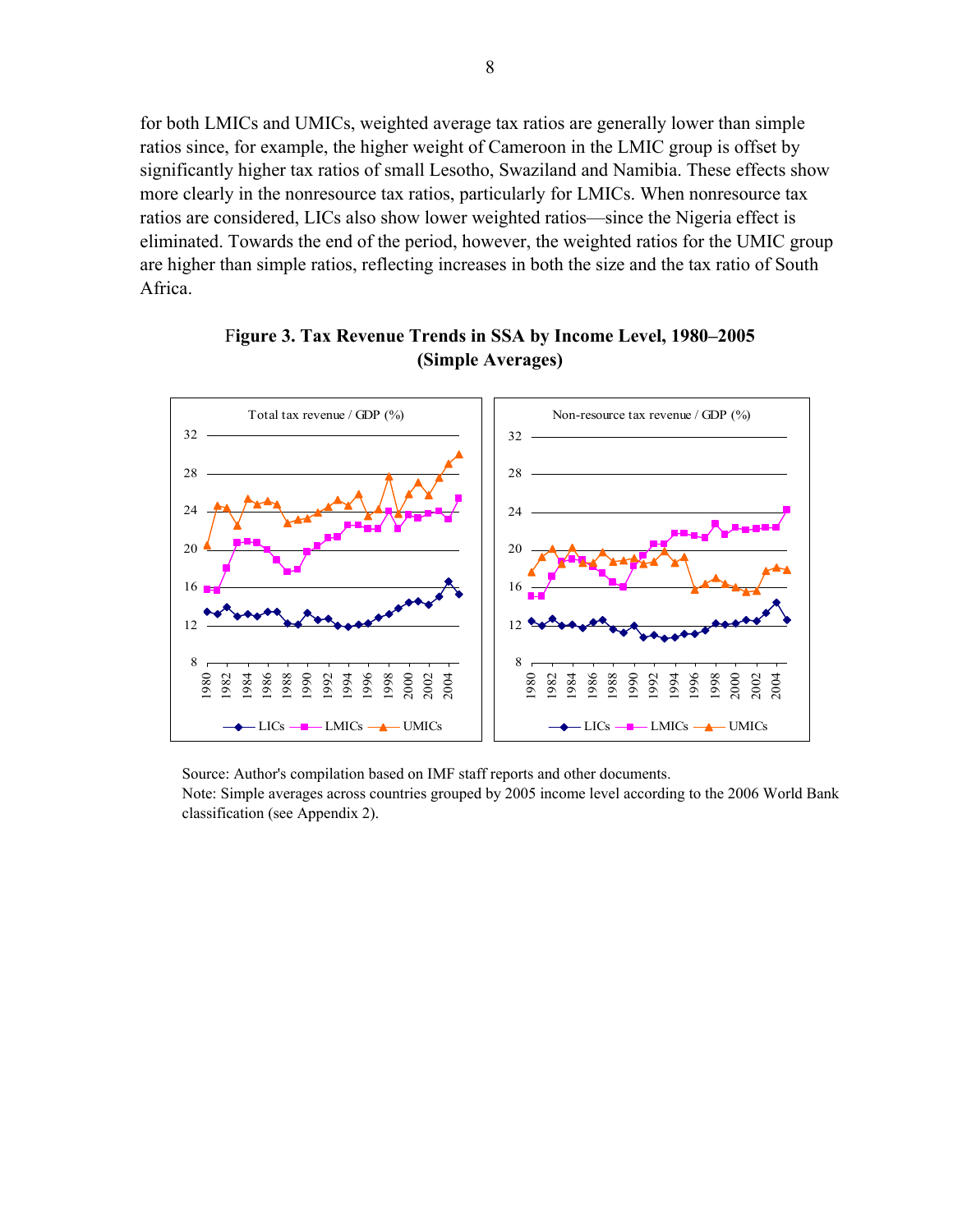for both LMICs and UMICs, weighted average tax ratios are generally lower than simple ratios since, for example, the higher weight of Cameroon in the LMIC group is offset by significantly higher tax ratios of small Lesotho, Swaziland and Namibia. These effects show more clearly in the nonresource tax ratios, particularly for LMICs. When nonresource tax ratios are considered, LICs also show lower weighted ratios—since the Nigeria effect is eliminated. Towards the end of the period, however, the weighted ratios for the UMIC group are higher than simple ratios, reflecting increases in both the size and the tax ratio of South Africa.

**Figure 3. Tax Revenue Trends in SSA by Income Level, 1980–2005 (Simple Averages)**

Source: Author's compilation based on IMF staff reports and other documents.
Note: Simple averages across countries grouped by 2005 income level according to the 2006 World Bank classification (see Appendix 2).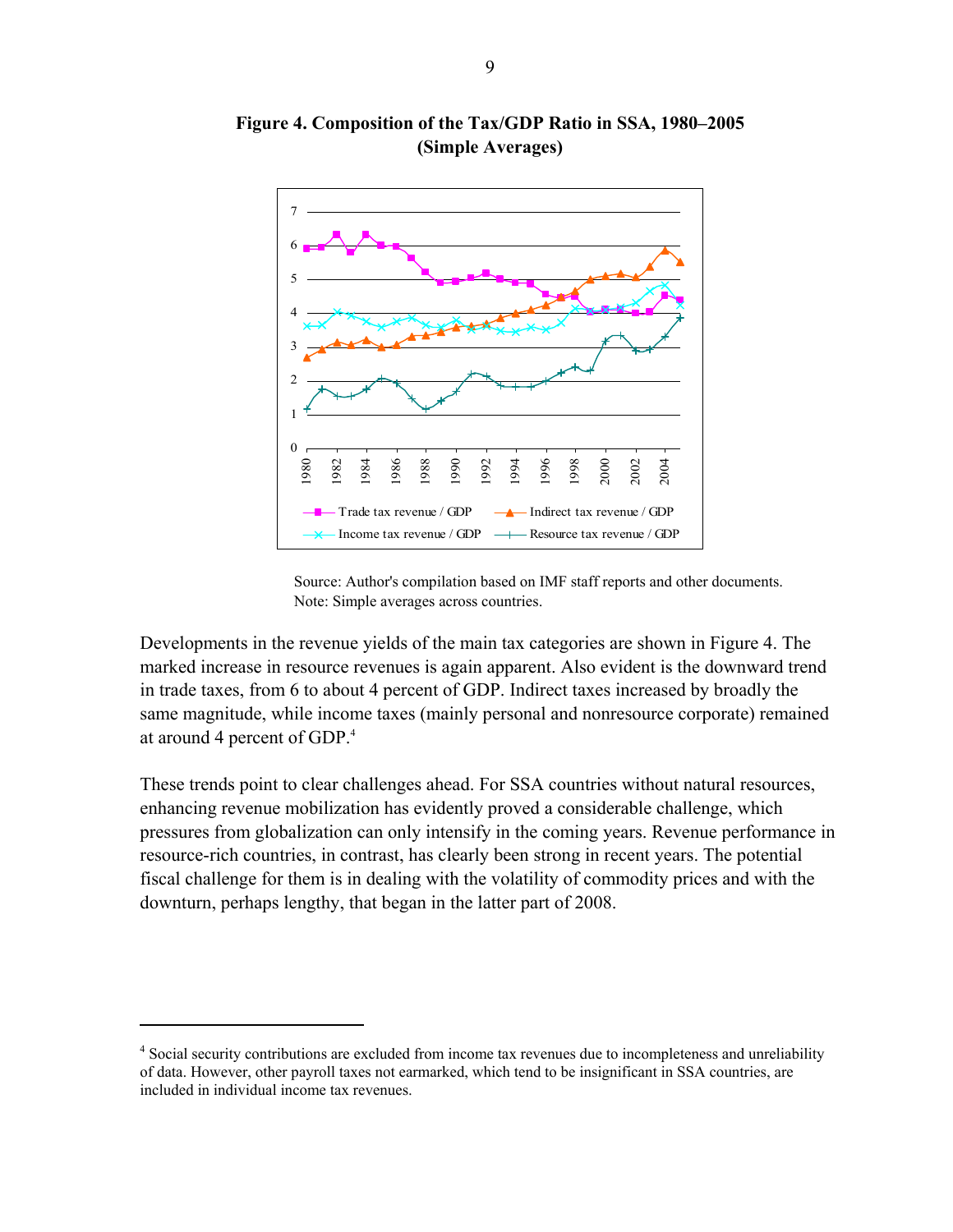**Figure 4. Composition of the Tax/GDP Ratio in SSA, 1980–2005 (Simple Averages)**

Source: Author's compilation based on IMF staff reports and other documents.
Note: Simple averages across countries.

Developments in the revenue yields of the main tax categories are shown in Figure 4. The marked increase in resource revenues is again apparent. Also evident is the downward trend in trade taxes, from 6 to about 4 percent of GDP. Indirect taxes increased by broadly the same magnitude, while income taxes (mainly personal and nonresource corporate) remained at around 4 percent of GDP.[4]

These trends point to clear challenges ahead. For SSA countries without natural resources, enhancing revenue mobilization has evidently proved a considerable challenge, which pressures from globalization can only intensify in the coming years. Revenue performance in resource-rich countries, in contrast, has clearly been strong in recent years. The potential fiscal challenge for them is in dealing with the volatility of commodity prices and with the downturn, perhaps lengthy, that began in the latter part of 2008.

---

[4] Social security contributions are excluded from income tax revenues due to incompleteness and unreliability of data. However, other payroll taxes not earmarked, which tend to be insignificant in SSA countries, are included in individual income tax revenues.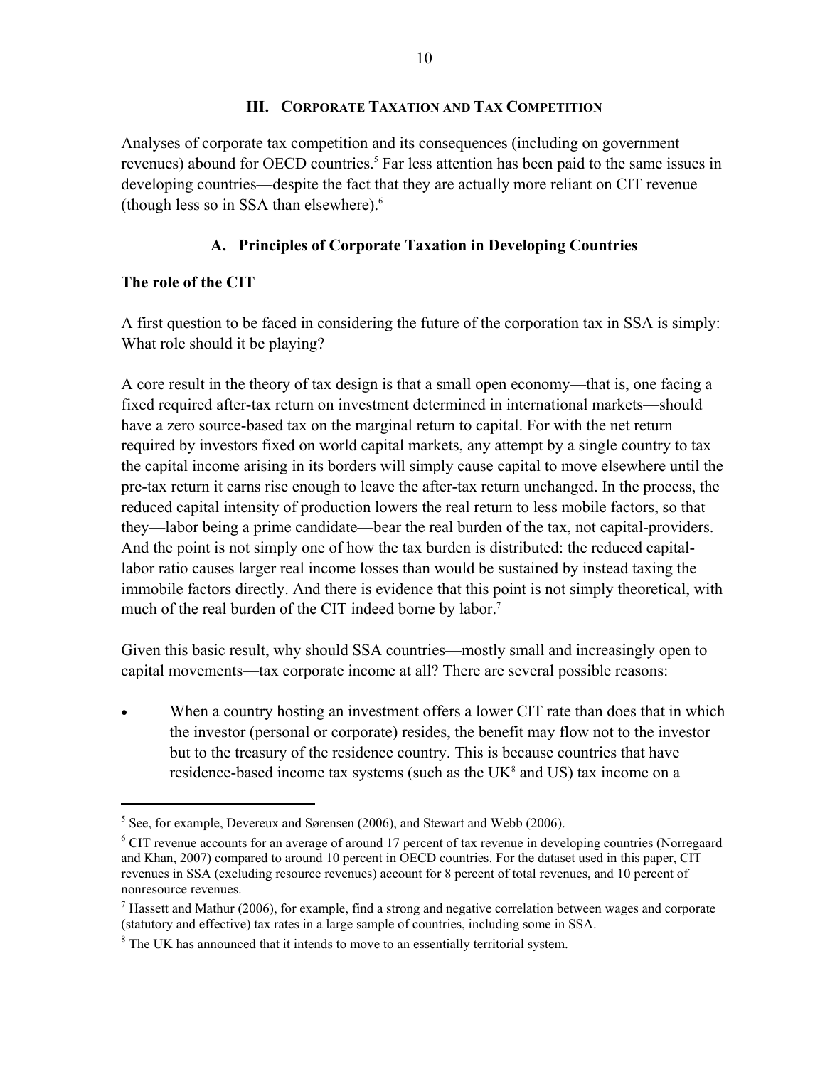## III. Corporate Taxation and Tax Competition

Analyses of corporate tax competition and its consequences (including on government revenues) abound for OECD countries.[5] Far less attention has been paid to the same issues in developing countries—despite the fact that they are actually more reliant on CIT revenue (though less so in SSA than elsewhere).[6]

### A. Principles of Corporate Taxation in Developing Countries

**The role of the CIT**

A first question to be faced in considering the future of the corporation tax in SSA is simply: What role should it be playing?

A core result in the theory of tax design is that a small open economy—that is, one facing a fixed required after-tax return on investment determined in international markets—should have a zero source-based tax on the marginal return to capital. For with the net return required by investors fixed on world capital markets, any attempt by a single country to tax the capital income arising in its borders will simply cause capital to move elsewhere until the pre-tax return it earns rise enough to leave the after-tax return unchanged. In the process, the reduced capital intensity of production lowers the real return to less mobile factors, so that they—labor being a prime candidate—bear the real burden of the tax, not capital-providers. And the point is not simply one of how the tax burden is distributed: the reduced capital-labor ratio causes larger real income losses than would be sustained by instead taxing the immobile factors directly. And there is evidence that this point is not simply theoretical, with much of the real burden of the CIT indeed borne by labor.[7]

Given this basic result, why should SSA countries—mostly small and increasingly open to capital movements—tax corporate income at all? There are several possible reasons:

- When a country hosting an investment offers a lower CIT rate than does that in which the investor (personal or corporate) resides, the benefit may flow not to the investor but to the treasury of the residence country. This is because countries that have residence-based income tax systems (such as the UK[8] and US) tax income on a

---

[5] See, for example, Devereux and Sørensen (2006), and Stewart and Webb (2006).

[6] CIT revenue accounts for an average of around 17 percent of tax revenue in developing countries (Norregaard and Khan, 2007) compared to around 10 percent in OECD countries. For the dataset used in this paper, CIT revenues in SSA (excluding resource revenues) account for 8 percent of total revenues, and 10 percent of nonresource revenues.

[7] Hassett and Mathur (2006), for example, find a strong and negative correlation between wages and corporate (statutory and effective) tax rates in a large sample of countries, including some in SSA.

[8] The UK has announced that it intends to move to an essentially territorial system.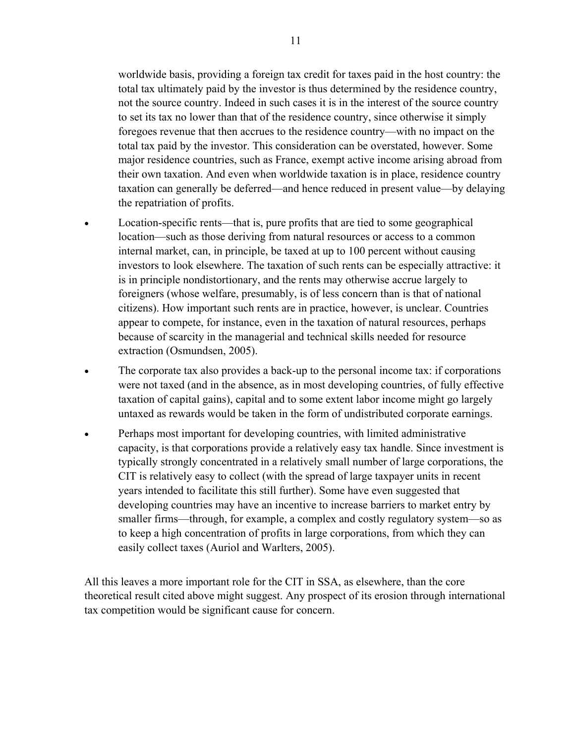worldwide basis, providing a foreign tax credit for taxes paid in the host country: the total tax ultimately paid by the investor is thus determined by the residence country, not the source country. Indeed in such cases it is in the interest of the source country to set its tax no lower than that of the residence country, since otherwise it simply foregoes revenue that then accrues to the residence country—with no impact on the total tax paid by the investor. This consideration can be overstated, however. Some major residence countries, such as France, exempt active income arising abroad from their own taxation. And even when worldwide taxation is in place, residence country taxation can generally be deferred—and hence reduced in present value—by delaying the repatriation of profits.

- Location-specific rents—that is, pure profits that are tied to some geographical location—such as those deriving from natural resources or access to a common internal market, can, in principle, be taxed at up to 100 percent without causing investors to look elsewhere. The taxation of such rents can be especially attractive: it is in principle nondistortionary, and the rents may otherwise accrue largely to foreigners (whose welfare, presumably, is of less concern than is that of national citizens). How important such rents are in practice, however, is unclear. Countries appear to compete, for instance, even in the taxation of natural resources, perhaps because of scarcity in the managerial and technical skills needed for resource extraction (Osmundsen, 2005).
- The corporate tax also provides a back-up to the personal income tax: if corporations were not taxed (and in the absence, as in most developing countries, of fully effective taxation of capital gains), capital and to some extent labor income might go largely untaxed as rewards would be taken in the form of undistributed corporate earnings.
- Perhaps most important for developing countries, with limited administrative capacity, is that corporations provide a relatively easy tax handle. Since investment is typically strongly concentrated in a relatively small number of large corporations, the CIT is relatively easy to collect (with the spread of large taxpayer units in recent years intended to facilitate this still further). Some have even suggested that developing countries may have an incentive to increase barriers to market entry by smaller firms—through, for example, a complex and costly regulatory system—so as to keep a high concentration of profits in large corporations, from which they can easily collect taxes (Auriol and Warlters, 2005).

All this leaves a more important role for the CIT in SSA, as elsewhere, than the core theoretical result cited above might suggest. Any prospect of its erosion through international tax competition would be significant cause for concern.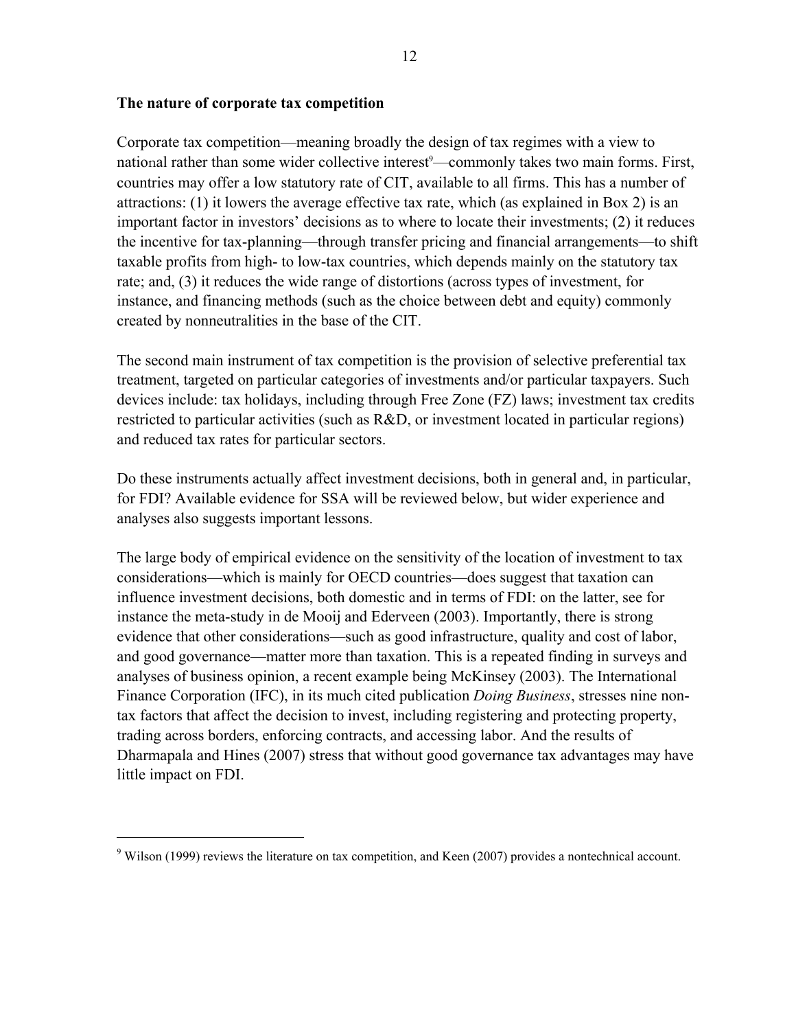**The nature of corporate tax competition**

Corporate tax competition—meaning broadly the design of tax regimes with a view to national rather than some wider collective interest[9]—commonly takes two main forms. First, countries may offer a low statutory rate of CIT, available to all firms. This has a number of attractions: (1) it lowers the average effective tax rate, which (as explained in Box 2) is an important factor in investors' decisions as to where to locate their investments; (2) it reduces the incentive for tax-planning—through transfer pricing and financial arrangements—to shift taxable profits from high- to low-tax countries, which depends mainly on the statutory tax rate; and, (3) it reduces the wide range of distortions (across types of investment, for instance, and financing methods (such as the choice between debt and equity) commonly created by nonneutralities in the base of the CIT.

The second main instrument of tax competition is the provision of selective preferential tax treatment, targeted on particular categories of investments and/or particular taxpayers. Such devices include: tax holidays, including through Free Zone (FZ) laws; investment tax credits restricted to particular activities (such as R&D, or investment located in particular regions) and reduced tax rates for particular sectors.

Do these instruments actually affect investment decisions, both in general and, in particular, for FDI? Available evidence for SSA will be reviewed below, but wider experience and analyses also suggests important lessons.

The large body of empirical evidence on the sensitivity of the location of investment to tax considerations—which is mainly for OECD countries—does suggest that taxation can influence investment decisions, both domestic and in terms of FDI: on the latter, see for instance the meta-study in de Mooij and Ederveen (2003). Importantly, there is strong evidence that other considerations—such as good infrastructure, quality and cost of labor, and good governance—matter more than taxation. This is a repeated finding in surveys and analyses of business opinion, a recent example being McKinsey (2003). The International Finance Corporation (IFC), in its much cited publication *Doing Business*, stresses nine non-tax factors that affect the decision to invest, including registering and protecting property, trading across borders, enforcing contracts, and accessing labor. And the results of Dharmapala and Hines (2007) stress that without good governance tax advantages may have little impact on FDI.

---

[9] Wilson (1999) reviews the literature on tax competition, and Keen (2007) provides a nontechnical account.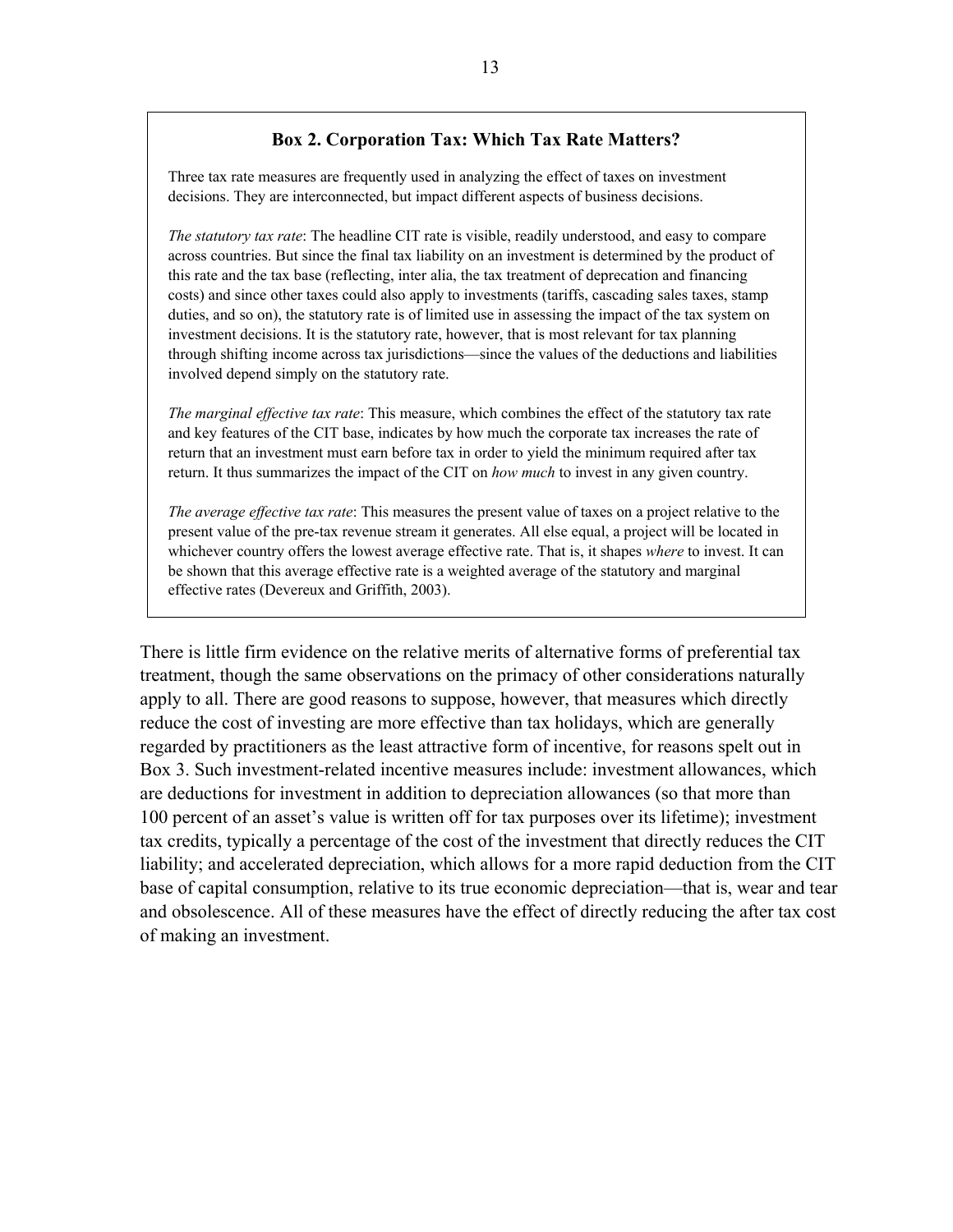### Box 2. Corporation Tax: Which Tax Rate Matters?

Three tax rate measures are frequently used in analyzing the effect of taxes on investment decisions. They are interconnected, but impact different aspects of business decisions.

*The statutory tax rate*: The headline CIT rate is visible, readily understood, and easy to compare across countries. But since the final tax liability on an investment is determined by the product of this rate and the tax base (reflecting, inter alia, the tax treatment of deprecation and financing costs) and since other taxes could also apply to investments (tariffs, cascading sales taxes, stamp duties, and so on), the statutory rate is of limited use in assessing the impact of the tax system on investment decisions. It is the statutory rate, however, that is most relevant for tax planning through shifting income across tax jurisdictions—since the values of the deductions and liabilities involved depend simply on the statutory rate.

*The marginal effective tax rate*: This measure, which combines the effect of the statutory tax rate and key features of the CIT base, indicates by how much the corporate tax increases the rate of return that an investment must earn before tax in order to yield the minimum required after tax return. It thus summarizes the impact of the CIT on *how much* to invest in any given country.

*The average effective tax rate*: This measures the present value of taxes on a project relative to the present value of the pre-tax revenue stream it generates. All else equal, a project will be located in whichever country offers the lowest average effective rate. That is, it shapes *where* to invest. It can be shown that this average effective rate is a weighted average of the statutory and marginal effective rates (Devereux and Griffith, 2003).

There is little firm evidence on the relative merits of alternative forms of preferential tax treatment, though the same observations on the primacy of other considerations naturally apply to all. There are good reasons to suppose, however, that measures which directly reduce the cost of investing are more effective than tax holidays, which are generally regarded by practitioners as the least attractive form of incentive, for reasons spelt out in Box 3. Such investment-related incentive measures include: investment allowances, which are deductions for investment in addition to depreciation allowances (so that more than 100 percent of an asset's value is written off for tax purposes over its lifetime); investment tax credits, typically a percentage of the cost of the investment that directly reduces the CIT liability; and accelerated depreciation, which allows for a more rapid deduction from the CIT base of capital consumption, relative to its true economic depreciation—that is, wear and tear and obsolescence. All of these measures have the effect of directly reducing the after tax cost of making an investment.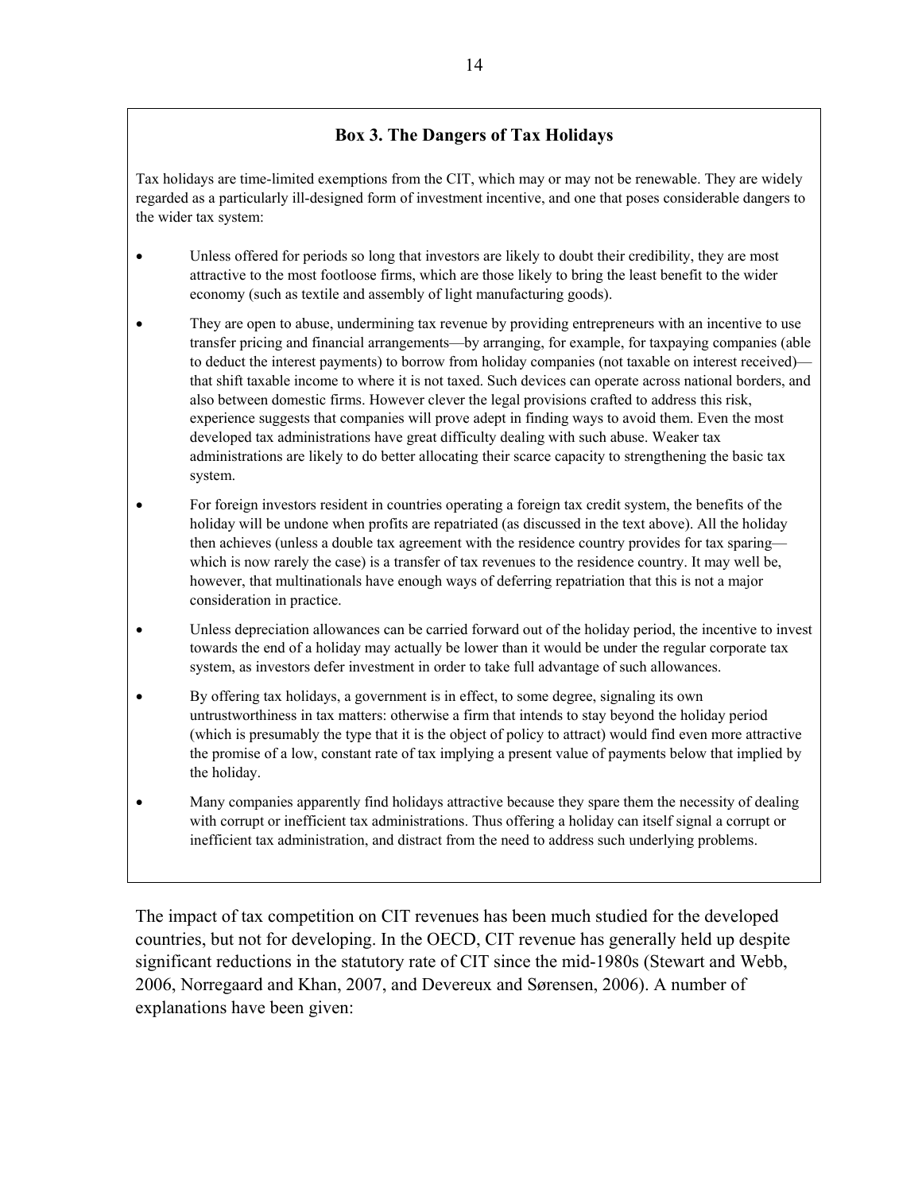### Box 3. The Dangers of Tax Holidays

Tax holidays are time-limited exemptions from the CIT, which may or may not be renewable. They are widely regarded as a particularly ill-designed form of investment incentive, and one that poses considerable dangers to the wider tax system:

- Unless offered for periods so long that investors are likely to doubt their credibility, they are most attractive to the most footloose firms, which are those likely to bring the least benefit to the wider economy (such as textile and assembly of light manufacturing goods).
- They are open to abuse, undermining tax revenue by providing entrepreneurs with an incentive to use transfer pricing and financial arrangements—by arranging, for example, for taxpaying companies (able to deduct the interest payments) to borrow from holiday companies (not taxable on interest received)—that shift taxable income to where it is not taxed. Such devices can operate across national borders, and also between domestic firms. However clever the legal provisions crafted to address this risk, experience suggests that companies will prove adept in finding ways to avoid them. Even the most developed tax administrations have great difficulty dealing with such abuse. Weaker tax administrations are likely to do better allocating their scarce capacity to strengthening the basic tax system.
- For foreign investors resident in countries operating a foreign tax credit system, the benefits of the holiday will be undone when profits are repatriated (as discussed in the text above). All the holiday then achieves (unless a double tax agreement with the residence country provides for tax sparing—which is now rarely the case) is a transfer of tax revenues to the residence country. It may well be, however, that multinationals have enough ways of deferring repatriation that this is not a major consideration in practice.
- Unless depreciation allowances can be carried forward out of the holiday period, the incentive to invest towards the end of a holiday may actually be lower than it would be under the regular corporate tax system, as investors defer investment in order to take full advantage of such allowances.
- By offering tax holidays, a government is in effect, to some degree, signaling its own untrustworthiness in tax matters: otherwise a firm that intends to stay beyond the holiday period (which is presumably the type that it is the object of policy to attract) would find even more attractive the promise of a low, constant rate of tax implying a present value of payments below that implied by the holiday.
- Many companies apparently find holidays attractive because they spare them the necessity of dealing with corrupt or inefficient tax administrations. Thus offering a holiday can itself signal a corrupt or inefficient tax administration, and distract from the need to address such underlying problems.

The impact of tax competition on CIT revenues has been much studied for the developed countries, but not for developing. In the OECD, CIT revenue has generally held up despite significant reductions in the statutory rate of CIT since the mid-1980s (Stewart and Webb, 2006, Norregaard and Khan, 2007, and Devereux and Sørensen, 2006). A number of explanations have been given: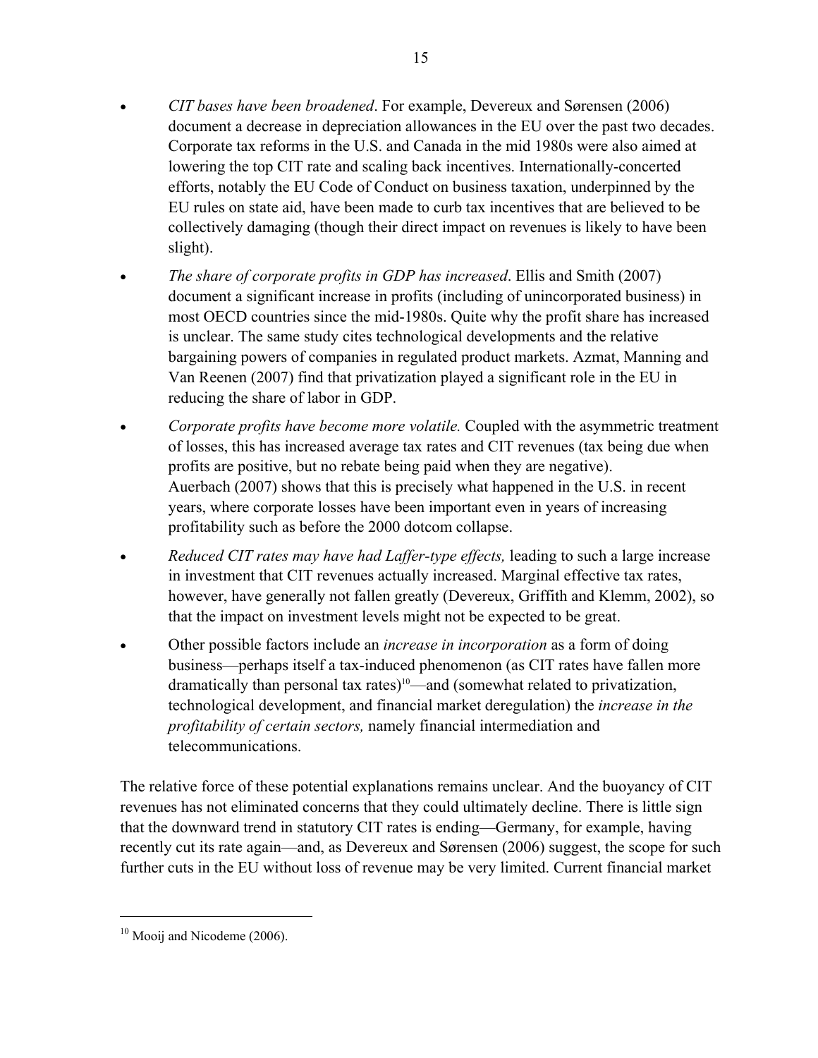- *CIT bases have been broadened*. For example, Devereux and Sørensen (2006) document a decrease in depreciation allowances in the EU over the past two decades. Corporate tax reforms in the U.S. and Canada in the mid 1980s were also aimed at lowering the top CIT rate and scaling back incentives. Internationally-concerted efforts, notably the EU Code of Conduct on business taxation, underpinned by the EU rules on state aid, have been made to curb tax incentives that are believed to be collectively damaging (though their direct impact on revenues is likely to have been slight).
- *The share of corporate profits in GDP has increased*. Ellis and Smith (2007) document a significant increase in profits (including of unincorporated business) in most OECD countries since the mid-1980s. Quite why the profit share has increased is unclear. The same study cites technological developments and the relative bargaining powers of companies in regulated product markets. Azmat, Manning and Van Reenen (2007) find that privatization played a significant role in the EU in reducing the share of labor in GDP.
- *Corporate profits have become more volatile.* Coupled with the asymmetric treatment of losses, this has increased average tax rates and CIT revenues (tax being due when profits are positive, but no rebate being paid when they are negative). Auerbach (2007) shows that this is precisely what happened in the U.S. in recent years, where corporate losses have been important even in years of increasing profitability such as before the 2000 dotcom collapse.
- *Reduced CIT rates may have had Laffer-type effects,* leading to such a large increase in investment that CIT revenues actually increased. Marginal effective tax rates, however, have generally not fallen greatly (Devereux, Griffith and Klemm, 2002), so that the impact on investment levels might not be expected to be great.
- Other possible factors include an *increase in incorporation* as a form of doing business—perhaps itself a tax-induced phenomenon (as CIT rates have fallen more dramatically than personal tax rates)[10]—and (somewhat related to privatization, technological development, and financial market deregulation) the *increase in the profitability of certain sectors,* namely financial intermediation and telecommunications.

The relative force of these potential explanations remains unclear. And the buoyancy of CIT revenues has not eliminated concerns that they could ultimately decline. There is little sign that the downward trend in statutory CIT rates is ending—Germany, for example, having recently cut its rate again—and, as Devereux and Sørensen (2006) suggest, the scope for such further cuts in the EU without loss of revenue may be very limited. Current financial market

---

[10] Mooij and Nicodeme (2006).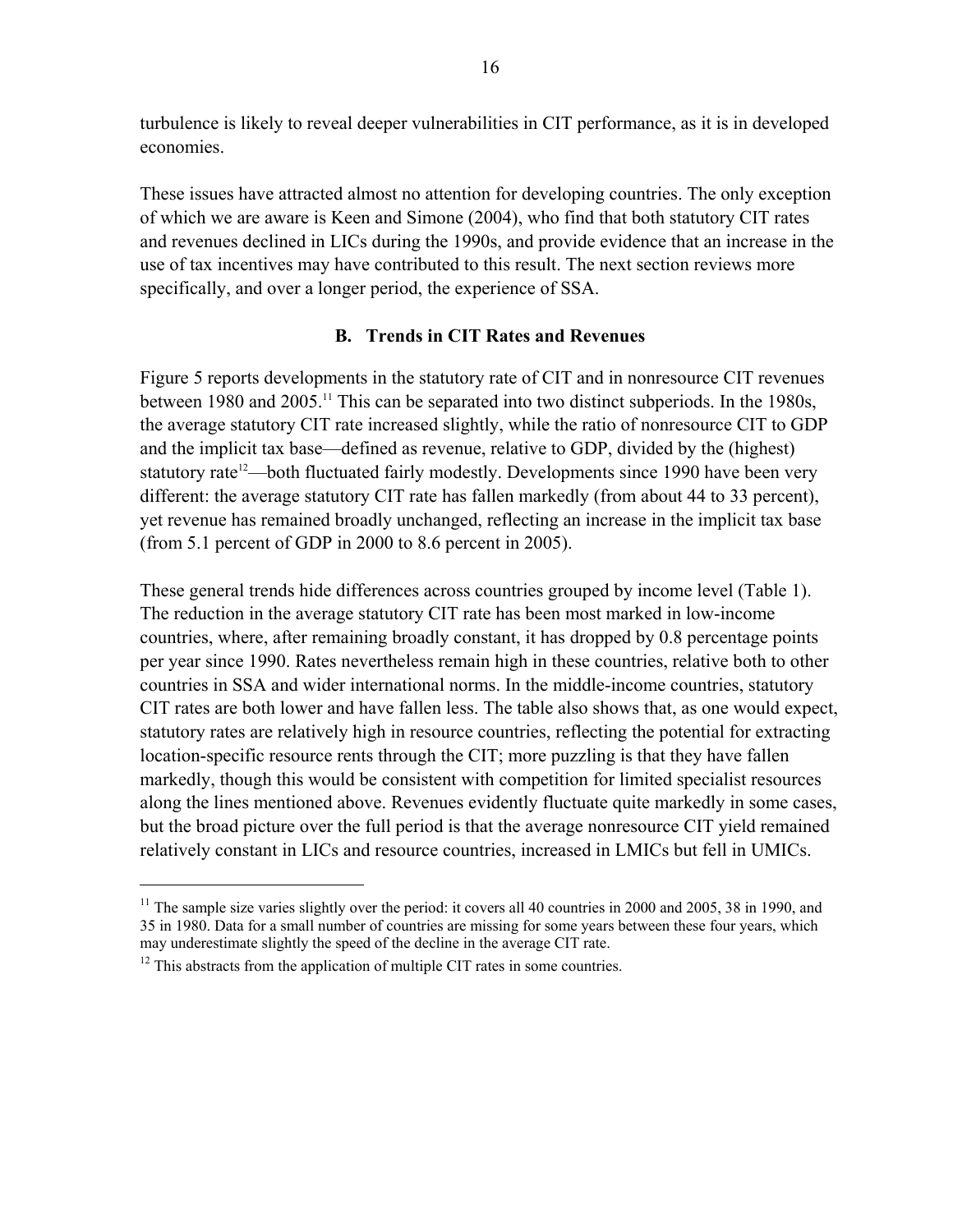turbulence is likely to reveal deeper vulnerabilities in CIT performance, as it is in developed economies.

These issues have attracted almost no attention for developing countries. The only exception of which we are aware is Keen and Simone (2004), who find that both statutory CIT rates and revenues declined in LICs during the 1990s, and provide evidence that an increase in the use of tax incentives may have contributed to this result. The next section reviews more specifically, and over a longer period, the experience of SSA.

## B. Trends in CIT Rates and Revenues

Figure 5 reports developments in the statutory rate of CIT and in nonresource CIT revenues between 1980 and 2005.[11] This can be separated into two distinct subperiods. In the 1980s, the average statutory CIT rate increased slightly, while the ratio of nonresource CIT to GDP and the implicit tax base—defined as revenue, relative to GDP, divided by the (highest) statutory rate[12]—both fluctuated fairly modestly. Developments since 1990 have been very different: the average statutory CIT rate has fallen markedly (from about 44 to 33 percent), yet revenue has remained broadly unchanged, reflecting an increase in the implicit tax base (from 5.1 percent of GDP in 2000 to 8.6 percent in 2005).

These general trends hide differences across countries grouped by income level (Table 1). The reduction in the average statutory CIT rate has been most marked in low-income countries, where, after remaining broadly constant, it has dropped by 0.8 percentage points per year since 1990. Rates nevertheless remain high in these countries, relative both to other countries in SSA and wider international norms. In the middle-income countries, statutory CIT rates are both lower and have fallen less. The table also shows that, as one would expect, statutory rates are relatively high in resource countries, reflecting the potential for extracting location-specific resource rents through the CIT; more puzzling is that they have fallen markedly, though this would be consistent with competition for limited specialist resources along the lines mentioned above. Revenues evidently fluctuate quite markedly in some cases, but the broad picture over the full period is that the average nonresource CIT yield remained relatively constant in LICs and resource countries, increased in LMICs but fell in UMICs.

---

[11] The sample size varies slightly over the period: it covers all 40 countries in 2000 and 2005, 38 in 1990, and 35 in 1980. Data for a small number of countries are missing for some years between these four years, which may underestimate slightly the speed of the decline in the average CIT rate.

[12] This abstracts from the application of multiple CIT rates in some countries.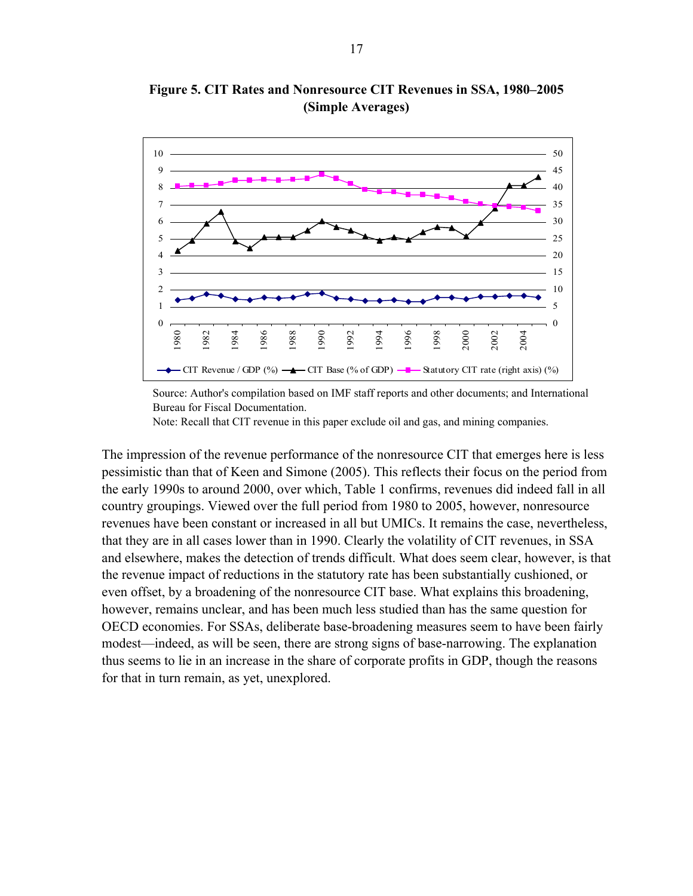**Figure 5. CIT Rates and Nonresource CIT Revenues in SSA, 1980–2005 (Simple Averages)**

Source: Author's compilation based on IMF staff reports and other documents; and International Bureau for Fiscal Documentation.

Note: Recall that CIT revenue in this paper exclude oil and gas, and mining companies.

The impression of the revenue performance of the nonresource CIT that emerges here is less pessimistic than that of Keen and Simone (2005). This reflects their focus on the period from the early 1990s to around 2000, over which, Table 1 confirms, revenues did indeed fall in all country groupings. Viewed over the full period from 1980 to 2005, however, nonresource revenues have been constant or increased in all but UMICs. It remains the case, nevertheless, that they are in all cases lower than in 1990. Clearly the volatility of CIT revenues, in SSA and elsewhere, makes the detection of trends difficult. What does seem clear, however, is that the revenue impact of reductions in the statutory rate has been substantially cushioned, or even offset, by a broadening of the nonresource CIT base. What explains this broadening, however, remains unclear, and has been much less studied than has the same question for OECD economies. For SSAs, deliberate base-broadening measures seem to have been fairly modest—indeed, as will be seen, there are strong signs of base-narrowing. The explanation thus seems to lie in an increase in the share of corporate profits in GDP, though the reasons for that in turn remain, as yet, unexplored.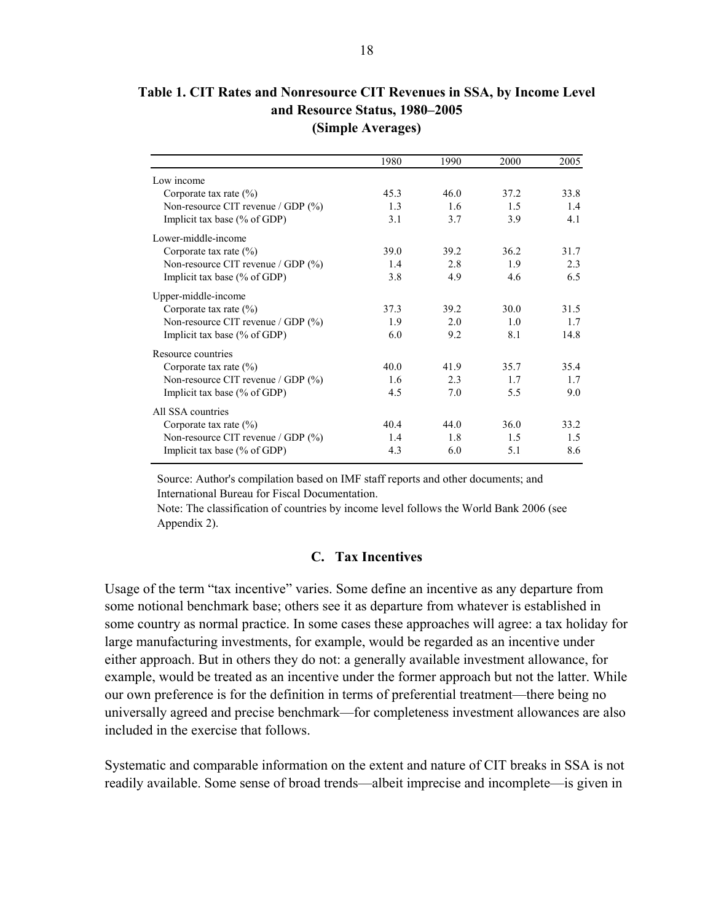**Table 1. CIT Rates and Nonresource CIT Revenues in SSA, by Income Level and Resource Status, 1980–2005 (Simple Averages)**

| | 1980 | 1990 | 2000 | 2005 |
|---|---|---|---|---|
| Low income | | | | |
| Corporate tax rate (%) | 45.3 | 46.0 | 37.2 | 33.8 |
| Non-resource CIT revenue / GDP (%) | 1.3 | 1.6 | 1.5 | 1.4 |
| Implicit tax base (% of GDP) | 3.1 | 3.7 | 3.9 | 4.1 |
| Lower-middle-income | | | | |
| Corporate tax rate (%) | 39.0 | 39.2 | 36.2 | 31.7 |
| Non-resource CIT revenue / GDP (%) | 1.4 | 2.8 | 1.9 | 2.3 |
| Implicit tax base (% of GDP) | 3.8 | 4.9 | 4.6 | 6.5 |
| Upper-middle-income | | | | |
| Corporate tax rate (%) | 37.3 | 39.2 | 30.0 | 31.5 |
| Non-resource CIT revenue / GDP (%) | 1.9 | 2.0 | 1.0 | 1.7 |
| Implicit tax base (% of GDP) | 6.0 | 9.2 | 8.1 | 14.8 |
| Resource countries | | | | |
| Corporate tax rate (%) | 40.0 | 41.9 | 35.7 | 35.4 |
| Non-resource CIT revenue / GDP (%) | 1.6 | 2.3 | 1.7 | 1.7 |
| Implicit tax base (% of GDP) | 4.5 | 7.0 | 5.5 | 9.0 |
| All SSA countries | | | | |
| Corporate tax rate (%) | 40.4 | 44.0 | 36.0 | 33.2 |
| Non-resource CIT revenue / GDP (%) | 1.4 | 1.8 | 1.5 | 1.5 |
| Implicit tax base (% of GDP) | 4.3 | 6.0 | 5.1 | 8.6 |

Source: Author's compilation based on IMF staff reports and other documents; and International Bureau for Fiscal Documentation.

Note: The classification of countries by income level follows the World Bank 2006 (see Appendix 2).

### C. Tax Incentives

Usage of the term "tax incentive" varies. Some define an incentive as any departure from some notional benchmark base; others see it as departure from whatever is established in some country as normal practice. In some cases these approaches will agree: a tax holiday for large manufacturing investments, for example, would be regarded as an incentive under either approach. But in others they do not: a generally available investment allowance, for example, would be treated as an incentive under the former approach but not the latter. While our own preference is for the definition in terms of preferential treatment—there being no universally agreed and precise benchmark—for completeness investment allowances are also included in the exercise that follows.

Systematic and comparable information on the extent and nature of CIT breaks in SSA is not readily available. Some sense of broad trends—albeit imprecise and incomplete—is given in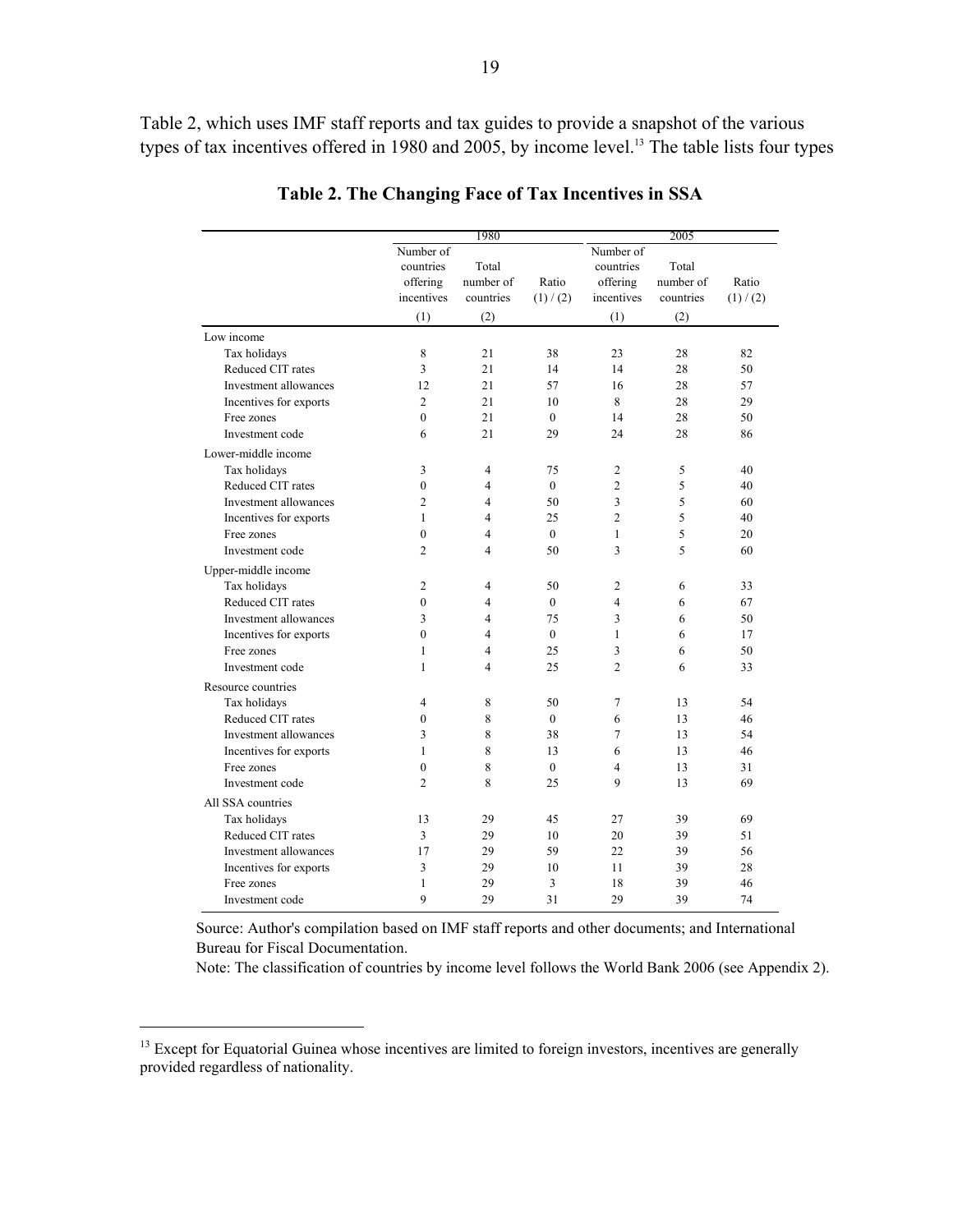Table 2, which uses IMF staff reports and tax guides to provide a snapshot of the various types of tax incentives offered in 1980 and 2005, by income level.[13] The table lists four types

**Table 2. The Changing Face of Tax Incentives in SSA**

| | 1980 | | | 2005 | | |
|---|---|---|---|---|---|---|
| | Number of countries offering incentives (1) | Total number of countries (2) | Ratio (1) / (2) | Number of countries offering incentives (1) | Total number of countries (2) | Ratio (1) / (2) |
| Low income | | | | | | |
| Tax holidays | 8 | 21 | 38 | 23 | 28 | 82 |
| Reduced CIT rates | 3 | 21 | 14 | 14 | 28 | 50 |
| Investment allowances | 12 | 21 | 57 | 16 | 28 | 57 |
| Incentives for exports | 2 | 21 | 10 | 8 | 28 | 29 |
| Free zones | 0 | 21 | 0 | 14 | 28 | 50 |
| Investment code | 6 | 21 | 29 | 24 | 28 | 86 |
| Lower-middle income | | | | | | |
| Tax holidays | 3 | 4 | 75 | 2 | 5 | 40 |
| Reduced CIT rates | 0 | 4 | 0 | 2 | 5 | 40 |
| Investment allowances | 2 | 4 | 50 | 3 | 5 | 60 |
| Incentives for exports | 1 | 4 | 25 | 2 | 5 | 40 |
| Free zones | 0 | 4 | 0 | 1 | 5 | 20 |
| Investment code | 2 | 4 | 50 | 3 | 5 | 60 |
| Upper-middle income | | | | | | |
| Tax holidays | 2 | 4 | 50 | 2 | 6 | 33 |
| Reduced CIT rates | 0 | 4 | 0 | 4 | 6 | 67 |
| Investment allowances | 3 | 4 | 75 | 3 | 6 | 50 |
| Incentives for exports | 0 | 4 | 0 | 1 | 6 | 17 |
| Free zones | 1 | 4 | 25 | 3 | 6 | 50 |
| Investment code | 1 | 4 | 25 | 2 | 6 | 33 |
| Resource countries | | | | | | |
| Tax holidays | 4 | 8 | 50 | 7 | 13 | 54 |
| Reduced CIT rates | 0 | 8 | 0 | 6 | 13 | 46 |
| Investment allowances | 3 | 8 | 38 | 7 | 13 | 54 |
| Incentives for exports | 1 | 8 | 13 | 6 | 13 | 46 |
| Free zones | 0 | 8 | 0 | 4 | 13 | 31 |
| Investment code | 2 | 8 | 25 | 9 | 13 | 69 |
| All SSA countries | | | | | | |
| Tax holidays | 13 | 29 | 45 | 27 | 39 | 69 |
| Reduced CIT rates | 3 | 29 | 10 | 20 | 39 | 51 |
| Investment allowances | 17 | 29 | 59 | 22 | 39 | 56 |
| Incentives for exports | 3 | 29 | 10 | 11 | 39 | 28 |
| Free zones | 1 | 29 | 3 | 18 | 39 | 46 |
| Investment code | 9 | 29 | 31 | 29 | 39 | 74 |

Source: Author's compilation based on IMF staff reports and other documents; and International Bureau for Fiscal Documentation.
Note: The classification of countries by income level follows the World Bank 2006 (see Appendix 2).

[13] Except for Equatorial Guinea whose incentives are limited to foreign investors, incentives are generally provided regardless of nationality.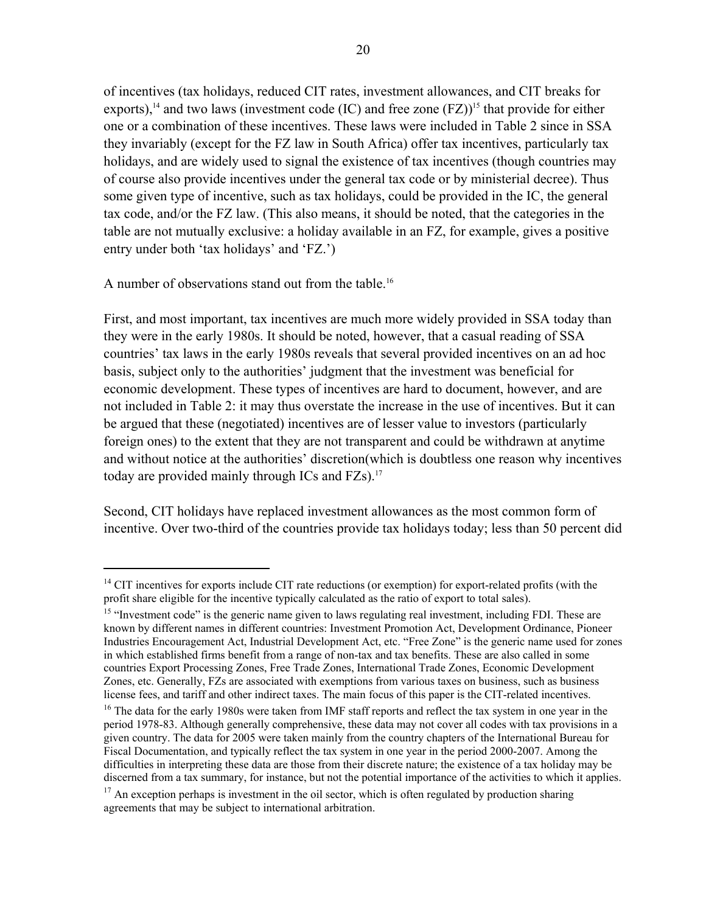of incentives (tax holidays, reduced CIT rates, investment allowances, and CIT breaks for exports),[14] and two laws (investment code (IC) and free zone (FZ))[15] that provide for either one or a combination of these incentives. These laws were included in Table 2 since in SSA they invariably (except for the FZ law in South Africa) offer tax incentives, particularly tax holidays, and are widely used to signal the existence of tax incentives (though countries may of course also provide incentives under the general tax code or by ministerial decree). Thus some given type of incentive, such as tax holidays, could be provided in the IC, the general tax code, and/or the FZ law. (This also means, it should be noted, that the categories in the table are not mutually exclusive: a holiday available in an FZ, for example, gives a positive entry under both 'tax holidays' and 'FZ.')

A number of observations stand out from the table.[16]

First, and most important, tax incentives are much more widely provided in SSA today than they were in the early 1980s. It should be noted, however, that a casual reading of SSA countries' tax laws in the early 1980s reveals that several provided incentives on an ad hoc basis, subject only to the authorities' judgment that the investment was beneficial for economic development. These types of incentives are hard to document, however, and are not included in Table 2: it may thus overstate the increase in the use of incentives. But it can be argued that these (negotiated) incentives are of lesser value to investors (particularly foreign ones) to the extent that they are not transparent and could be withdrawn at anytime and without notice at the authorities' discretion(which is doubtless one reason why incentives today are provided mainly through ICs and FZs).[17]

Second, CIT holidays have replaced investment allowances as the most common form of incentive. Over two-third of the countries provide tax holidays today; less than 50 percent did

---

[14] CIT incentives for exports include CIT rate reductions (or exemption) for export-related profits (with the profit share eligible for the incentive typically calculated as the ratio of export to total sales).

[15] "Investment code" is the generic name given to laws regulating real investment, including FDI. These are known by different names in different countries: Investment Promotion Act, Development Ordinance, Pioneer Industries Encouragement Act, Industrial Development Act, etc. "Free Zone" is the generic name used for zones in which established firms benefit from a range of non-tax and tax benefits. These are also called in some countries Export Processing Zones, Free Trade Zones, International Trade Zones, Economic Development Zones, etc. Generally, FZs are associated with exemptions from various taxes on business, such as business license fees, and tariff and other indirect taxes. The main focus of this paper is the CIT-related incentives.

[16] The data for the early 1980s were taken from IMF staff reports and reflect the tax system in one year in the period 1978-83. Although generally comprehensive, these data may not cover all codes with tax provisions in a given country. The data for 2005 were taken mainly from the country chapters of the International Bureau for Fiscal Documentation, and typically reflect the tax system in one year in the period 2000-2007. Among the difficulties in interpreting these data are those from their discrete nature; the existence of a tax holiday may be discerned from a tax summary, for instance, but not the potential importance of the activities to which it applies.

[17] An exception perhaps is investment in the oil sector, which is often regulated by production sharing agreements that may be subject to international arbitration.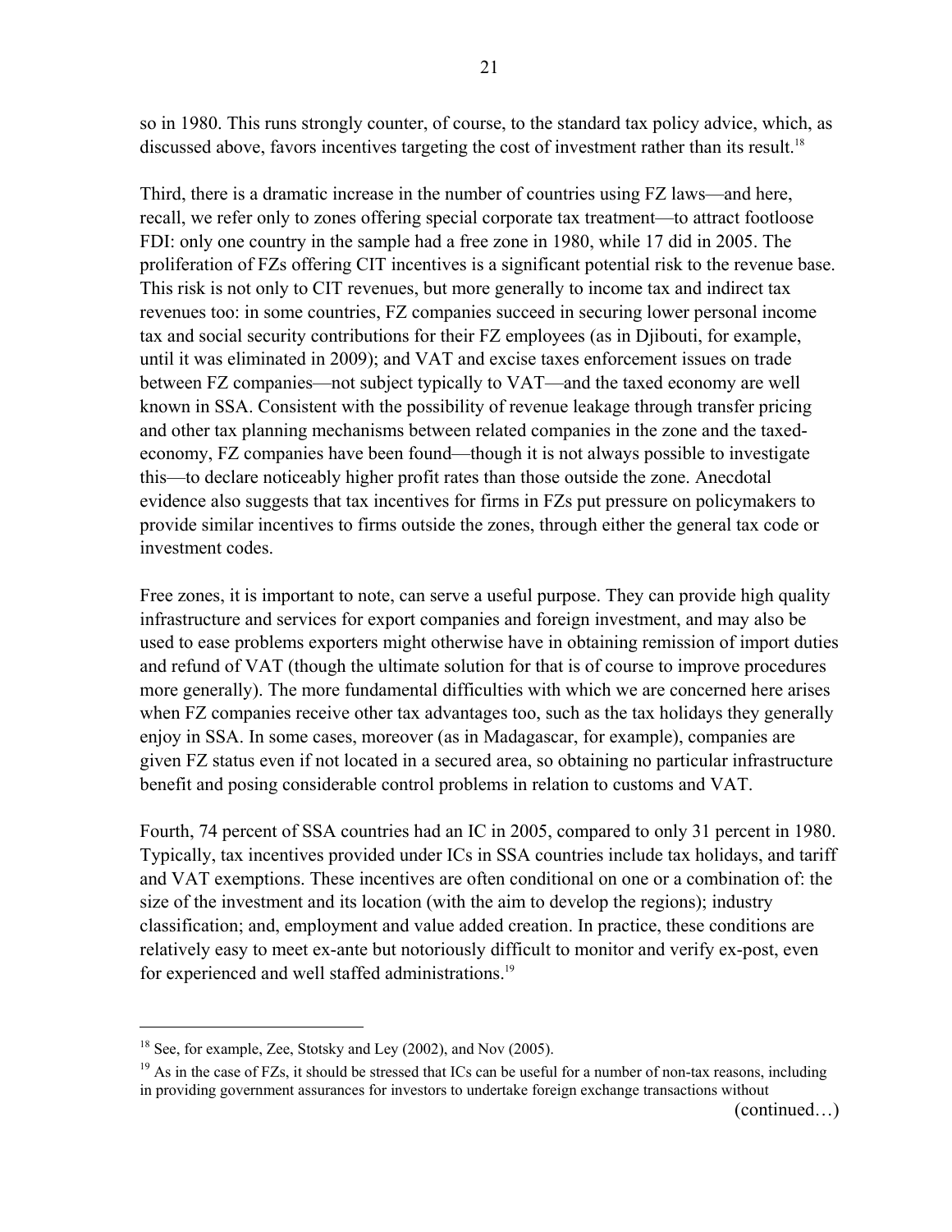so in 1980. This runs strongly counter, of course, to the standard tax policy advice, which, as discussed above, favors incentives targeting the cost of investment rather than its result.[18]

Third, there is a dramatic increase in the number of countries using FZ laws—and here, recall, we refer only to zones offering special corporate tax treatment—to attract footloose FDI: only one country in the sample had a free zone in 1980, while 17 did in 2005. The proliferation of FZs offering CIT incentives is a significant potential risk to the revenue base. This risk is not only to CIT revenues, but more generally to income tax and indirect tax revenues too: in some countries, FZ companies succeed in securing lower personal income tax and social security contributions for their FZ employees (as in Djibouti, for example, until it was eliminated in 2009); and VAT and excise taxes enforcement issues on trade between FZ companies—not subject typically to VAT—and the taxed economy are well known in SSA. Consistent with the possibility of revenue leakage through transfer pricing and other tax planning mechanisms between related companies in the zone and the taxed-economy, FZ companies have been found—though it is not always possible to investigate this—to declare noticeably higher profit rates than those outside the zone. Anecdotal evidence also suggests that tax incentives for firms in FZs put pressure on policymakers to provide similar incentives to firms outside the zones, through either the general tax code or investment codes.

Free zones, it is important to note, can serve a useful purpose. They can provide high quality infrastructure and services for export companies and foreign investment, and may also be used to ease problems exporters might otherwise have in obtaining remission of import duties and refund of VAT (though the ultimate solution for that is of course to improve procedures more generally). The more fundamental difficulties with which we are concerned here arises when FZ companies receive other tax advantages too, such as the tax holidays they generally enjoy in SSA. In some cases, moreover (as in Madagascar, for example), companies are given FZ status even if not located in a secured area, so obtaining no particular infrastructure benefit and posing considerable control problems in relation to customs and VAT.

Fourth, 74 percent of SSA countries had an IC in 2005, compared to only 31 percent in 1980. Typically, tax incentives provided under ICs in SSA countries include tax holidays, and tariff and VAT exemptions. These incentives are often conditional on one or a combination of: the size of the investment and its location (with the aim to develop the regions); industry classification; and, employment and value added creation. In practice, these conditions are relatively easy to meet ex-ante but notoriously difficult to monitor and verify ex-post, even for experienced and well staffed administrations.[19]

---

[18] See, for example, Zee, Stotsky and Ley (2002), and Nov (2005).

[19] As in the case of FZs, it should be stressed that ICs can be useful for a number of non-tax reasons, including in providing government assurances for investors to undertake foreign exchange transactions without

(continued…)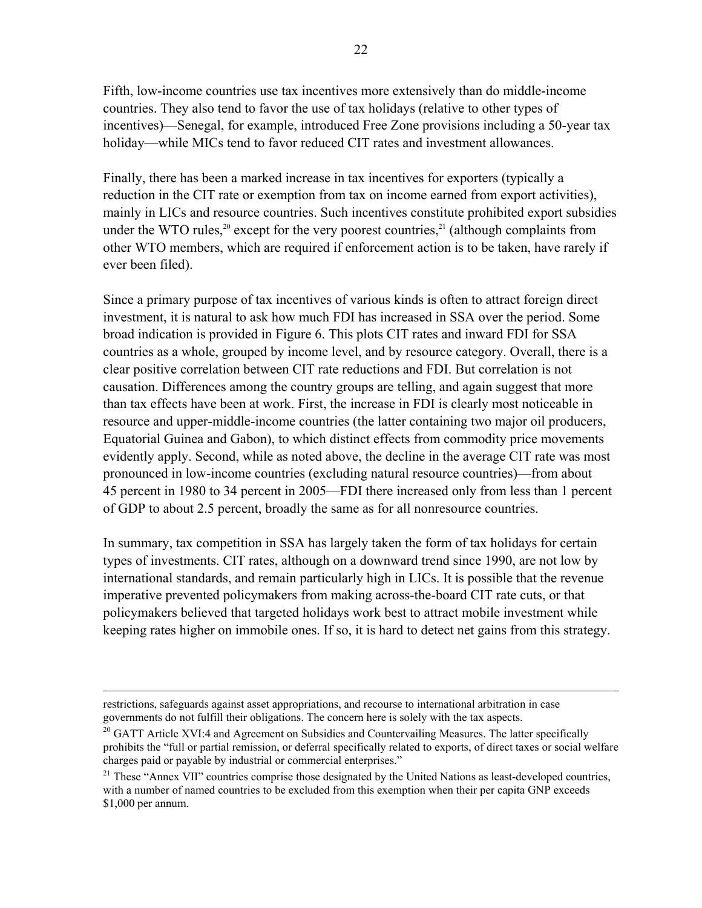Fifth, low-income countries use tax incentives more extensively than do middle-income countries. They also tend to favor the use of tax holidays (relative to other types of incentives)—Senegal, for example, introduced Free Zone provisions including a 50-year tax holiday—while MICs tend to favor reduced CIT rates and investment allowances.

Finally, there has been a marked increase in tax incentives for exporters (typically a reduction in the CIT rate or exemption from tax on income earned from export activities), mainly in LICs and resource countries. Such incentives constitute prohibited export subsidies under the WTO rules,[20] except for the very poorest countries,[21] (although complaints from other WTO members, which are required if enforcement action is to be taken, have rarely if ever been filed).

Since a primary purpose of tax incentives of various kinds is often to attract foreign direct investment, it is natural to ask how much FDI has increased in SSA over the period. Some broad indication is provided in Figure 6. This plots CIT rates and inward FDI for SSA countries as a whole, grouped by income level, and by resource category. Overall, there is a clear positive correlation between CIT rate reductions and FDI. But correlation is not causation. Differences among the country groups are telling, and again suggest that more than tax effects have been at work. First, the increase in FDI is clearly most noticeable in resource and upper-middle-income countries (the latter containing two major oil producers, Equatorial Guinea and Gabon), to which distinct effects from commodity price movements evidently apply. Second, while as noted above, the decline in the average CIT rate was most pronounced in low-income countries (excluding natural resource countries)—from about 45 percent in 1980 to 34 percent in 2005—FDI there increased only from less than 1 percent of GDP to about 2.5 percent, broadly the same as for all nonresource countries.

In summary, tax competition in SSA has largely taken the form of tax holidays for certain types of investments. CIT rates, although on a downward trend since 1990, are not low by international standards, and remain particularly high in LICs. It is possible that the revenue imperative prevented policymakers from making across-the-board CIT rate cuts, or that policymakers believed that targeted holidays work best to attract mobile investment while keeping rates higher on immobile ones. If so, it is hard to detect net gains from this strategy.

---

restrictions, safeguards against asset appropriations, and recourse to international arbitration in case governments do not fulfill their obligations. The concern here is solely with the tax aspects.

[20] GATT Article XVI:4 and Agreement on Subsidies and Countervailing Measures. The latter specifically prohibits the "full or partial remission, or deferral specifically related to exports, of direct taxes or social welfare charges paid or payable by industrial or commercial enterprises."

[21] These "Annex VII" countries comprise those designated by the United Nations as least-developed countries, with a number of named countries to be excluded from this exemption when their per capita GNP exceeds \$1,000 per annum.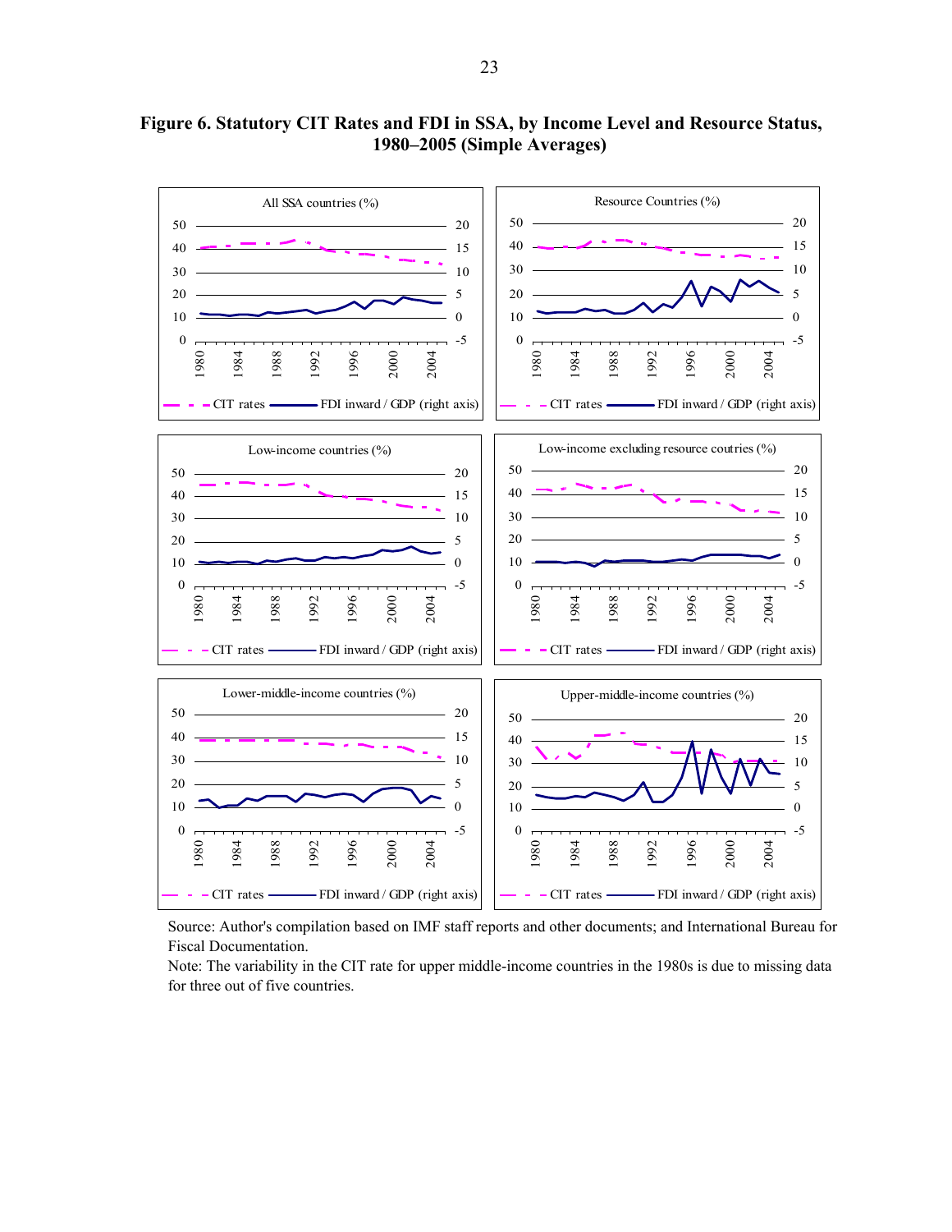**Figure 6. Statutory CIT Rates and FDI in SSA, by Income Level and Resource Status, 1980–2005 (Simple Averages)**

Source: Author's compilation based on IMF staff reports and other documents; and International Bureau for Fiscal Documentation.

Note: The variability in the CIT rate for upper middle-income countries in the 1980s is due to missing data for three out of five countries.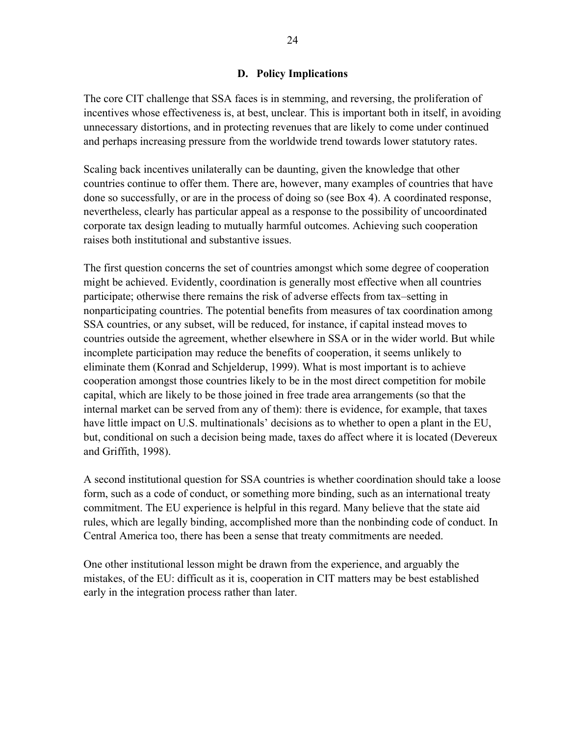### D. Policy Implications

The core CIT challenge that SSA faces is in stemming, and reversing, the proliferation of incentives whose effectiveness is, at best, unclear. This is important both in itself, in avoiding unnecessary distortions, and in protecting revenues that are likely to come under continued and perhaps increasing pressure from the worldwide trend towards lower statutory rates.

Scaling back incentives unilaterally can be daunting, given the knowledge that other countries continue to offer them. There are, however, many examples of countries that have done so successfully, or are in the process of doing so (see Box 4). A coordinated response, nevertheless, clearly has particular appeal as a response to the possibility of uncoordinated corporate tax design leading to mutually harmful outcomes. Achieving such cooperation raises both institutional and substantive issues.

The first question concerns the set of countries amongst which some degree of cooperation might be achieved. Evidently, coordination is generally most effective when all countries participate; otherwise there remains the risk of adverse effects from tax–setting in nonparticipating countries. The potential benefits from measures of tax coordination among SSA countries, or any subset, will be reduced, for instance, if capital instead moves to countries outside the agreement, whether elsewhere in SSA or in the wider world. But while incomplete participation may reduce the benefits of cooperation, it seems unlikely to eliminate them (Konrad and Schjelderup, 1999). What is most important is to achieve cooperation amongst those countries likely to be in the most direct competition for mobile capital, which are likely to be those joined in free trade area arrangements (so that the internal market can be served from any of them): there is evidence, for example, that taxes have little impact on U.S. multinationals' decisions as to whether to open a plant in the EU, but, conditional on such a decision being made, taxes do affect where it is located (Devereux and Griffith, 1998).

A second institutional question for SSA countries is whether coordination should take a loose form, such as a code of conduct, or something more binding, such as an international treaty commitment. The EU experience is helpful in this regard. Many believe that the state aid rules, which are legally binding, accomplished more than the nonbinding code of conduct. In Central America too, there has been a sense that treaty commitments are needed.

One other institutional lesson might be drawn from the experience, and arguably the mistakes, of the EU: difficult as it is, cooperation in CIT matters may be best established early in the integration process rather than later.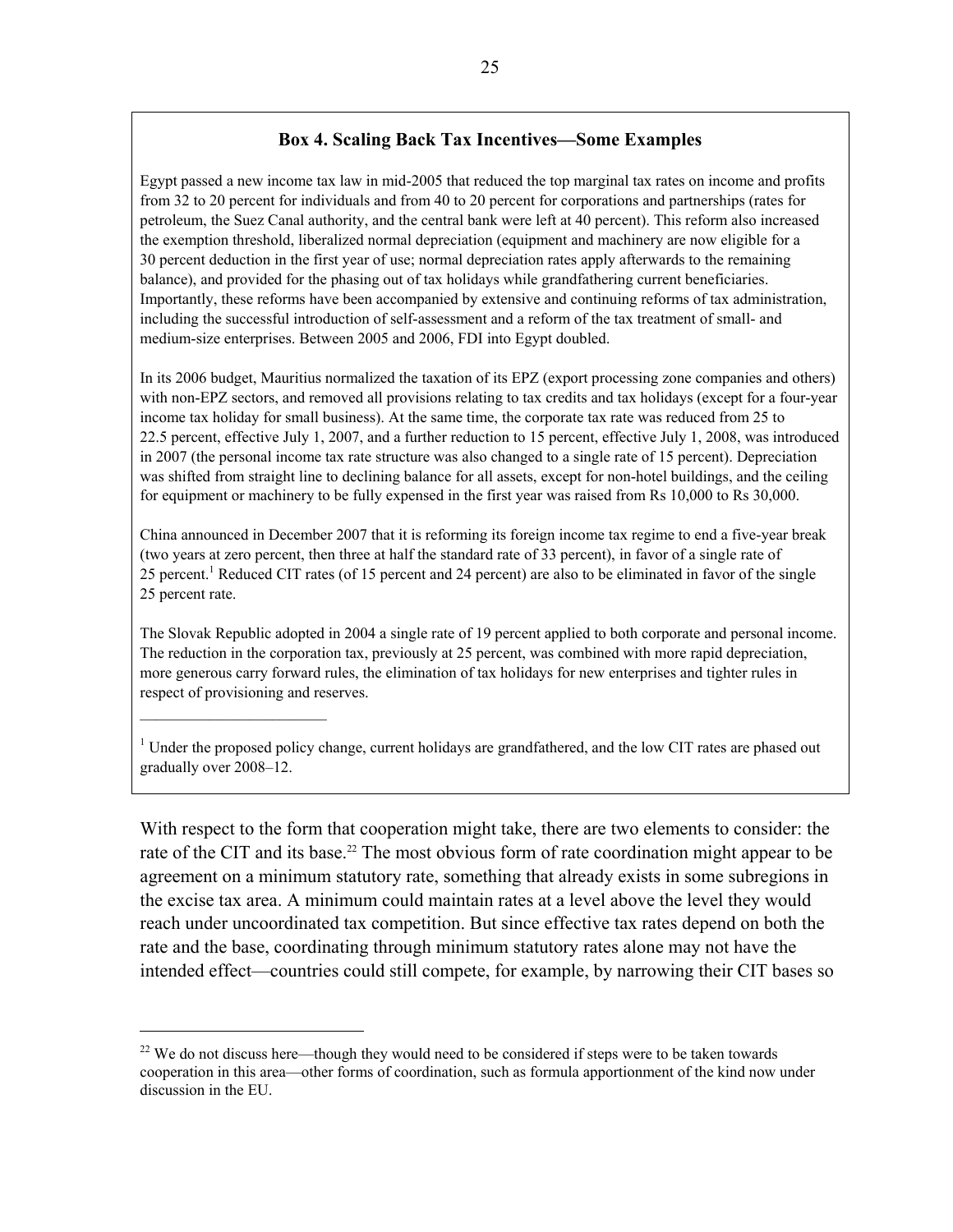### Box 4. Scaling Back Tax Incentives—Some Examples

Egypt passed a new income tax law in mid-2005 that reduced the top marginal tax rates on income and profits from 32 to 20 percent for individuals and from 40 to 20 percent for corporations and partnerships (rates for petroleum, the Suez Canal authority, and the central bank were left at 40 percent). This reform also increased the exemption threshold, liberalized normal depreciation (equipment and machinery are now eligible for a 30 percent deduction in the first year of use; normal depreciation rates apply afterwards to the remaining balance), and provided for the phasing out of tax holidays while grandfathering current beneficiaries. Importantly, these reforms have been accompanied by extensive and continuing reforms of tax administration, including the successful introduction of self-assessment and a reform of the tax treatment of small- and medium-size enterprises. Between 2005 and 2006, FDI into Egypt doubled.

In its 2006 budget, Mauritius normalized the taxation of its EPZ (export processing zone companies and others) with non-EPZ sectors, and removed all provisions relating to tax credits and tax holidays (except for a four-year income tax holiday for small business). At the same time, the corporate tax rate was reduced from 25 to 22.5 percent, effective July 1, 2007, and a further reduction to 15 percent, effective July 1, 2008, was introduced in 2007 (the personal income tax rate structure was also changed to a single rate of 15 percent). Depreciation was shifted from straight line to declining balance for all assets, except for non-hotel buildings, and the ceiling for equipment or machinery to be fully expensed in the first year was raised from Rs 10,000 to Rs 30,000.

China announced in December 2007 that it is reforming its foreign income tax regime to end a five-year break (two years at zero percent, then three at half the standard rate of 33 percent), in favor of a single rate of 25 percent.[1] Reduced CIT rates (of 15 percent and 24 percent) are also to be eliminated in favor of the single 25 percent rate.

The Slovak Republic adopted in 2004 a single rate of 19 percent applied to both corporate and personal income. The reduction in the corporation tax, previously at 25 percent, was combined with more rapid depreciation, more generous carry forward rules, the elimination of tax holidays for new enterprises and tighter rules in respect of provisioning and reserves.

[1] Under the proposed policy change, current holidays are grandfathered, and the low CIT rates are phased out gradually over 2008–12.

With respect to the form that cooperation might take, there are two elements to consider: the rate of the CIT and its base.[22] The most obvious form of rate coordination might appear to be agreement on a minimum statutory rate, something that already exists in some subregions in the excise tax area. A minimum could maintain rates at a level above the level they would reach under uncoordinated tax competition. But since effective tax rates depend on both the rate and the base, coordinating through minimum statutory rates alone may not have the intended effect—countries could still compete, for example, by narrowing their CIT bases so

[22] We do not discuss here—though they would need to be considered if steps were to be taken towards cooperation in this area—other forms of coordination, such as formula apportionment of the kind now under discussion in the EU.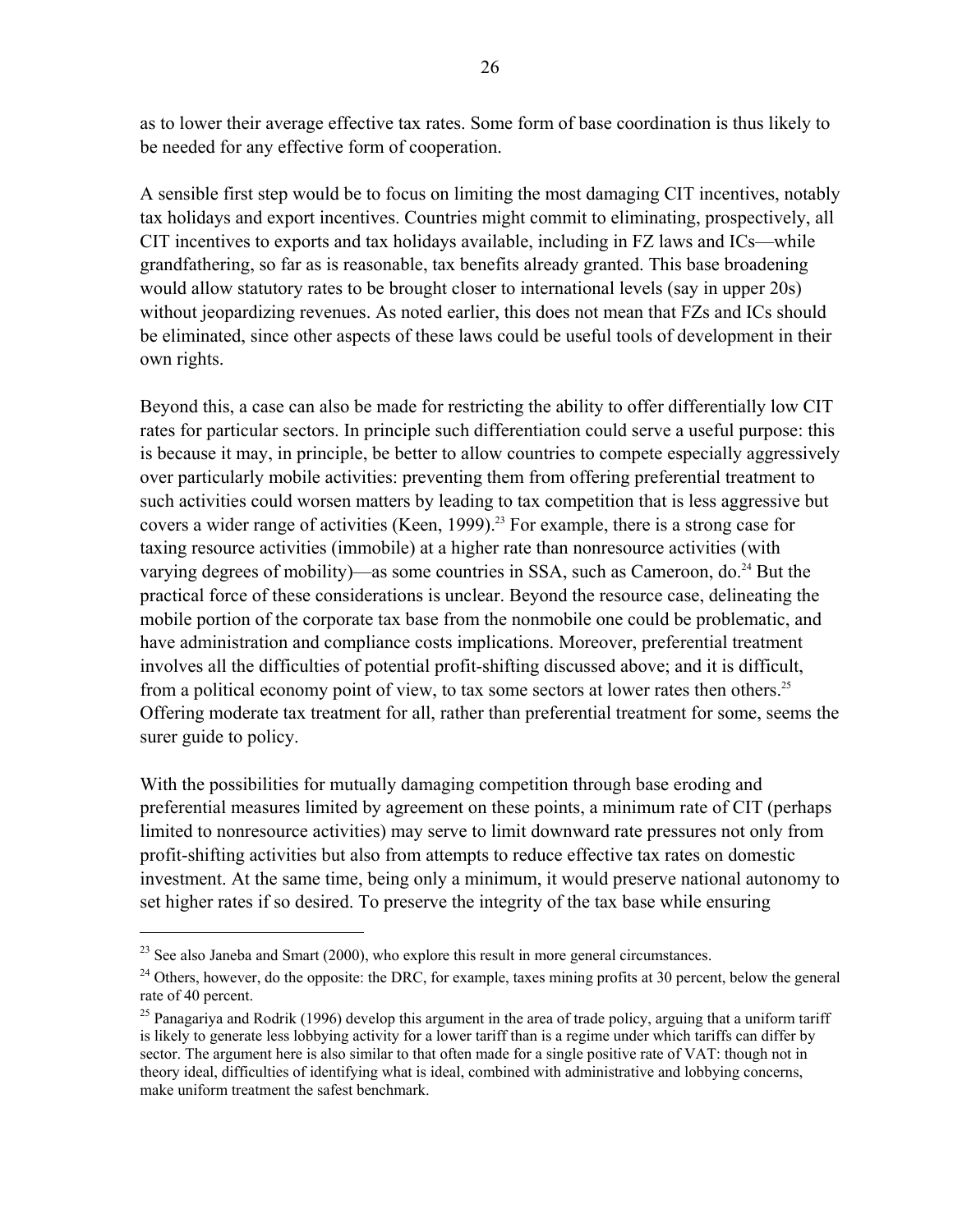as to lower their average effective tax rates. Some form of base coordination is thus likely to be needed for any effective form of cooperation.

A sensible first step would be to focus on limiting the most damaging CIT incentives, notably tax holidays and export incentives. Countries might commit to eliminating, prospectively, all CIT incentives to exports and tax holidays available, including in FZ laws and ICs—while grandfathering, so far as is reasonable, tax benefits already granted. This base broadening would allow statutory rates to be brought closer to international levels (say in upper 20s) without jeopardizing revenues. As noted earlier, this does not mean that FZs and ICs should be eliminated, since other aspects of these laws could be useful tools of development in their own rights.

Beyond this, a case can also be made for restricting the ability to offer differentially low CIT rates for particular sectors. In principle such differentiation could serve a useful purpose: this is because it may, in principle, be better to allow countries to compete especially aggressively over particularly mobile activities: preventing them from offering preferential treatment to such activities could worsen matters by leading to tax competition that is less aggressive but covers a wider range of activities (Keen, 1999).[23] For example, there is a strong case for taxing resource activities (immobile) at a higher rate than nonresource activities (with varying degrees of mobility)—as some countries in SSA, such as Cameroon, do.[24] But the practical force of these considerations is unclear. Beyond the resource case, delineating the mobile portion of the corporate tax base from the nonmobile one could be problematic, and have administration and compliance costs implications. Moreover, preferential treatment involves all the difficulties of potential profit-shifting discussed above; and it is difficult, from a political economy point of view, to tax some sectors at lower rates then others.[25] Offering moderate tax treatment for all, rather than preferential treatment for some, seems the surer guide to policy.

With the possibilities for mutually damaging competition through base eroding and preferential measures limited by agreement on these points, a minimum rate of CIT (perhaps limited to nonresource activities) may serve to limit downward rate pressures not only from profit-shifting activities but also from attempts to reduce effective tax rates on domestic investment. At the same time, being only a minimum, it would preserve national autonomy to set higher rates if so desired. To preserve the integrity of the tax base while ensuring

---

[23] See also Janeba and Smart (2000), who explore this result in more general circumstances.

[24] Others, however, do the opposite: the DRC, for example, taxes mining profits at 30 percent, below the general rate of 40 percent.

[25] Panagariya and Rodrik (1996) develop this argument in the area of trade policy, arguing that a uniform tariff is likely to generate less lobbying activity for a lower tariff than is a regime under which tariffs can differ by sector. The argument here is also similar to that often made for a single positive rate of VAT: though not in theory ideal, difficulties of identifying what is ideal, combined with administrative and lobbying concerns, make uniform treatment the safest benchmark.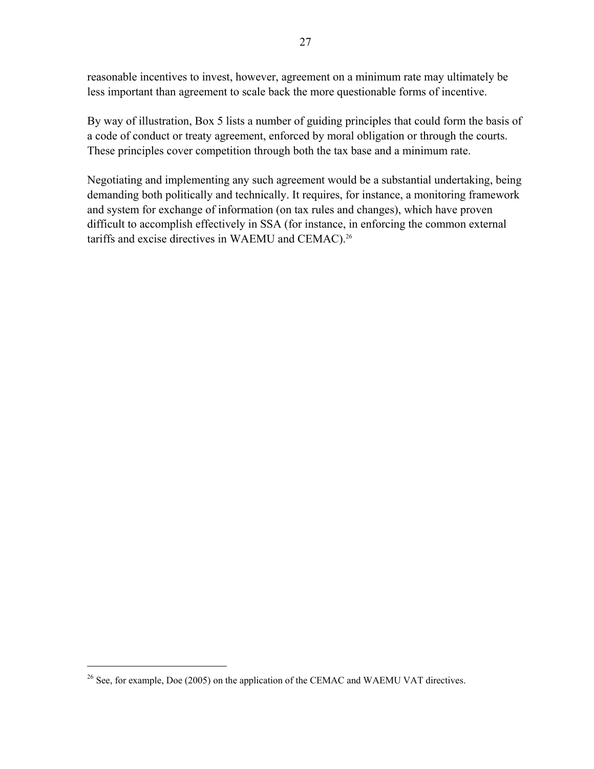reasonable incentives to invest, however, agreement on a minimum rate may ultimately be less important than agreement to scale back the more questionable forms of incentive.

By way of illustration, Box 5 lists a number of guiding principles that could form the basis of a code of conduct or treaty agreement, enforced by moral obligation or through the courts. These principles cover competition through both the tax base and a minimum rate.

Negotiating and implementing any such agreement would be a substantial undertaking, being demanding both politically and technically. It requires, for instance, a monitoring framework and system for exchange of information (on tax rules and changes), which have proven difficult to accomplish effectively in SSA (for instance, in enforcing the common external tariffs and excise directives in WAEMU and CEMAC).[26]

---

[26] See, for example, Doe (2005) on the application of the CEMAC and WAEMU VAT directives.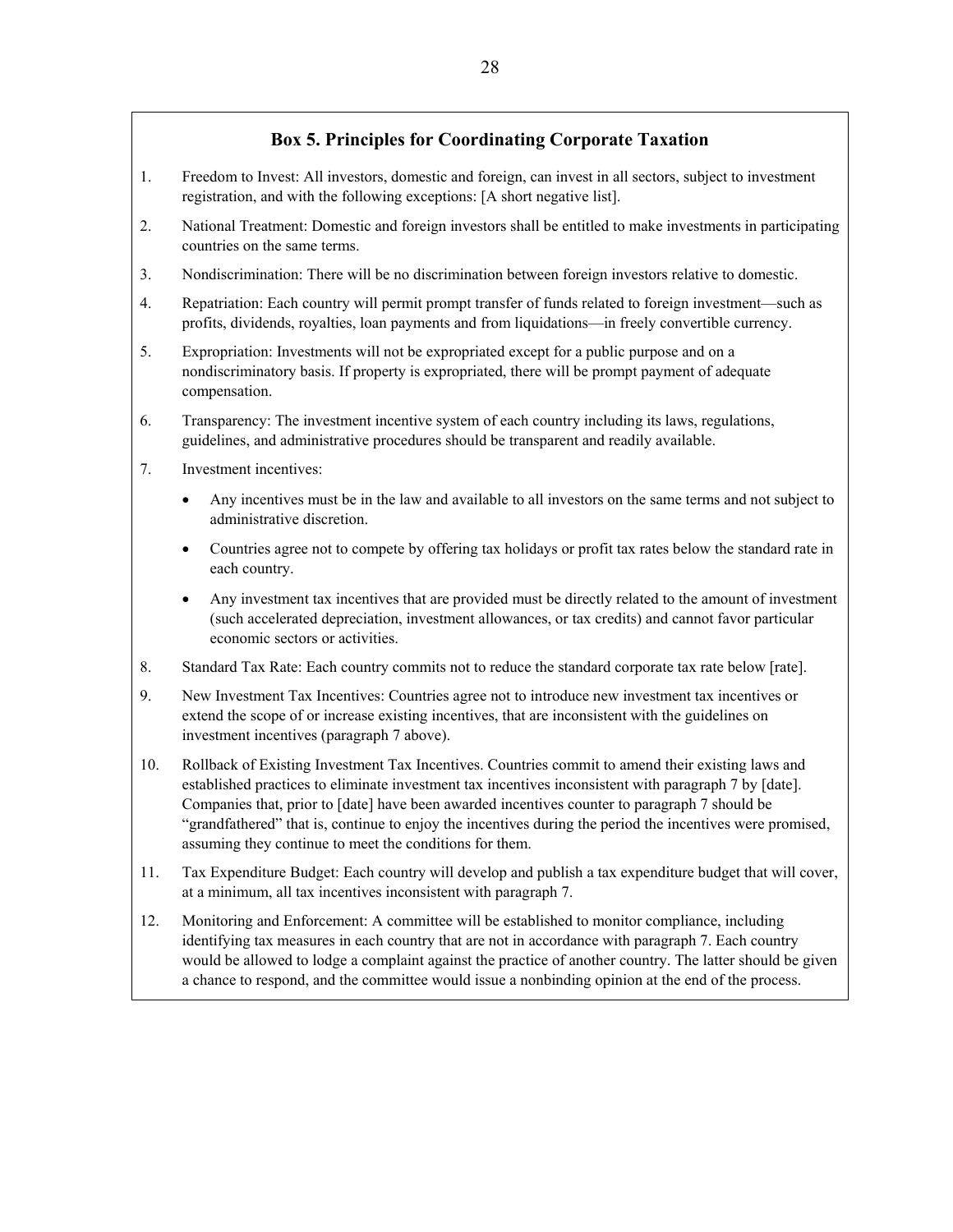## Box 5. Principles for Coordinating Corporate Taxation

1. Freedom to Invest: All investors, domestic and foreign, can invest in all sectors, subject to investment registration, and with the following exceptions: [A short negative list].

2. National Treatment: Domestic and foreign investors shall be entitled to make investments in participating countries on the same terms.

3. Nondiscrimination: There will be no discrimination between foreign investors relative to domestic.

4. Repatriation: Each country will permit prompt transfer of funds related to foreign investment—such as profits, dividends, royalties, loan payments and from liquidations—in freely convertible currency.

5. Expropriation: Investments will not be expropriated except for a public purpose and on a nondiscriminatory basis. If property is expropriated, there will be prompt payment of adequate compensation.

6. Transparency: The investment incentive system of each country including its laws, regulations, guidelines, and administrative procedures should be transparent and readily available.

7. Investment incentives:

   - Any incentives must be in the law and available to all investors on the same terms and not subject to administrative discretion.
   - Countries agree not to compete by offering tax holidays or profit tax rates below the standard rate in each country.
   - Any investment tax incentives that are provided must be directly related to the amount of investment (such accelerated depreciation, investment allowances, or tax credits) and cannot favor particular economic sectors or activities.

8. Standard Tax Rate: Each country commits not to reduce the standard corporate tax rate below [rate].

9. New Investment Tax Incentives: Countries agree not to introduce new investment tax incentives or extend the scope of or increase existing incentives, that are inconsistent with the guidelines on investment incentives (paragraph 7 above).

10. Rollback of Existing Investment Tax Incentives. Countries commit to amend their existing laws and established practices to eliminate investment tax incentives inconsistent with paragraph 7 by [date]. Companies that, prior to [date] have been awarded incentives counter to paragraph 7 should be "grandfathered" that is, continue to enjoy the incentives during the period the incentives were promised, assuming they continue to meet the conditions for them.

11. Tax Expenditure Budget: Each country will develop and publish a tax expenditure budget that will cover, at a minimum, all tax incentives inconsistent with paragraph 7.

12. Monitoring and Enforcement: A committee will be established to monitor compliance, including identifying tax measures in each country that are not in accordance with paragraph 7. Each country would be allowed to lodge a complaint against the practice of another country. The latter should be given a chance to respond, and the committee would issue a nonbinding opinion at the end of the process.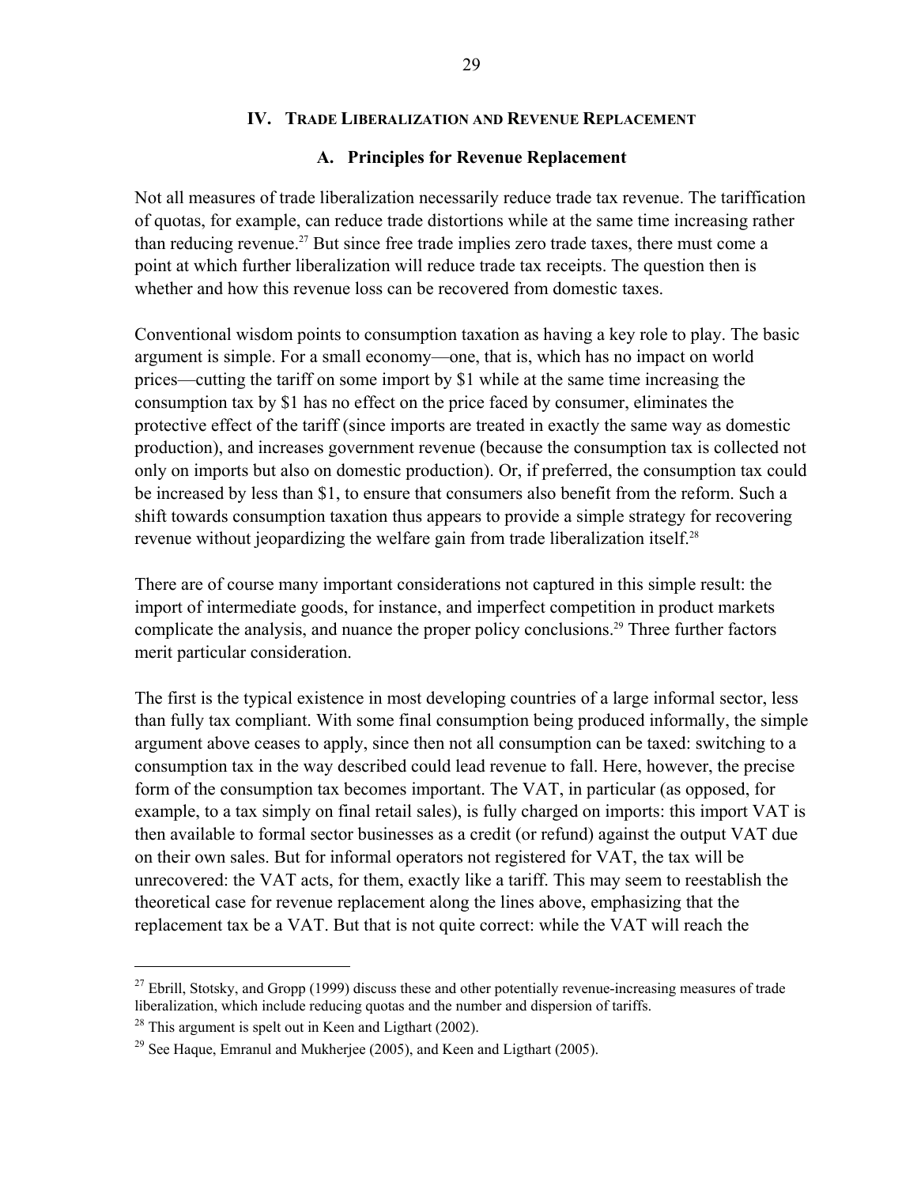## IV. Trade Liberalization and Revenue Replacement

### A. Principles for Revenue Replacement

Not all measures of trade liberalization necessarily reduce trade tax revenue. The tariffication of quotas, for example, can reduce trade distortions while at the same time increasing rather than reducing revenue.[27] But since free trade implies zero trade taxes, there must come a point at which further liberalization will reduce trade tax receipts. The question then is whether and how this revenue loss can be recovered from domestic taxes.

Conventional wisdom points to consumption taxation as having a key role to play. The basic argument is simple. For a small economy—one, that is, which has no impact on world prices—cutting the tariff on some import by $1 while at the same time increasing the consumption tax by $1 has no effect on the price faced by consumer, eliminates the protective effect of the tariff (since imports are treated in exactly the same way as domestic production), and increases government revenue (because the consumption tax is collected not only on imports but also on domestic production). Or, if preferred, the consumption tax could be increased by less than $1, to ensure that consumers also benefit from the reform. Such a shift towards consumption taxation thus appears to provide a simple strategy for recovering revenue without jeopardizing the welfare gain from trade liberalization itself.[28]

There are of course many important considerations not captured in this simple result: the import of intermediate goods, for instance, and imperfect competition in product markets complicate the analysis, and nuance the proper policy conclusions.[29] Three further factors merit particular consideration.

The first is the typical existence in most developing countries of a large informal sector, less than fully tax compliant. With some final consumption being produced informally, the simple argument above ceases to apply, since then not all consumption can be taxed: switching to a consumption tax in the way described could lead revenue to fall. Here, however, the precise form of the consumption tax becomes important. The VAT, in particular (as opposed, for example, to a tax simply on final retail sales), is fully charged on imports: this import VAT is then available to formal sector businesses as a credit (or refund) against the output VAT due on their own sales. But for informal operators not registered for VAT, the tax will be unrecovered: the VAT acts, for them, exactly like a tariff. This may seem to reestablish the theoretical case for revenue replacement along the lines above, emphasizing that the replacement tax be a VAT. But that is not quite correct: while the VAT will reach the

---

[27] Ebrill, Stotsky, and Gropp (1999) discuss these and other potentially revenue-increasing measures of trade liberalization, which include reducing quotas and the number and dispersion of tariffs.

[28] This argument is spelt out in Keen and Ligthart (2002).

[29] See Haque, Emranul and Mukherjee (2005), and Keen and Ligthart (2005).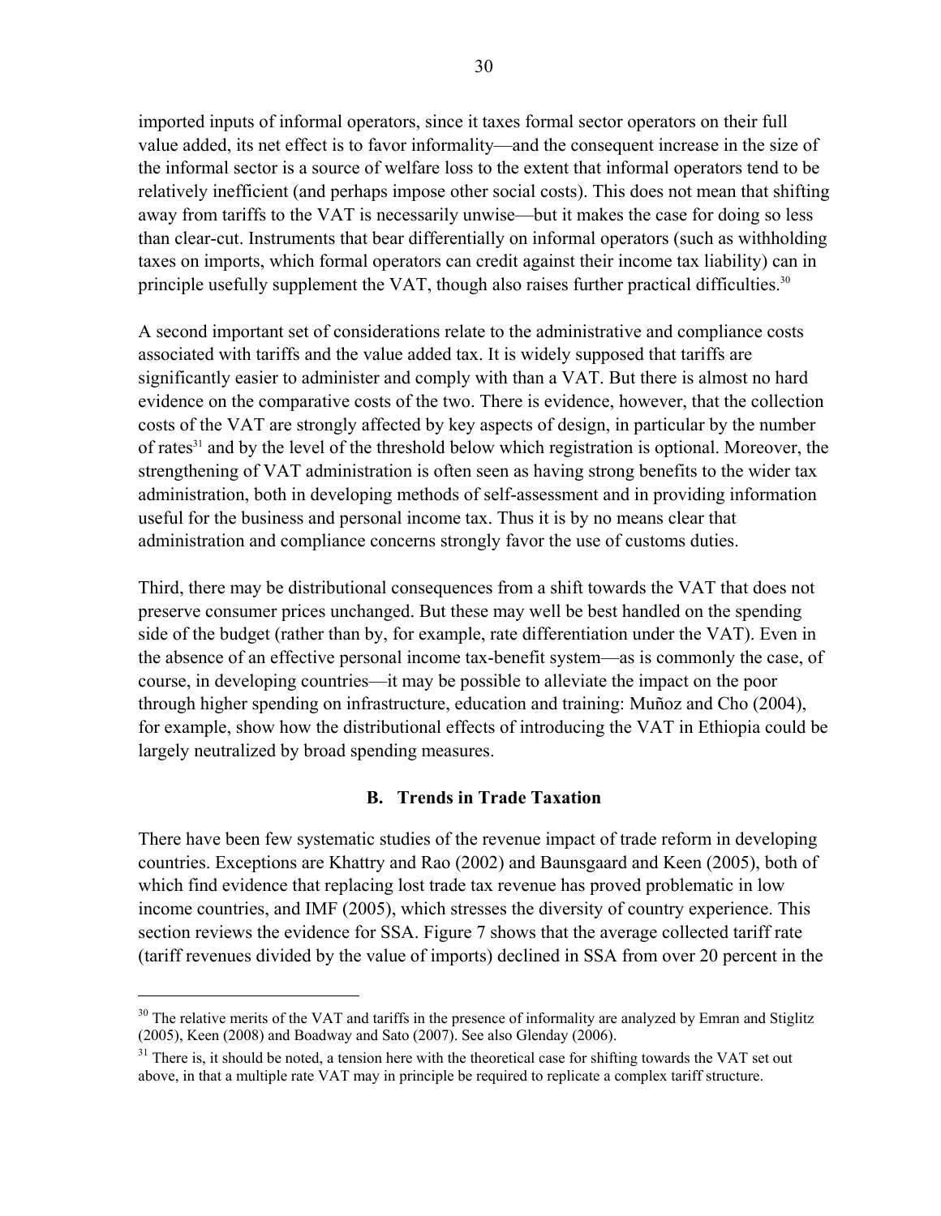imported inputs of informal operators, since it taxes formal sector operators on their full value added, its net effect is to favor informality—and the consequent increase in the size of the informal sector is a source of welfare loss to the extent that informal operators tend to be relatively inefficient (and perhaps impose other social costs). This does not mean that shifting away from tariffs to the VAT is necessarily unwise—but it makes the case for doing so less than clear-cut. Instruments that bear differentially on informal operators (such as withholding taxes on imports, which formal operators can credit against their income tax liability) can in principle usefully supplement the VAT, though also raises further practical difficulties.[30]

A second important set of considerations relate to the administrative and compliance costs associated with tariffs and the value added tax. It is widely supposed that tariffs are significantly easier to administer and comply with than a VAT. But there is almost no hard evidence on the comparative costs of the two. There is evidence, however, that the collection costs of the VAT are strongly affected by key aspects of design, in particular by the number of rates[31] and by the level of the threshold below which registration is optional. Moreover, the strengthening of VAT administration is often seen as having strong benefits to the wider tax administration, both in developing methods of self-assessment and in providing information useful for the business and personal income tax. Thus it is by no means clear that administration and compliance concerns strongly favor the use of customs duties.

Third, there may be distributional consequences from a shift towards the VAT that does not preserve consumer prices unchanged. But these may well be best handled on the spending side of the budget (rather than by, for example, rate differentiation under the VAT). Even in the absence of an effective personal income tax-benefit system—as is commonly the case, of course, in developing countries—it may be possible to alleviate the impact on the poor through higher spending on infrastructure, education and training: Muñoz and Cho (2004), for example, show how the distributional effects of introducing the VAT in Ethiopia could be largely neutralized by broad spending measures.

### B. Trends in Trade Taxation

There have been few systematic studies of the revenue impact of trade reform in developing countries. Exceptions are Khattry and Rao (2002) and Baunsgaard and Keen (2005), both of which find evidence that replacing lost trade tax revenue has proved problematic in low income countries, and IMF (2005), which stresses the diversity of country experience. This section reviews the evidence for SSA. Figure 7 shows that the average collected tariff rate (tariff revenues divided by the value of imports) declined in SSA from over 20 percent in the

---

[30] The relative merits of the VAT and tariffs in the presence of informality are analyzed by Emran and Stiglitz (2005), Keen (2008) and Boadway and Sato (2007). See also Glenday (2006).

[31] There is, it should be noted, a tension here with the theoretical case for shifting towards the VAT set out above, in that a multiple rate VAT may in principle be required to replicate a complex tariff structure.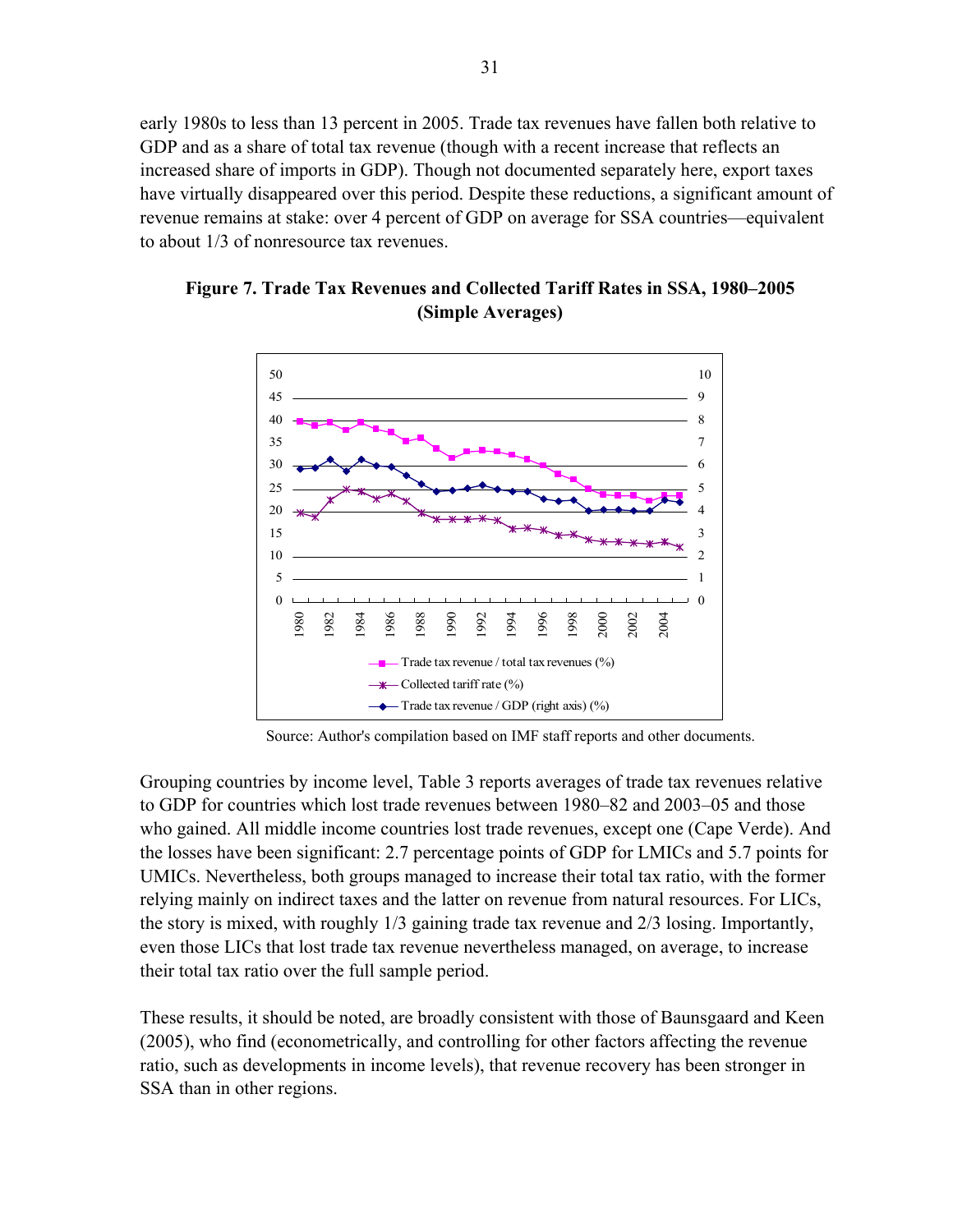early 1980s to less than 13 percent in 2005. Trade tax revenues have fallen both relative to GDP and as a share of total tax revenue (though with a recent increase that reflects an increased share of imports in GDP). Though not documented separately here, export taxes have virtually disappeared over this period. Despite these reductions, a significant amount of revenue remains at stake: over 4 percent of GDP on average for SSA countries—equivalent to about 1/3 of nonresource tax revenues.

**Figure 7. Trade Tax Revenues and Collected Tariff Rates in SSA, 1980–2005 (Simple Averages)**

Source: Author's compilation based on IMF staff reports and other documents.

Grouping countries by income level, Table 3 reports averages of trade tax revenues relative to GDP for countries which lost trade revenues between 1980–82 and 2003–05 and those who gained. All middle income countries lost trade revenues, except one (Cape Verde). And the losses have been significant: 2.7 percentage points of GDP for LMICs and 5.7 points for UMICs. Nevertheless, both groups managed to increase their total tax ratio, with the former relying mainly on indirect taxes and the latter on revenue from natural resources. For LICs, the story is mixed, with roughly 1/3 gaining trade tax revenue and 2/3 losing. Importantly, even those LICs that lost trade tax revenue nevertheless managed, on average, to increase their total tax ratio over the full sample period.

These results, it should be noted, are broadly consistent with those of Baunsgaard and Keen (2005), who find (econometrically, and controlling for other factors affecting the revenue ratio, such as developments in income levels), that revenue recovery has been stronger in SSA than in other regions.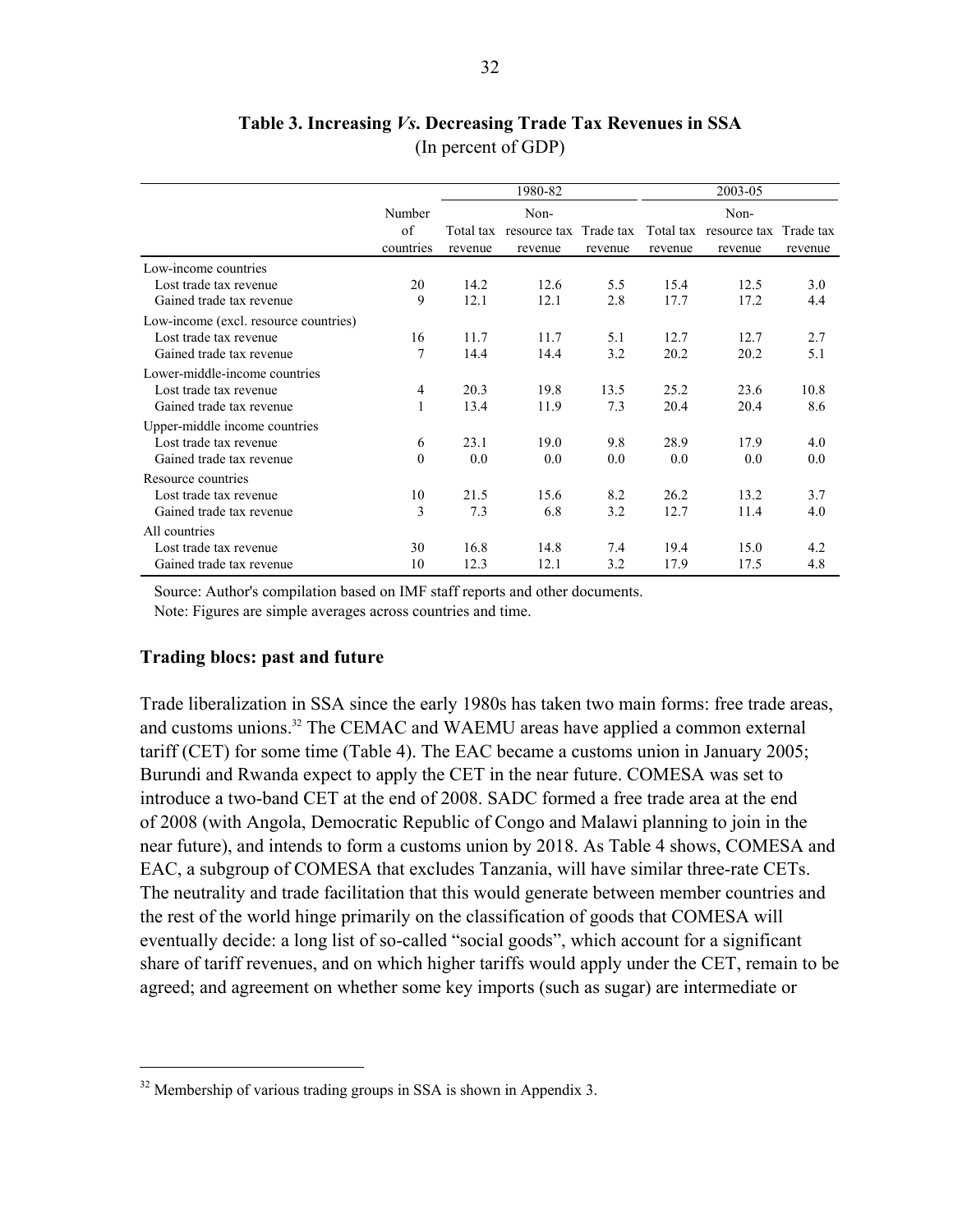**Table 3. Increasing *Vs*. Decreasing Trade Tax Revenues in SSA**
(In percent of GDP)

| | Number of countries | 1980-82 | | | 2003-05 | | |
|---|---|---|---|---|---|---|---|
| | | Total tax revenue | Non-resource tax revenue | Trade tax revenue | Total tax revenue | Non-resource tax revenue | Trade tax revenue |
| Low-income countries | | | | | | | |
| Lost trade tax revenue | 20 | 14.2 | 12.6 | 5.5 | 15.4 | 12.5 | 3.0 |
| Gained trade tax revenue | 9 | 12.1 | 12.1 | 2.8 | 17.7 | 17.2 | 4.4 |
| Low-income (excl. resource countries) | | | | | | | |
| Lost trade tax revenue | 16 | 11.7 | 11.7 | 5.1 | 12.7 | 12.7 | 2.7 |
| Gained trade tax revenue | 7 | 14.4 | 14.4 | 3.2 | 20.2 | 20.2 | 5.1 |
| Lower-middle-income countries | | | | | | | |
| Lost trade tax revenue | 4 | 20.3 | 19.8 | 13.5 | 25.2 | 23.6 | 10.8 |
| Gained trade tax revenue | 1 | 13.4 | 11.9 | 7.3 | 20.4 | 20.4 | 8.6 |
| Upper-middle income countries | | | | | | | |
| Lost trade tax revenue | 6 | 23.1 | 19.0 | 9.8 | 28.9 | 17.9 | 4.0 |
| Gained trade tax revenue | 0 | 0.0 | 0.0 | 0.0 | 0.0 | 0.0 | 0.0 |
| Resource countries | | | | | | | |
| Lost trade tax revenue | 10 | 21.5 | 15.6 | 8.2 | 26.2 | 13.2 | 3.7 |
| Gained trade tax revenue | 3 | 7.3 | 6.8 | 3.2 | 12.7 | 11.4 | 4.0 |
| All countries | | | | | | | |
| Lost trade tax revenue | 30 | 16.8 | 14.8 | 7.4 | 19.4 | 15.0 | 4.2 |
| Gained trade tax revenue | 10 | 12.3 | 12.1 | 3.2 | 17.9 | 17.5 | 4.8 |

Source: Author's compilation based on IMF staff reports and other documents.
Note: Figures are simple averages across countries and time.

### Trading blocs: past and future

Trade liberalization in SSA since the early 1980s has taken two main forms: free trade areas, and customs unions.[32] The CEMAC and WAEMU areas have applied a common external tariff (CET) for some time (Table 4). The EAC became a customs union in January 2005; Burundi and Rwanda expect to apply the CET in the near future. COMESA was set to introduce a two-band CET at the end of 2008. SADC formed a free trade area at the end of 2008 (with Angola, Democratic Republic of Congo and Malawi planning to join in the near future), and intends to form a customs union by 2018. As Table 4 shows, COMESA and EAC, a subgroup of COMESA that excludes Tanzania, will have similar three-rate CETs. The neutrality and trade facilitation that this would generate between member countries and the rest of the world hinge primarily on the classification of goods that COMESA will eventually decide: a long list of so-called "social goods", which account for a significant share of tariff revenues, and on which higher tariffs would apply under the CET, remain to be agreed; and agreement on whether some key imports (such as sugar) are intermediate or

[32] Membership of various trading groups in SSA is shown in Appendix 3.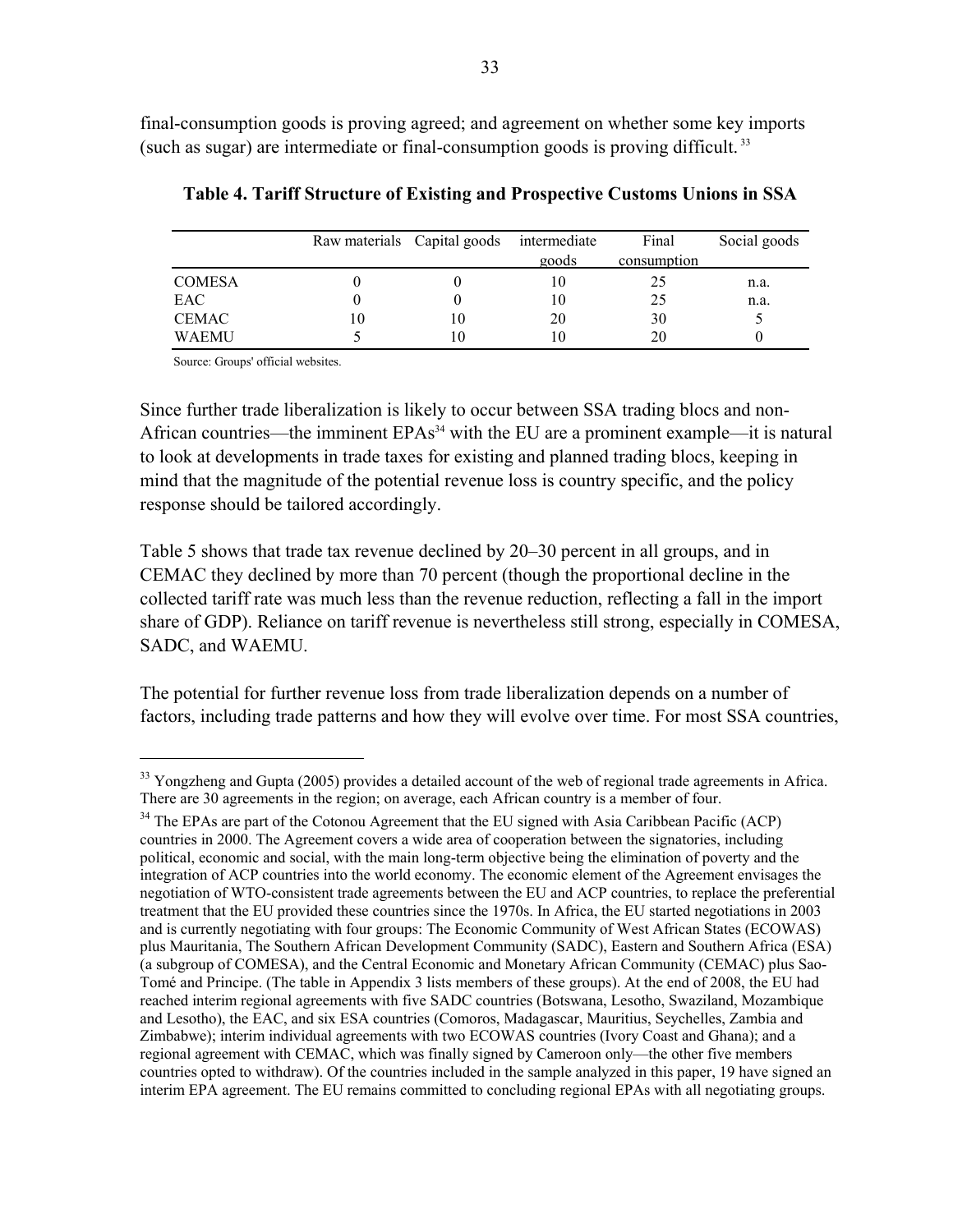final-consumption goods is proving agreed; and agreement on whether some key imports (such as sugar) are intermediate or final-consumption goods is proving difficult.[33]

**Table 4. Tariff Structure of Existing and Prospective Customs Unions in SSA**

| | Raw materials | Capital goods | intermediate goods | Final consumption | Social goods |
|---|---|---|---|---|---|
| COMESA | 0 | 0 | 10 | 25 | n.a. |
| EAC | 0 | 0 | 10 | 25 | n.a. |
| CEMAC | 10 | 10 | 20 | 30 | 5 |
| WAEMU | 5 | 10 | 10 | 20 | 0 |

Source: Groups' official websites.

Since further trade liberalization is likely to occur between SSA trading blocs and non-African countries—the imminent EPAs[34] with the EU are a prominent example—it is natural to look at developments in trade taxes for existing and planned trading blocs, keeping in mind that the magnitude of the potential revenue loss is country specific, and the policy response should be tailored accordingly.

Table 5 shows that trade tax revenue declined by 20–30 percent in all groups, and in CEMAC they declined by more than 70 percent (though the proportional decline in the collected tariff rate was much less than the revenue reduction, reflecting a fall in the import share of GDP). Reliance on tariff revenue is nevertheless still strong, especially in COMESA, SADC, and WAEMU.

The potential for further revenue loss from trade liberalization depends on a number of factors, including trade patterns and how they will evolve over time. For most SSA countries,

---

[33] Yongzheng and Gupta (2005) provides a detailed account of the web of regional trade agreements in Africa. There are 30 agreements in the region; on average, each African country is a member of four.

[34] The EPAs are part of the Cotonou Agreement that the EU signed with Asia Caribbean Pacific (ACP) countries in 2000. The Agreement covers a wide area of cooperation between the signatories, including political, economic and social, with the main long-term objective being the elimination of poverty and the integration of ACP countries into the world economy. The economic element of the Agreement envisages the negotiation of WTO-consistent trade agreements between the EU and ACP countries, to replace the preferential treatment that the EU provided these countries since the 1970s. In Africa, the EU started negotiations in 2003 and is currently negotiating with four groups: The Economic Community of West African States (ECOWAS) plus Mauritania, The Southern African Development Community (SADC), Eastern and Southern Africa (ESA) (a subgroup of COMESA), and the Central Economic and Monetary African Community (CEMAC) plus Sao-Tomé and Principe. (The table in Appendix 3 lists members of these groups). At the end of 2008, the EU had reached interim regional agreements with five SADC countries (Botswana, Lesotho, Swaziland, Mozambique and Lesotho), the EAC, and six ESA countries (Comoros, Madagascar, Mauritius, Seychelles, Zambia and Zimbabwe); interim individual agreements with two ECOWAS countries (Ivory Coast and Ghana); and a regional agreement with CEMAC, which was finally signed by Cameroon only—the other five members countries opted to withdraw). Of the countries included in the sample analyzed in this paper, 19 have signed an interim EPA agreement. The EU remains committed to concluding regional EPAs with all negotiating groups.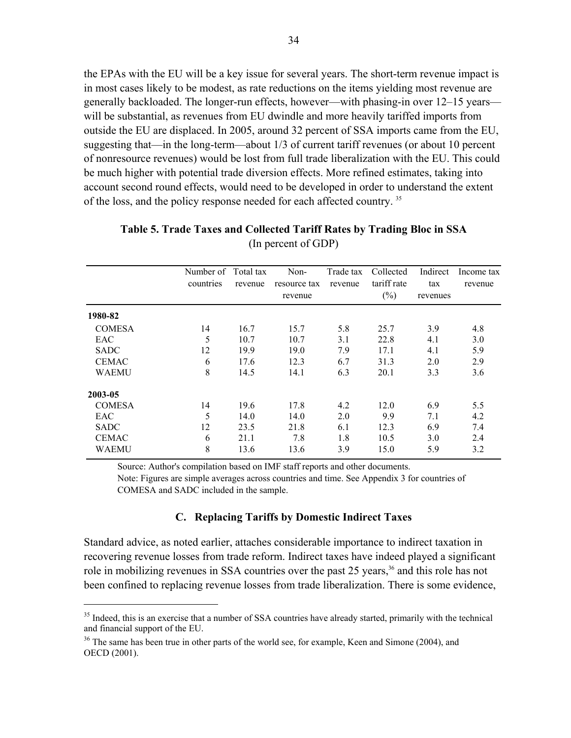the EPAs with the EU will be a key issue for several years. The short-term revenue impact is in most cases likely to be modest, as rate reductions on the items yielding most revenue are generally backloaded. The longer-run effects, however—with phasing-in over 12–15 years—will be substantial, as revenues from EU dwindle and more heavily tariffed imports from outside the EU are displaced. In 2005, around 32 percent of SSA imports came from the EU, suggesting that—in the long-term—about 1/3 of current tariff revenues (or about 10 percent of nonresource revenues) would be lost from full trade liberalization with the EU. This could be much higher with potential trade diversion effects. More refined estimates, taking into account second round effects, would need to be developed in order to understand the extent of the loss, and the policy response needed for each affected country. [35]

**Table 5. Trade Taxes and Collected Tariff Rates by Trading Bloc in SSA**
(In percent of GDP)

| | Number of countries | Total tax revenue | Non-resource tax revenue | Trade tax revenue | Collected tariff rate (%) | Indirect tax revenues | Income tax revenue |
|---|---|---|---|---|---|---|---|
| **1980-82** | | | | | | | |
| COMESA | 14 | 16.7 | 15.7 | 5.8 | 25.7 | 3.9 | 4.8 |
| EAC | 5 | 10.7 | 10.7 | 3.1 | 22.8 | 4.1 | 3.0 |
| SADC | 12 | 19.9 | 19.0 | 7.9 | 17.1 | 4.1 | 5.9 |
| CEMAC | 6 | 17.6 | 12.3 | 6.7 | 31.3 | 2.0 | 2.9 |
| WAEMU | 8 | 14.5 | 14.1 | 6.3 | 20.1 | 3.3 | 3.6 |
| **2003-05** | | | | | | | |
| COMESA | 14 | 19.6 | 17.8 | 4.2 | 12.0 | 6.9 | 5.5 |
| EAC | 5 | 14.0 | 14.0 | 2.0 | 9.9 | 7.1 | 4.2 |
| SADC | 12 | 23.5 | 21.8 | 6.1 | 12.3 | 6.9 | 7.4 |
| CEMAC | 6 | 21.1 | 7.8 | 1.8 | 10.5 | 3.0 | 2.4 |
| WAEMU | 8 | 13.6 | 13.6 | 3.9 | 15.0 | 5.9 | 3.2 |

Source: Author's compilation based on IMF staff reports and other documents.
Note: Figures are simple averages across countries and time. See Appendix 3 for countries of COMESA and SADC included in the sample.

### C. Replacing Tariffs by Domestic Indirect Taxes

Standard advice, as noted earlier, attaches considerable importance to indirect taxation in recovering revenue losses from trade reform. Indirect taxes have indeed played a significant role in mobilizing revenues in SSA countries over the past 25 years,[36] and this role has not been confined to replacing revenue losses from trade liberalization. There is some evidence,

[35] Indeed, this is an exercise that a number of SSA countries have already started, primarily with the technical and financial support of the EU.

[36] The same has been true in other parts of the world see, for example, Keen and Simone (2004), and OECD (2001).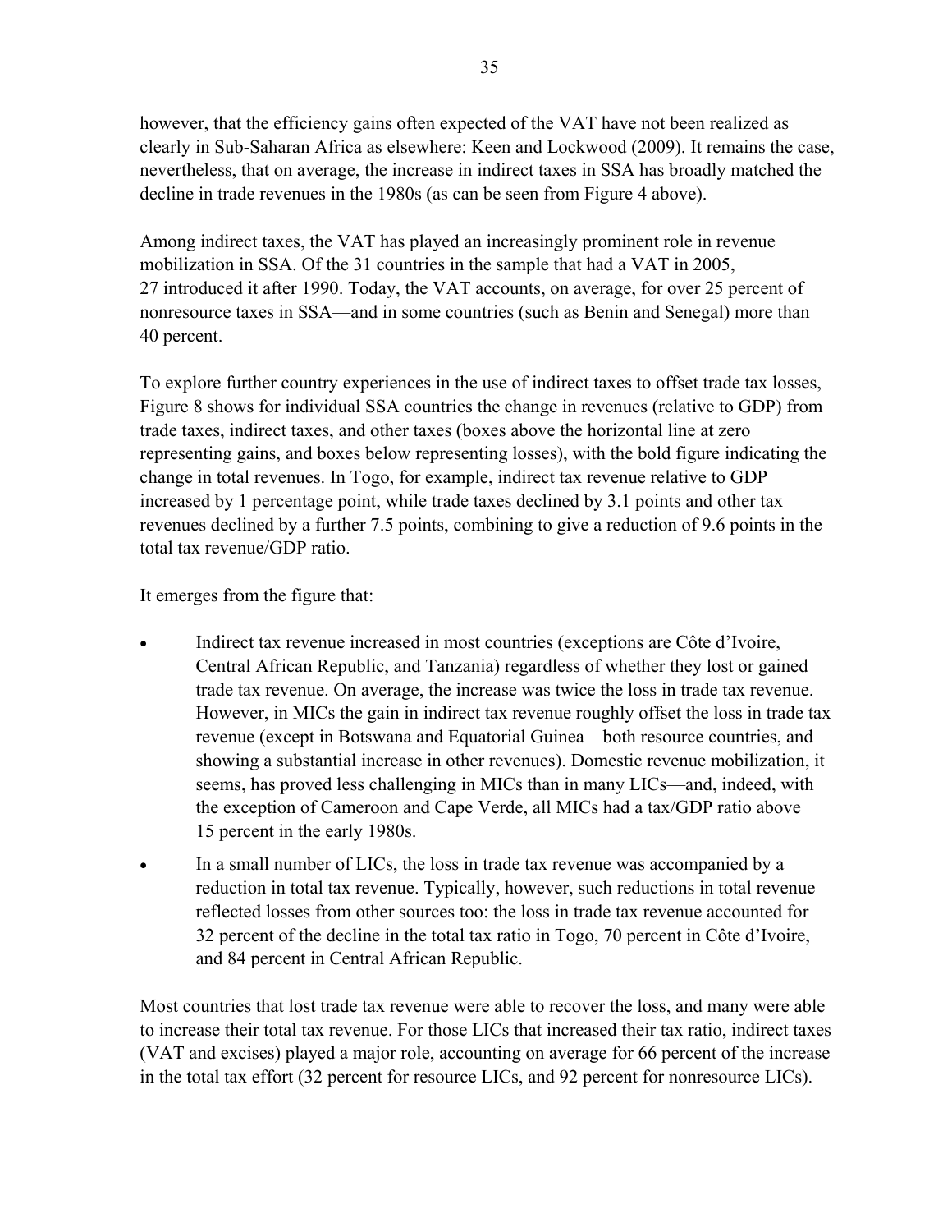however, that the efficiency gains often expected of the VAT have not been realized as clearly in Sub-Saharan Africa as elsewhere: Keen and Lockwood (2009). It remains the case, nevertheless, that on average, the increase in indirect taxes in SSA has broadly matched the decline in trade revenues in the 1980s (as can be seen from Figure 4 above).

Among indirect taxes, the VAT has played an increasingly prominent role in revenue mobilization in SSA. Of the 31 countries in the sample that had a VAT in 2005, 27 introduced it after 1990. Today, the VAT accounts, on average, for over 25 percent of nonresource taxes in SSA—and in some countries (such as Benin and Senegal) more than 40 percent.

To explore further country experiences in the use of indirect taxes to offset trade tax losses, Figure 8 shows for individual SSA countries the change in revenues (relative to GDP) from trade taxes, indirect taxes, and other taxes (boxes above the horizontal line at zero representing gains, and boxes below representing losses), with the bold figure indicating the change in total revenues. In Togo, for example, indirect tax revenue relative to GDP increased by 1 percentage point, while trade taxes declined by 3.1 points and other tax revenues declined by a further 7.5 points, combining to give a reduction of 9.6 points in the total tax revenue/GDP ratio.

It emerges from the figure that:

- Indirect tax revenue increased in most countries (exceptions are Côte d'Ivoire, Central African Republic, and Tanzania) regardless of whether they lost or gained trade tax revenue. On average, the increase was twice the loss in trade tax revenue. However, in MICs the gain in indirect tax revenue roughly offset the loss in trade tax revenue (except in Botswana and Equatorial Guinea—both resource countries, and showing a substantial increase in other revenues). Domestic revenue mobilization, it seems, has proved less challenging in MICs than in many LICs—and, indeed, with the exception of Cameroon and Cape Verde, all MICs had a tax/GDP ratio above 15 percent in the early 1980s.
- In a small number of LICs, the loss in trade tax revenue was accompanied by a reduction in total tax revenue. Typically, however, such reductions in total revenue reflected losses from other sources too: the loss in trade tax revenue accounted for 32 percent of the decline in the total tax ratio in Togo, 70 percent in Côte d'Ivoire, and 84 percent in Central African Republic.

Most countries that lost trade tax revenue were able to recover the loss, and many were able to increase their total tax revenue. For those LICs that increased their tax ratio, indirect taxes (VAT and excises) played a major role, accounting on average for 66 percent of the increase in the total tax effort (32 percent for resource LICs, and 92 percent for nonresource LICs).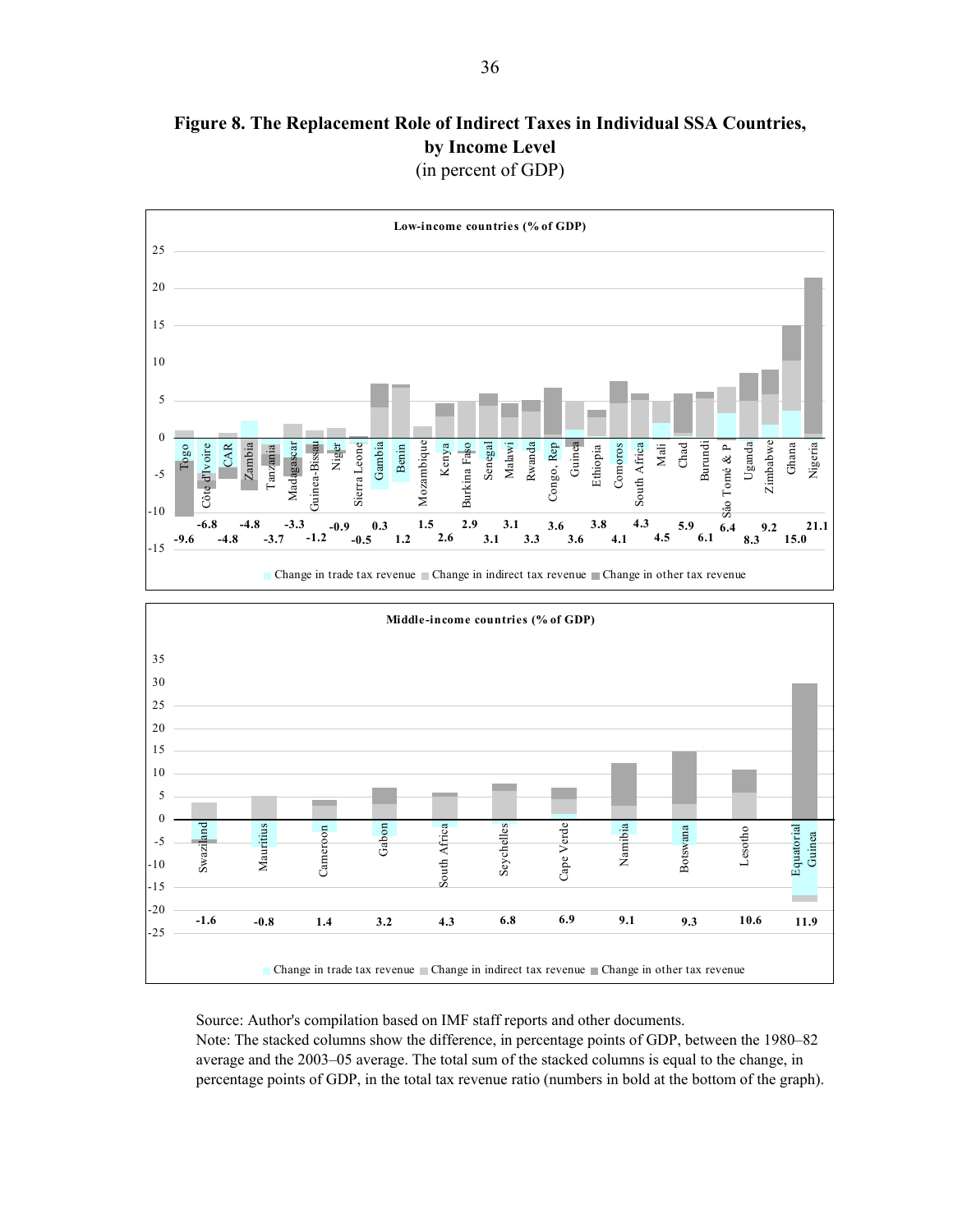**Figure 8. The Replacement Role of Indirect Taxes in Individual SSA Countries, by Income Level**
(in percent of GDP)

**Low-income countries (% of GDP)**

| Country | Togo | Côte d'Ivoire | CAR | Zambia | Tanzania | Madagascar | Guinea-Bissau | Niger | Sierra Leone | Gambia | Benin | Mozambique | Kenya | Burkina Faso | Senegal | Malawi | Rwanda | Congo, Rep | Guinea | Ethiopia | Comoros | South Africa | Mali | Chad | Burundi | São Tomé & P | Uganda | Zimbabwe | Ghana | Nigeria |
|---|---|---|---|---|---|---|---|---|---|---|---|---|---|---|---|---|---|---|---|---|---|---|---|---|---|---|---|---|---|---|
| Change in total tax revenue | -9.6 | -6.8 | -4.8 | -4.8 | -3.7 | -3.3 | -1.2 | -0.9 | -0.5 | 0.3 | 1.2 | 1.5 | 2.6 | 2.9 | 3.1 | 3.1 | 3.3 | 3.6 | 3.6 | 3.8 | 4.1 | 4.3 | 4.5 | 5.9 | 6.1 | 6.4 | 8.3 | 9.2 | 15.0 | 21.1 |

**Middle-income countries (% of GDP)**

| Country | Swaziland | Mauritius | Cameroon | Gabon | South Africa | Seychelles | Cape Verde | Namibia | Botswana | Lesotho | Equatorial Guinea |
|---|---|---|---|---|---|---|---|---|---|---|---|
| Change in total tax revenue | -1.6 | -0.8 | 1.4 | 3.2 | 4.3 | 6.8 | 6.9 | 9.1 | 9.3 | 10.6 | 11.9 |

Legend: Change in trade tax revenue; Change in indirect tax revenue; Change in other tax revenue

Source: Author's compilation based on IMF staff reports and other documents.
Note: The stacked columns show the difference, in percentage points of GDP, between the 1980–82 average and the 2003–05 average. The total sum of the stacked columns is equal to the change, in percentage points of GDP, in the total tax revenue ratio (numbers in bold at the bottom of the graph).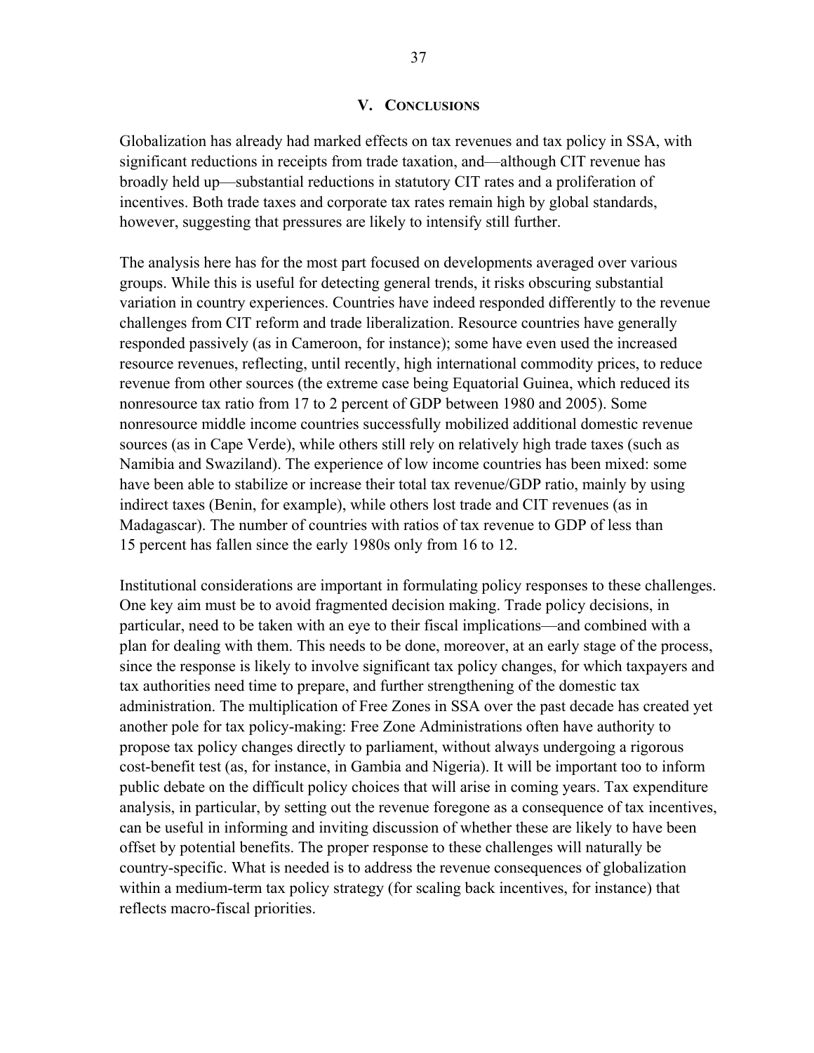## V. Conclusions

Globalization has already had marked effects on tax revenues and tax policy in SSA, with significant reductions in receipts from trade taxation, and—although CIT revenue has broadly held up—substantial reductions in statutory CIT rates and a proliferation of incentives. Both trade taxes and corporate tax rates remain high by global standards, however, suggesting that pressures are likely to intensify still further.

The analysis here has for the most part focused on developments averaged over various groups. While this is useful for detecting general trends, it risks obscuring substantial variation in country experiences. Countries have indeed responded differently to the revenue challenges from CIT reform and trade liberalization. Resource countries have generally responded passively (as in Cameroon, for instance); some have even used the increased resource revenues, reflecting, until recently, high international commodity prices, to reduce revenue from other sources (the extreme case being Equatorial Guinea, which reduced its nonresource tax ratio from 17 to 2 percent of GDP between 1980 and 2005). Some nonresource middle income countries successfully mobilized additional domestic revenue sources (as in Cape Verde), while others still rely on relatively high trade taxes (such as Namibia and Swaziland). The experience of low income countries has been mixed: some have been able to stabilize or increase their total tax revenue/GDP ratio, mainly by using indirect taxes (Benin, for example), while others lost trade and CIT revenues (as in Madagascar). The number of countries with ratios of tax revenue to GDP of less than 15 percent has fallen since the early 1980s only from 16 to 12.

Institutional considerations are important in formulating policy responses to these challenges. One key aim must be to avoid fragmented decision making. Trade policy decisions, in particular, need to be taken with an eye to their fiscal implications—and combined with a plan for dealing with them. This needs to be done, moreover, at an early stage of the process, since the response is likely to involve significant tax policy changes, for which taxpayers and tax authorities need time to prepare, and further strengthening of the domestic tax administration. The multiplication of Free Zones in SSA over the past decade has created yet another pole for tax policy-making: Free Zone Administrations often have authority to propose tax policy changes directly to parliament, without always undergoing a rigorous cost-benefit test (as, for instance, in Gambia and Nigeria). It will be important too to inform public debate on the difficult policy choices that will arise in coming years. Tax expenditure analysis, in particular, by setting out the revenue foregone as a consequence of tax incentives, can be useful in informing and inviting discussion of whether these are likely to have been offset by potential benefits. The proper response to these challenges will naturally be country-specific. What is needed is to address the revenue consequences of globalization within a medium-term tax policy strategy (for scaling back incentives, for instance) that reflects macro-fiscal priorities.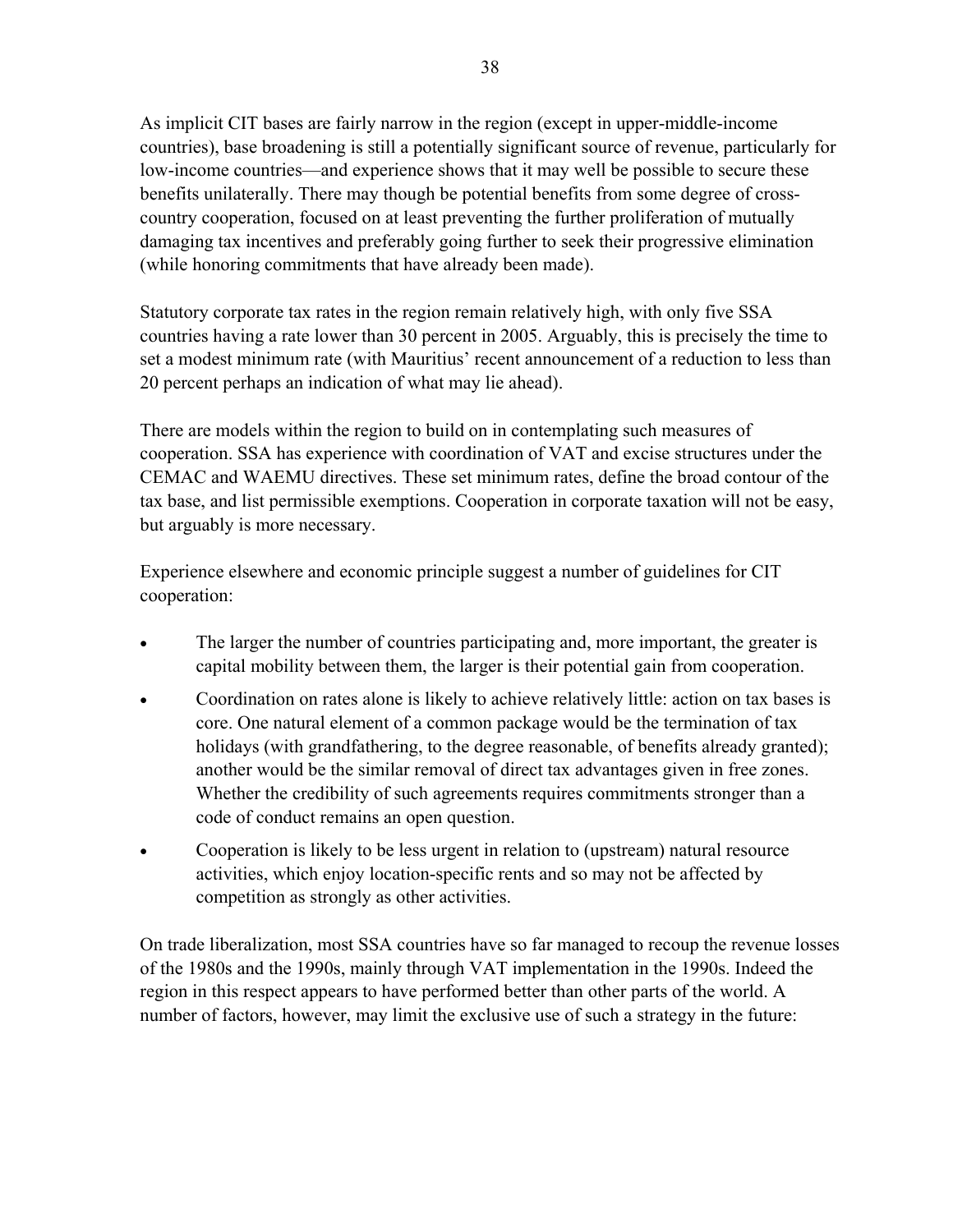As implicit CIT bases are fairly narrow in the region (except in upper-middle-income countries), base broadening is still a potentially significant source of revenue, particularly for low-income countries—and experience shows that it may well be possible to secure these benefits unilaterally. There may though be potential benefits from some degree of cross-country cooperation, focused on at least preventing the further proliferation of mutually damaging tax incentives and preferably going further to seek their progressive elimination (while honoring commitments that have already been made).

Statutory corporate tax rates in the region remain relatively high, with only five SSA countries having a rate lower than 30 percent in 2005. Arguably, this is precisely the time to set a modest minimum rate (with Mauritius' recent announcement of a reduction to less than 20 percent perhaps an indication of what may lie ahead).

There are models within the region to build on in contemplating such measures of cooperation. SSA has experience with coordination of VAT and excise structures under the CEMAC and WAEMU directives. These set minimum rates, define the broad contour of the tax base, and list permissible exemptions. Cooperation in corporate taxation will not be easy, but arguably is more necessary.

Experience elsewhere and economic principle suggest a number of guidelines for CIT cooperation:

- The larger the number of countries participating and, more important, the greater is capital mobility between them, the larger is their potential gain from cooperation.
- Coordination on rates alone is likely to achieve relatively little: action on tax bases is core. One natural element of a common package would be the termination of tax holidays (with grandfathering, to the degree reasonable, of benefits already granted); another would be the similar removal of direct tax advantages given in free zones. Whether the credibility of such agreements requires commitments stronger than a code of conduct remains an open question.
- Cooperation is likely to be less urgent in relation to (upstream) natural resource activities, which enjoy location-specific rents and so may not be affected by competition as strongly as other activities.

On trade liberalization, most SSA countries have so far managed to recoup the revenue losses of the 1980s and the 1990s, mainly through VAT implementation in the 1990s. Indeed the region in this respect appears to have performed better than other parts of the world. A number of factors, however, may limit the exclusive use of such a strategy in the future: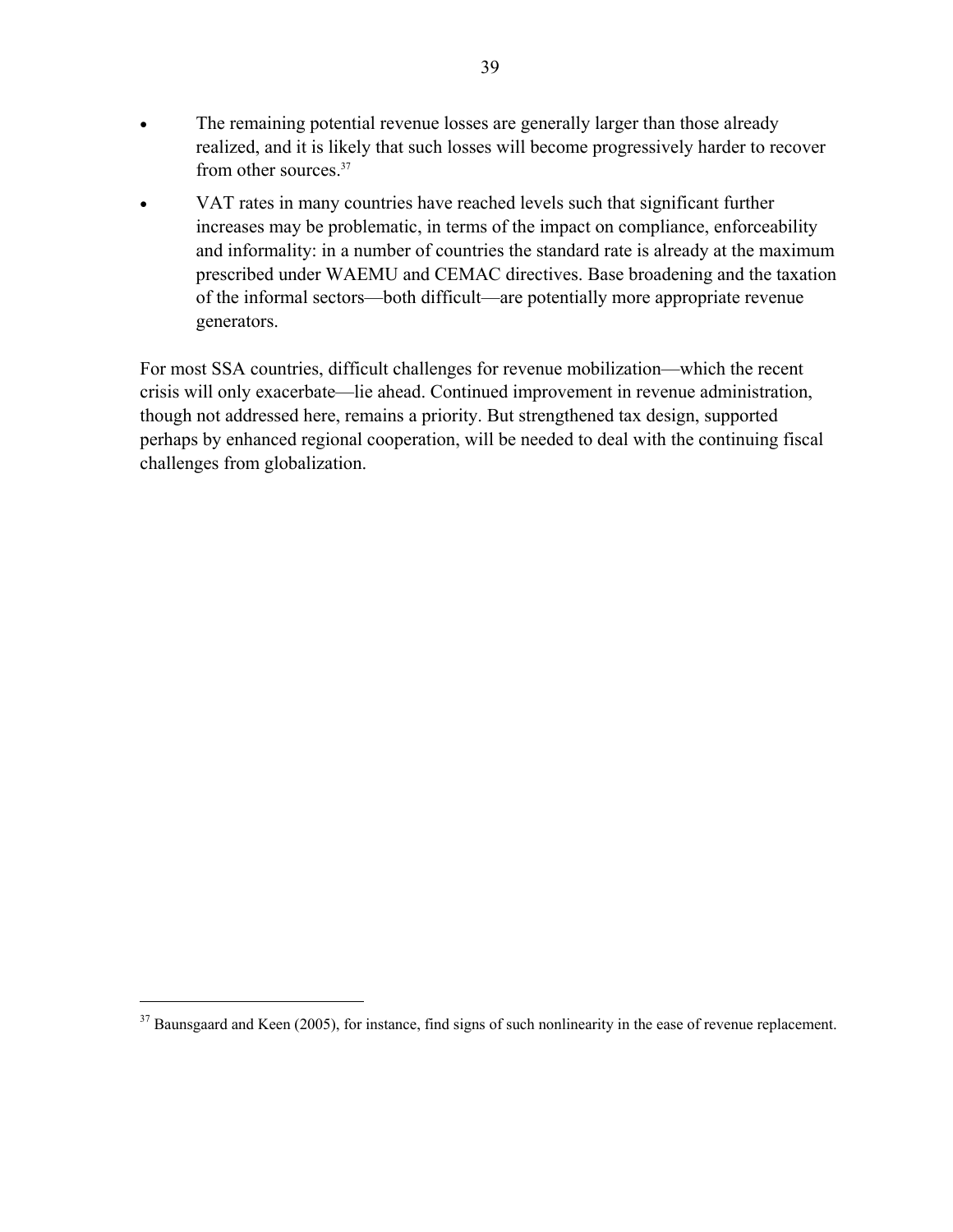- The remaining potential revenue losses are generally larger than those already realized, and it is likely that such losses will become progressively harder to recover from other sources.[37]
- VAT rates in many countries have reached levels such that significant further increases may be problematic, in terms of the impact on compliance, enforceability and informality: in a number of countries the standard rate is already at the maximum prescribed under WAEMU and CEMAC directives. Base broadening and the taxation of the informal sectors—both difficult—are potentially more appropriate revenue generators.

For most SSA countries, difficult challenges for revenue mobilization—which the recent crisis will only exacerbate—lie ahead. Continued improvement in revenue administration, though not addressed here, remains a priority. But strengthened tax design, supported perhaps by enhanced regional cooperation, will be needed to deal with the continuing fiscal challenges from globalization.

---

[37] Baunsgaard and Keen (2005), for instance, find signs of such nonlinearity in the ease of revenue replacement.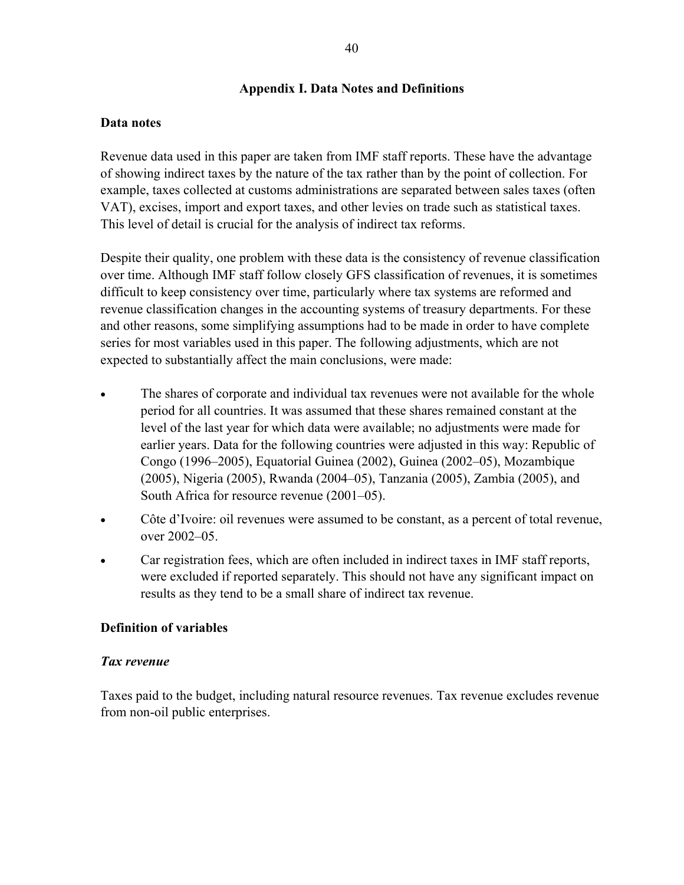## Appendix I. Data Notes and Definitions

### Data notes

Revenue data used in this paper are taken from IMF staff reports. These have the advantage of showing indirect taxes by the nature of the tax rather than by the point of collection. For example, taxes collected at customs administrations are separated between sales taxes (often VAT), excises, import and export taxes, and other levies on trade such as statistical taxes. This level of detail is crucial for the analysis of indirect tax reforms.

Despite their quality, one problem with these data is the consistency of revenue classification over time. Although IMF staff follow closely GFS classification of revenues, it is sometimes difficult to keep consistency over time, particularly where tax systems are reformed and revenue classification changes in the accounting systems of treasury departments. For these and other reasons, some simplifying assumptions had to be made in order to have complete series for most variables used in this paper. The following adjustments, which are not expected to substantially affect the main conclusions, were made:

- The shares of corporate and individual tax revenues were not available for the whole period for all countries. It was assumed that these shares remained constant at the level of the last year for which data were available; no adjustments were made for earlier years. Data for the following countries were adjusted in this way: Republic of Congo (1996–2005), Equatorial Guinea (2002), Guinea (2002–05), Mozambique (2005), Nigeria (2005), Rwanda (2004–05), Tanzania (2005), Zambia (2005), and South Africa for resource revenue (2001–05).
- Côte d'Ivoire: oil revenues were assumed to be constant, as a percent of total revenue, over 2002–05.
- Car registration fees, which are often included in indirect taxes in IMF staff reports, were excluded if reported separately. This should not have any significant impact on results as they tend to be a small share of indirect tax revenue.

### Definition of variables

#### *Tax revenue*

Taxes paid to the budget, including natural resource revenues. Tax revenue excludes revenue from non-oil public enterprises.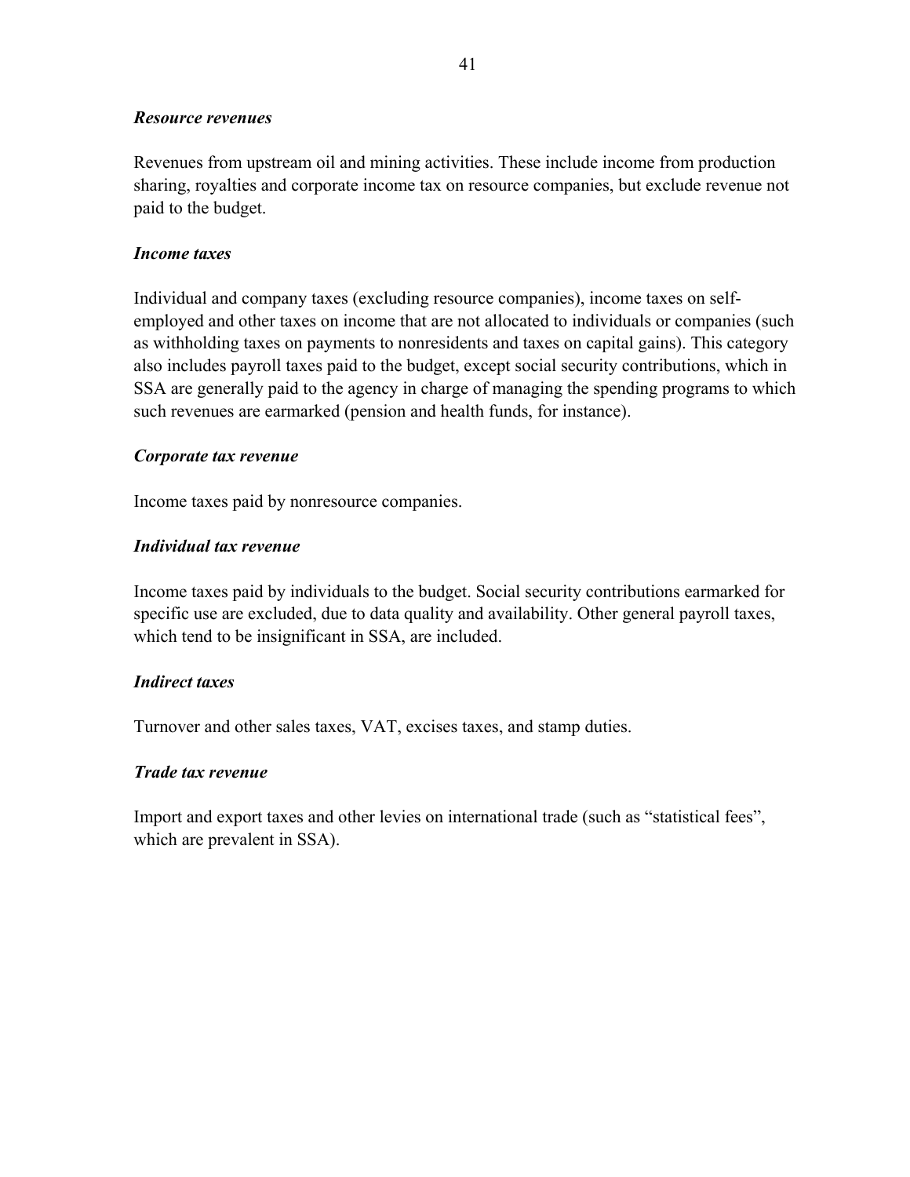*Resource revenues*

Revenues from upstream oil and mining activities. These include income from production sharing, royalties and corporate income tax on resource companies, but exclude revenue not paid to the budget.

*Income taxes*

Individual and company taxes (excluding resource companies), income taxes on self-employed and other taxes on income that are not allocated to individuals or companies (such as withholding taxes on payments to nonresidents and taxes on capital gains). This category also includes payroll taxes paid to the budget, except social security contributions, which in SSA are generally paid to the agency in charge of managing the spending programs to which such revenues are earmarked (pension and health funds, for instance).

*Corporate tax revenue*

Income taxes paid by nonresource companies.

*Individual tax revenue*

Income taxes paid by individuals to the budget. Social security contributions earmarked for specific use are excluded, due to data quality and availability. Other general payroll taxes, which tend to be insignificant in SSA, are included.

*Indirect taxes*

Turnover and other sales taxes, VAT, excises taxes, and stamp duties.

*Trade tax revenue*

Import and export taxes and other levies on international trade (such as "statistical fees", which are prevalent in SSA).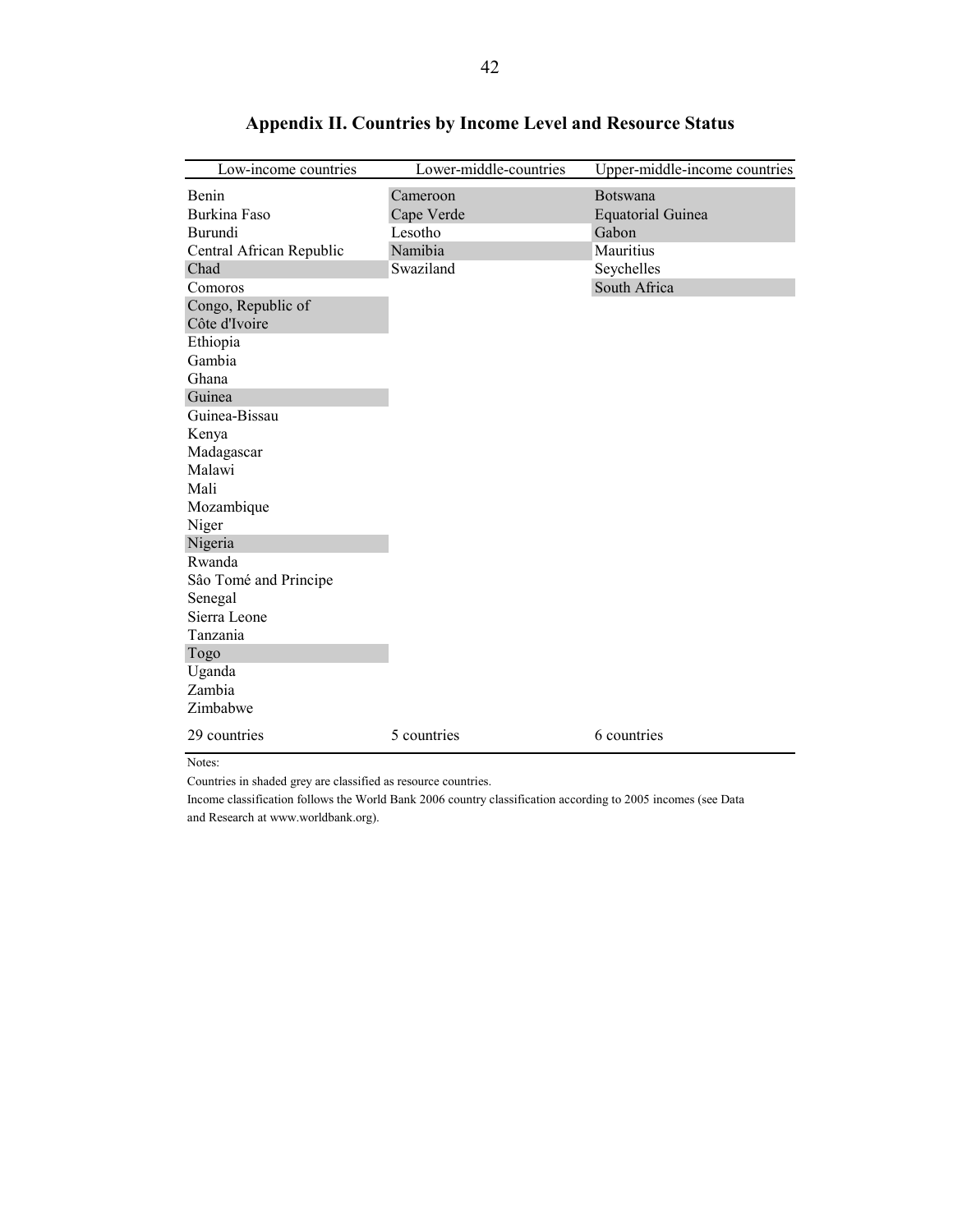# Appendix II. Countries by Income Level and Resource Status

| Low-income countries | Lower-middle-countries | Upper-middle-income countries |
|---|---|---|
| Benin | Cameroon | Botswana |
| Burkina Faso | Cape Verde | Equatorial Guinea |
| Burundi | Lesotho | Gabon |
| Central African Republic | Namibia | Mauritius |
| Chad | Swaziland | Seychelles |
| Comoros | | South Africa |
| Congo, Republic of | | |
| Côte d'Ivoire | | |
| Ethiopia | | |
| Gambia | | |
| Ghana | | |
| Guinea | | |
| Guinea-Bissau | | |
| Kenya | | |
| Madagascar | | |
| Malawi | | |
| Mali | | |
| Mozambique | | |
| Niger | | |
| Nigeria | | |
| Rwanda | | |
| Sâo Tomé and Principe | | |
| Senegal | | |
| Sierra Leone | | |
| Tanzania | | |
| Togo | | |
| Uganda | | |
| Zambia | | |
| Zimbabwe | | |
| 29 countries | 5 countries | 6 countries |

Notes:

Countries in shaded grey are classified as resource countries.

Income classification follows the World Bank 2006 country classification according to 2005 incomes (see Data and Research at www.worldbank.org).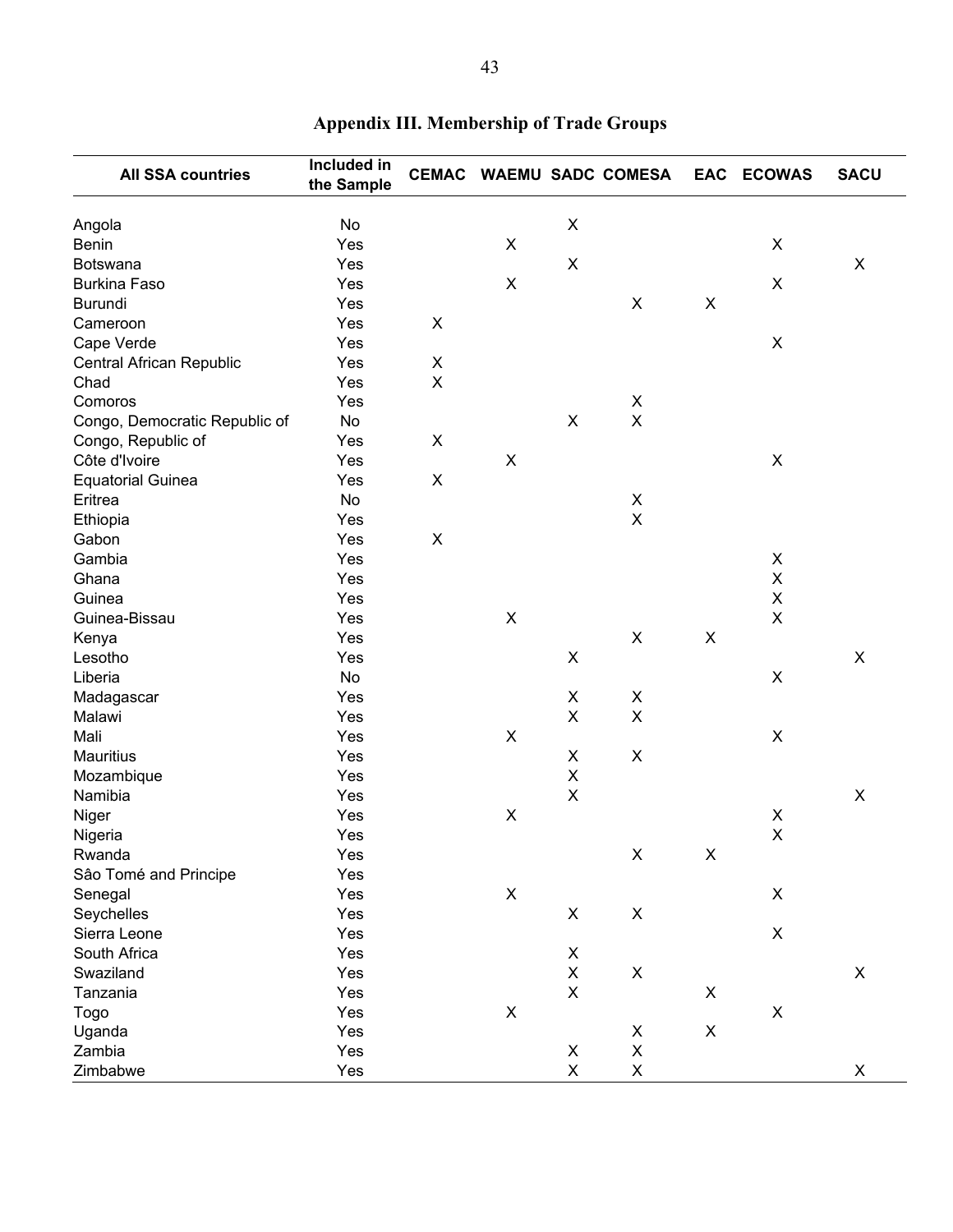## Appendix III. Membership of Trade Groups

| All SSA countries | Included in the Sample | CEMAC | WAEMU | SADC | COMESA | EAC | ECOWAS | SACU |
|---|---|---|---|---|---|---|---|---|
| Angola | No | | | X | | | | |
| Benin | Yes | | X | | | | X | |
| Botswana | Yes | | | X | | | | X |
| Burkina Faso | Yes | | X | | | | X | |
| Burundi | Yes | | | | X | X | | |
| Cameroon | Yes | X | | | | | | |
| Cape Verde | Yes | | | | | | X | |
| Central African Republic | Yes | X | | | | | | |
| Chad | Yes | X | | | | | | |
| Comoros | Yes | | | | X | | | |
| Congo, Democratic Republic of | No | | | X | X | | | |
| Congo, Republic of | Yes | X | | | | | | |
| Côte d'Ivoire | Yes | | X | | | | X | |
| Equatorial Guinea | Yes | X | | | | | | |
| Eritrea | No | | | | X | | | |
| Ethiopia | Yes | | | | X | | | |
| Gabon | Yes | X | | | | | | |
| Gambia | Yes | | | | | | X | |
| Ghana | Yes | | | | | | X | |
| Guinea | Yes | | | | | | X | |
| Guinea-Bissau | Yes | | X | | | | X | |
| Kenya | Yes | | | | X | X | | |
| Lesotho | Yes | | | X | | | | X |
| Liberia | No | | | | | | X | |
| Madagascar | Yes | | | X | X | | | |
| Malawi | Yes | | | X | X | | | |
| Mali | Yes | | X | | | | X | |
| Mauritius | Yes | | | X | X | | | |
| Mozambique | Yes | | | X | | | | |
| Namibia | Yes | | | X | | | | X |
| Niger | Yes | | X | | | | X | |
| Nigeria | Yes | | | | | | X | |
| Rwanda | Yes | | | | X | X | | |
| Sâo Tomé and Principe | Yes | | | | | | | |
| Senegal | Yes | | X | | | | X | |
| Seychelles | Yes | | | X | X | | | |
| Sierra Leone | Yes | | | | | | X | |
| South Africa | Yes | | | X | | | | |
| Swaziland | Yes | | | X | X | | | X |
| Tanzania | Yes | | | X | | X | | |
| Togo | Yes | | X | | | | X | |
| Uganda | Yes | | | | X | X | | |
| Zambia | Yes | | | X | X | | | |
| Zimbabwe | Yes | | | X | X | | | X |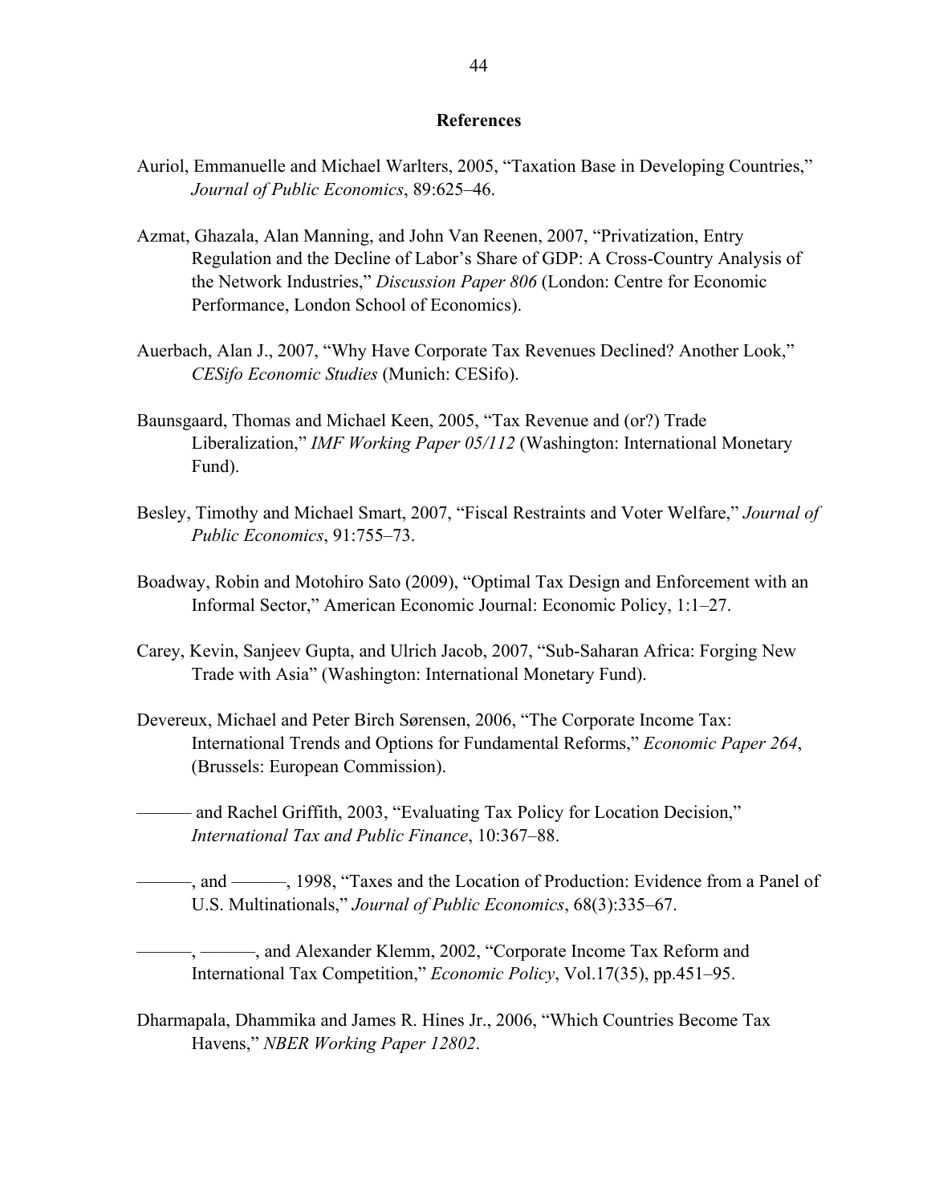## References

Auriol, Emmanuelle and Michael Warlters, 2005, "Taxation Base in Developing Countries," *Journal of Public Economics*, 89:625–46.

Azmat, Ghazala, Alan Manning, and John Van Reenen, 2007, "Privatization, Entry Regulation and the Decline of Labor's Share of GDP: A Cross-Country Analysis of the Network Industries," *Discussion Paper 806* (London: Centre for Economic Performance, London School of Economics).

Auerbach, Alan J., 2007, "Why Have Corporate Tax Revenues Declined? Another Look," *CESifo Economic Studies* (Munich: CESifo).

Baunsgaard, Thomas and Michael Keen, 2005, "Tax Revenue and (or?) Trade Liberalization," *IMF Working Paper 05/112* (Washington: International Monetary Fund).

Besley, Timothy and Michael Smart, 2007, "Fiscal Restraints and Voter Welfare," *Journal of Public Economics*, 91:755–73.

Boadway, Robin and Motohiro Sato (2009), "Optimal Tax Design and Enforcement with an Informal Sector," American Economic Journal: Economic Policy, 1:1–27.

Carey, Kevin, Sanjeev Gupta, and Ulrich Jacob, 2007, "Sub-Saharan Africa: Forging New Trade with Asia" (Washington: International Monetary Fund).

Devereux, Michael and Peter Birch Sørensen, 2006, "The Corporate Income Tax: International Trends and Options for Fundamental Reforms," *Economic Paper 264*, (Brussels: European Commission).

——— and Rachel Griffith, 2003, "Evaluating Tax Policy for Location Decision," *International Tax and Public Finance*, 10:367–88.

———, and ———, 1998, "Taxes and the Location of Production: Evidence from a Panel of U.S. Multinationals," *Journal of Public Economics*, 68(3):335–67.

———, ———, and Alexander Klemm, 2002, "Corporate Income Tax Reform and International Tax Competition," *Economic Policy*, Vol.17(35), pp.451–95.

Dharmapala, Dhammika and James R. Hines Jr., 2006, "Which Countries Become Tax Havens," *NBER Working Paper 12802*.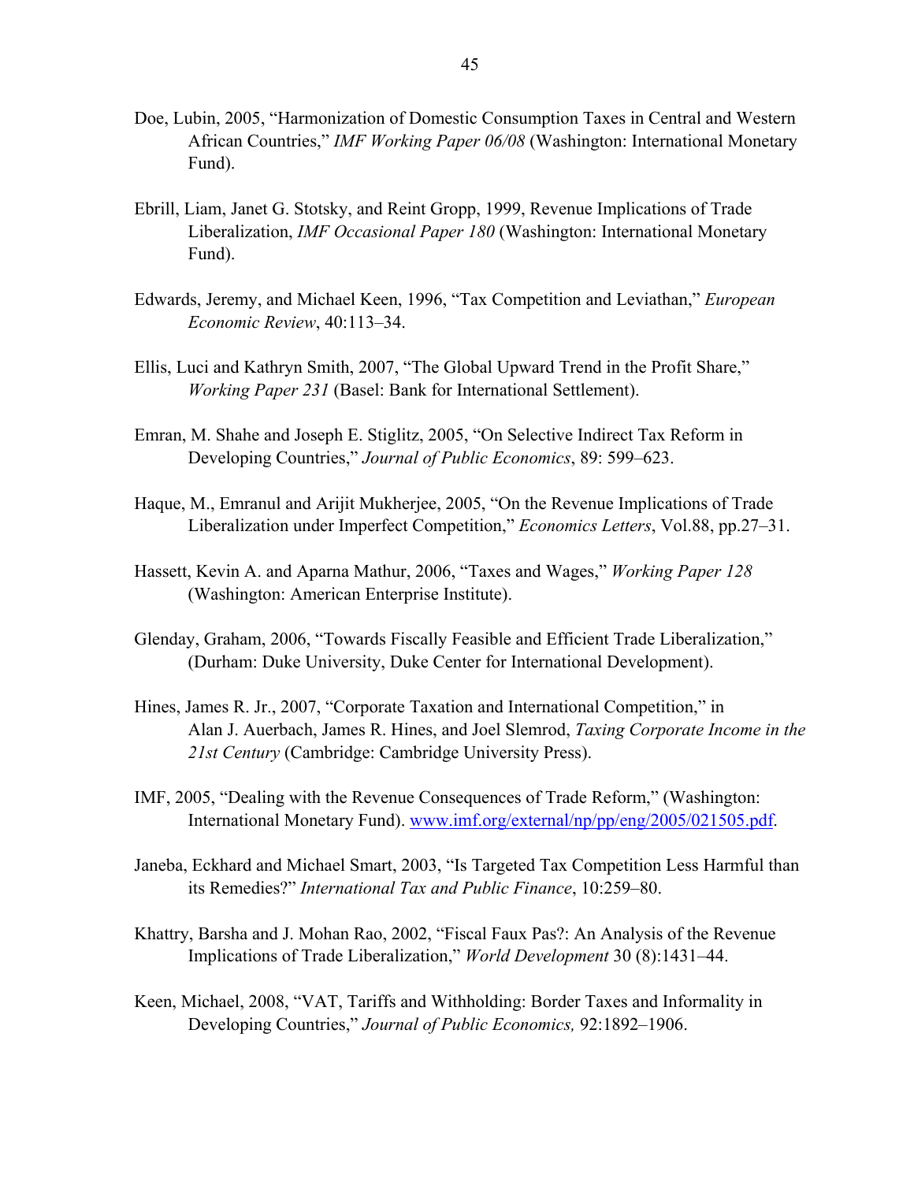Doe, Lubin, 2005, "Harmonization of Domestic Consumption Taxes in Central and Western African Countries," *IMF Working Paper 06/08* (Washington: International Monetary Fund).

Ebrill, Liam, Janet G. Stotsky, and Reint Gropp, 1999, Revenue Implications of Trade Liberalization, *IMF Occasional Paper 180* (Washington: International Monetary Fund).

Edwards, Jeremy, and Michael Keen, 1996, "Tax Competition and Leviathan," *European Economic Review*, 40:113–34.

Ellis, Luci and Kathryn Smith, 2007, "The Global Upward Trend in the Profit Share," *Working Paper 231* (Basel: Bank for International Settlement).

Emran, M. Shahe and Joseph E. Stiglitz, 2005, "On Selective Indirect Tax Reform in Developing Countries," *Journal of Public Economics*, 89: 599–623.

Haque, M., Emranul and Arijit Mukherjee, 2005, "On the Revenue Implications of Trade Liberalization under Imperfect Competition," *Economics Letters*, Vol.88, pp.27–31.

Hassett, Kevin A. and Aparna Mathur, 2006, "Taxes and Wages," *Working Paper 128* (Washington: American Enterprise Institute).

Glenday, Graham, 2006, "Towards Fiscally Feasible and Efficient Trade Liberalization," (Durham: Duke University, Duke Center for International Development).

Hines, James R. Jr., 2007, "Corporate Taxation and International Competition," in Alan J. Auerbach, James R. Hines, and Joel Slemrod, *Taxing Corporate Income in the 21st Century* (Cambridge: Cambridge University Press).

IMF, 2005, "Dealing with the Revenue Consequences of Trade Reform," (Washington: International Monetary Fund). www.imf.org/external/np/pp/eng/2005/021505.pdf.

Janeba, Eckhard and Michael Smart, 2003, "Is Targeted Tax Competition Less Harmful than its Remedies?" *International Tax and Public Finance*, 10:259–80.

Khattry, Barsha and J. Mohan Rao, 2002, "Fiscal Faux Pas?: An Analysis of the Revenue Implications of Trade Liberalization," *World Development* 30 (8):1431–44.

Keen, Michael, 2008, "VAT, Tariffs and Withholding: Border Taxes and Informality in Developing Countries," *Journal of Public Economics,* 92:1892–1906.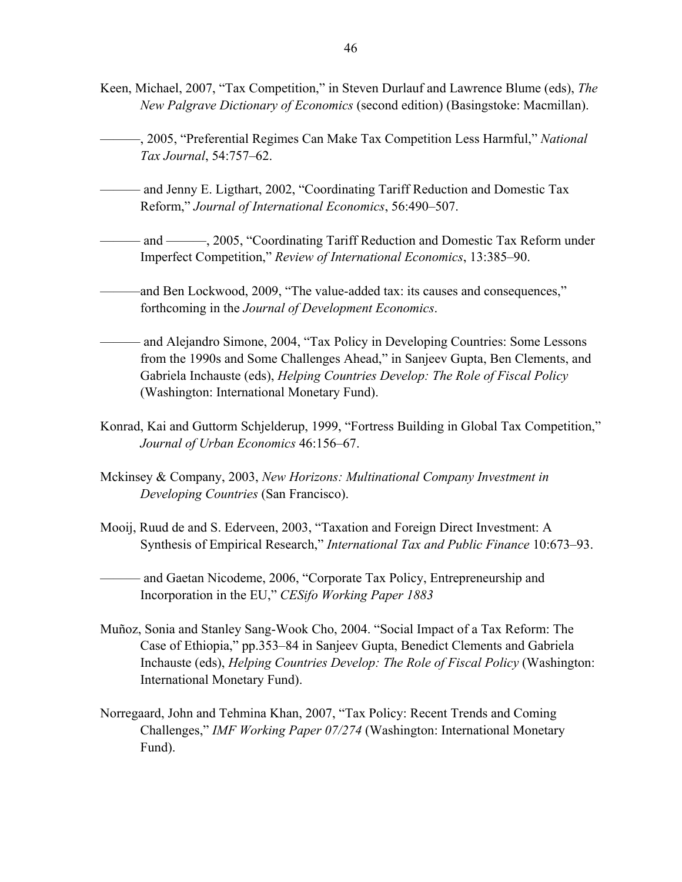Keen, Michael, 2007, "Tax Competition," in Steven Durlauf and Lawrence Blume (eds), *The New Palgrave Dictionary of Economics* (second edition) (Basingstoke: Macmillan).

———, 2005, "Preferential Regimes Can Make Tax Competition Less Harmful," *National Tax Journal*, 54:757–62.

——— and Jenny E. Ligthart, 2002, "Coordinating Tariff Reduction and Domestic Tax Reform," *Journal of International Economics*, 56:490–507.

——— and ———, 2005, "Coordinating Tariff Reduction and Domestic Tax Reform under Imperfect Competition," *Review of International Economics*, 13:385–90.

———and Ben Lockwood, 2009, "The value-added tax: its causes and consequences," forthcoming in the *Journal of Development Economics*.

——— and Alejandro Simone, 2004, "Tax Policy in Developing Countries: Some Lessons from the 1990s and Some Challenges Ahead," in Sanjeev Gupta, Ben Clements, and Gabriela Inchauste (eds), *Helping Countries Develop: The Role of Fiscal Policy* (Washington: International Monetary Fund).

Konrad, Kai and Guttorm Schjelderup, 1999, "Fortress Building in Global Tax Competition," *Journal of Urban Economics* 46:156–67.

Mckinsey & Company, 2003, *New Horizons: Multinational Company Investment in Developing Countries* (San Francisco).

Mooij, Ruud de and S. Ederveen, 2003, "Taxation and Foreign Direct Investment: A Synthesis of Empirical Research," *International Tax and Public Finance* 10:673–93.

——— and Gaetan Nicodeme, 2006, "Corporate Tax Policy, Entrepreneurship and Incorporation in the EU," *CESifo Working Paper 1883*

Muñoz, Sonia and Stanley Sang-Wook Cho, 2004. "Social Impact of a Tax Reform: The Case of Ethiopia," pp.353–84 in Sanjeev Gupta, Benedict Clements and Gabriela Inchauste (eds), *Helping Countries Develop: The Role of Fiscal Policy* (Washington: International Monetary Fund).

Norregaard, John and Tehmina Khan, 2007, "Tax Policy: Recent Trends and Coming Challenges," *IMF Working Paper 07/274* (Washington: International Monetary Fund).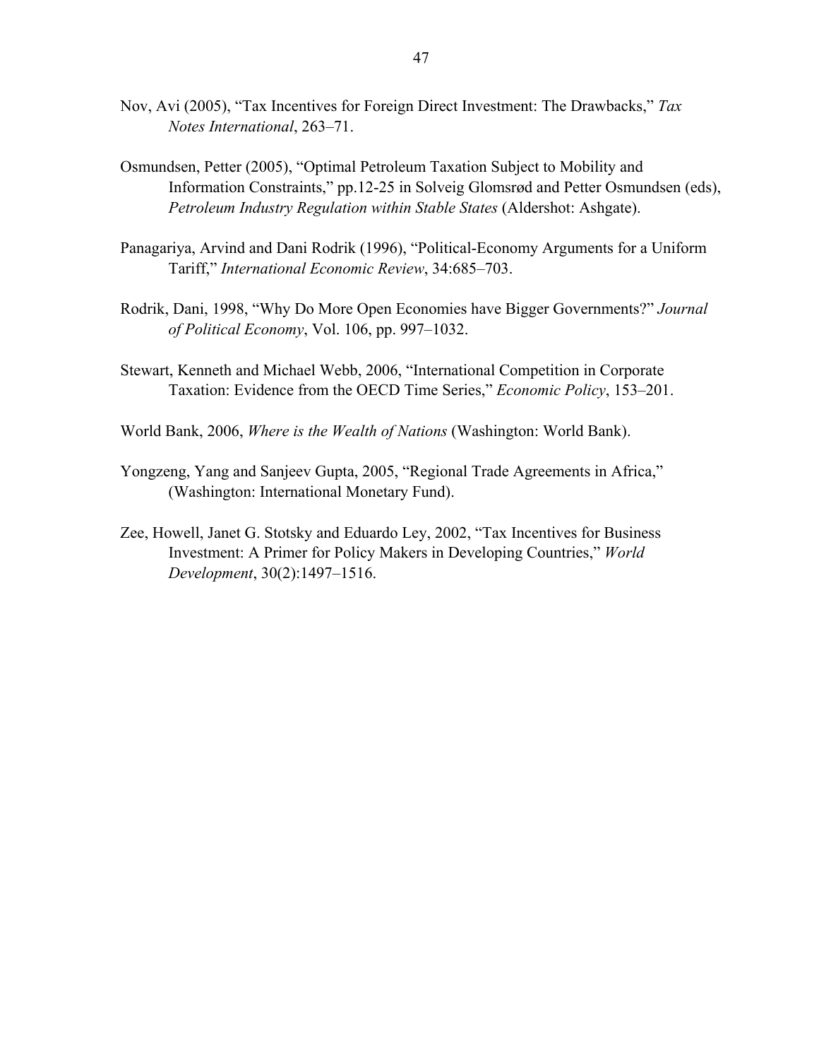Nov, Avi (2005), "Tax Incentives for Foreign Direct Investment: The Drawbacks," *Tax Notes International*, 263–71.

Osmundsen, Petter (2005), "Optimal Petroleum Taxation Subject to Mobility and Information Constraints," pp.12-25 in Solveig Glomsrød and Petter Osmundsen (eds), *Petroleum Industry Regulation within Stable States* (Aldershot: Ashgate).

Panagariya, Arvind and Dani Rodrik (1996), "Political-Economy Arguments for a Uniform Tariff," *International Economic Review*, 34:685–703.

Rodrik, Dani, 1998, "Why Do More Open Economies have Bigger Governments?" *Journal of Political Economy*, Vol. 106, pp. 997–1032.

Stewart, Kenneth and Michael Webb, 2006, "International Competition in Corporate Taxation: Evidence from the OECD Time Series," *Economic Policy*, 153–201.

World Bank, 2006, *Where is the Wealth of Nations* (Washington: World Bank).

Yongzeng, Yang and Sanjeev Gupta, 2005, "Regional Trade Agreements in Africa," (Washington: International Monetary Fund).

Zee, Howell, Janet G. Stotsky and Eduardo Ley, 2002, "Tax Incentives for Business Investment: A Primer for Policy Makers in Developing Countries," *World Development*, 30(2):1497–1516.